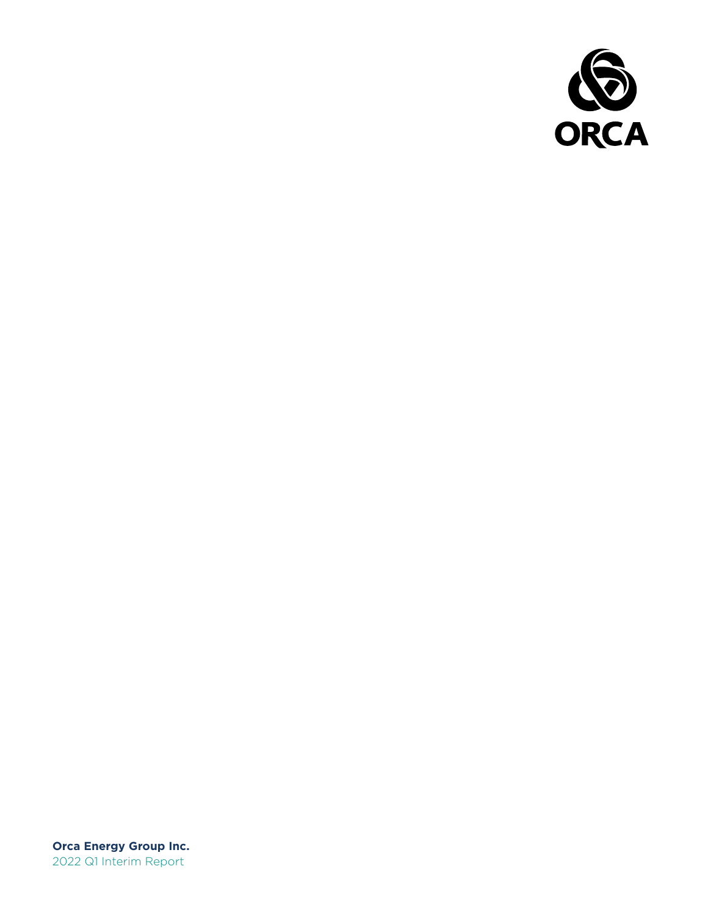ORCA

**Orca Energy Group Inc.**

2022 Q1 Interim Report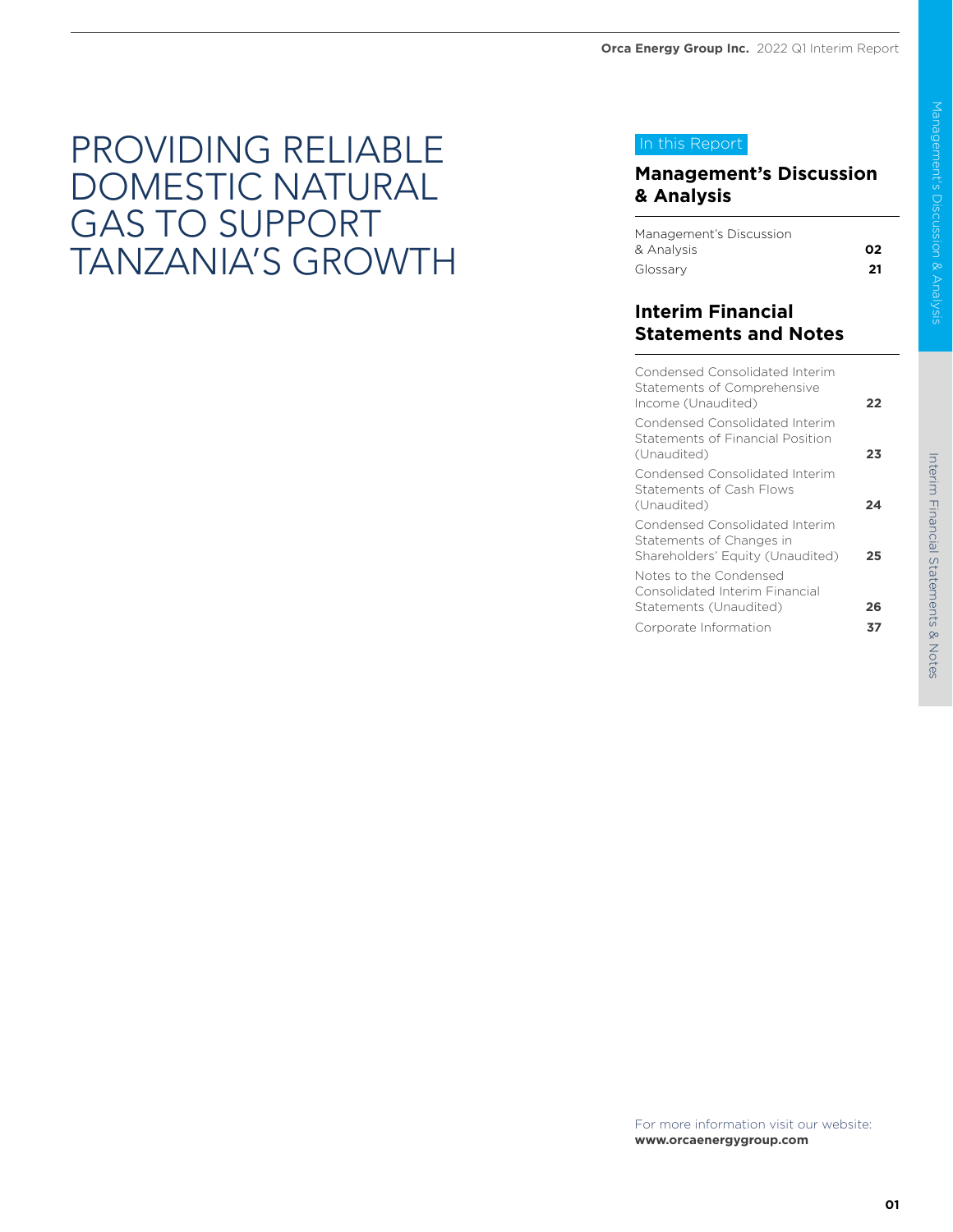# PROVIDING RELIABLE DOMESTIC NATURAL GAS TO SUPPORT TANZANIA'S GROWTH

In this Report

## Management's Discussion & Analysis

| | |
|---|---|
| Management's Discussion & Analysis | **02** |
| Glossary | **21** |

## Interim Financial Statements and Notes

| | |
|---|---|
| Condensed Consolidated Interim Statements of Comprehensive Income (Unaudited) | **22** |
| Condensed Consolidated Interim Statements of Financial Position (Unaudited) | **23** |
| Condensed Consolidated Interim Statements of Cash Flows (Unaudited) | **24** |
| Condensed Consolidated Interim Statements of Changes in Shareholders' Equity (Unaudited) | **25** |
| Notes to the Condensed Consolidated Interim Financial Statements (Unaudited) | **26** |
| Corporate Information | **37** |

For more information visit our website:
**www.orcaenergygroup.com**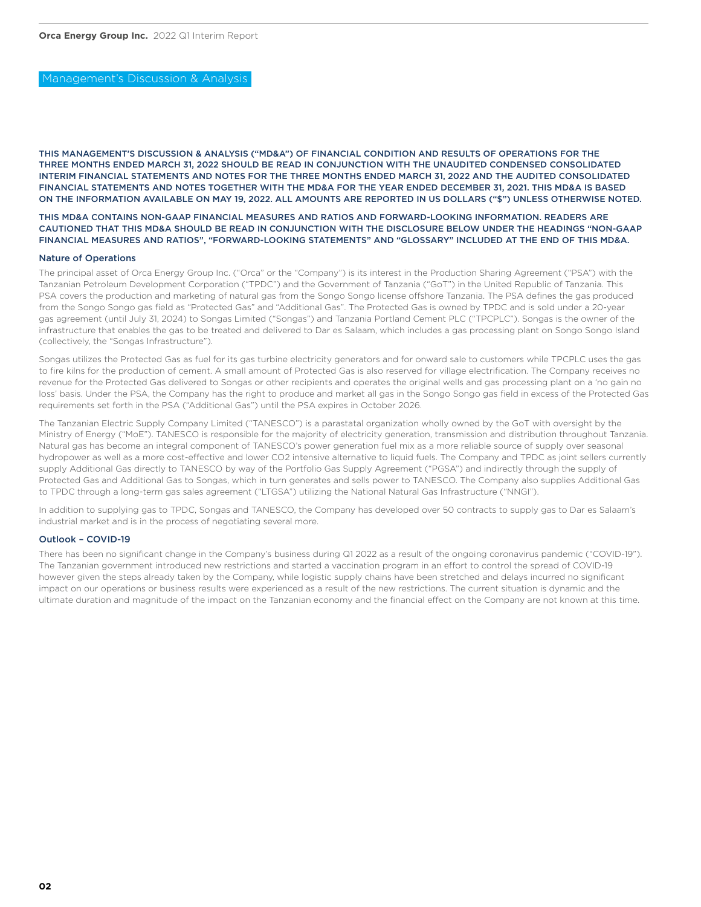# Management's Discussion & Analysis

**THIS MANAGEMENT'S DISCUSSION & ANALYSIS ("MD&A") OF FINANCIAL CONDITION AND RESULTS OF OPERATIONS FOR THE THREE MONTHS ENDED MARCH 31, 2022 SHOULD BE READ IN CONJUNCTION WITH THE UNAUDITED CONDENSED CONSOLIDATED INTERIM FINANCIAL STATEMENTS AND NOTES FOR THE THREE MONTHS ENDED MARCH 31, 2022 AND THE AUDITED CONSOLIDATED FINANCIAL STATEMENTS AND NOTES TOGETHER WITH THE MD&A FOR THE YEAR ENDED DECEMBER 31, 2021. THIS MD&A IS BASED ON THE INFORMATION AVAILABLE ON MAY 19, 2022. ALL AMOUNTS ARE REPORTED IN US DOLLARS ("$") UNLESS OTHERWISE NOTED.**

**THIS MD&A CONTAINS NON-GAAP FINANCIAL MEASURES AND RATIOS AND FORWARD-LOOKING INFORMATION. READERS ARE CAUTIONED THAT THIS MD&A SHOULD BE READ IN CONJUNCTION WITH THE DISCLOSURE BELOW UNDER THE HEADINGS "NON-GAAP FINANCIAL MEASURES AND RATIOS", "FORWARD-LOOKING STATEMENTS" AND "GLOSSARY" INCLUDED AT THE END OF THIS MD&A.**

## Nature of Operations

The principal asset of Orca Energy Group Inc. ("Orca" or the "Company") is its interest in the Production Sharing Agreement ("PSA") with the Tanzanian Petroleum Development Corporation ("TPDC") and the Government of Tanzania ("GoT") in the United Republic of Tanzania. This PSA covers the production and marketing of natural gas from the Songo Songo license offshore Tanzania. The PSA defines the gas produced from the Songo Songo gas field as "Protected Gas" and "Additional Gas". The Protected Gas is owned by TPDC and is sold under a 20-year gas agreement (until July 31, 2024) to Songas Limited ("Songas") and Tanzania Portland Cement PLC ("TPCPLC"). Songas is the owner of the infrastructure that enables the gas to be treated and delivered to Dar es Salaam, which includes a gas processing plant on Songo Songo Island (collectively, the "Songas Infrastructure").

Songas utilizes the Protected Gas as fuel for its gas turbine electricity generators and for onward sale to customers while TPCPLC uses the gas to fire kilns for the production of cement. A small amount of Protected Gas is also reserved for village electrification. The Company receives no revenue for the Protected Gas delivered to Songas or other recipients and operates the original wells and gas processing plant on a 'no gain no loss' basis. Under the PSA, the Company has the right to produce and market all gas in the Songo Songo gas field in excess of the Protected Gas requirements set forth in the PSA ("Additional Gas") until the PSA expires in October 2026.

The Tanzanian Electric Supply Company Limited ("TANESCO") is a parastatal organization wholly owned by the GoT with oversight by the Ministry of Energy ("MoE"). TANESCO is responsible for the majority of electricity generation, transmission and distribution throughout Tanzania. Natural gas has become an integral component of TANESCO's power generation fuel mix as a more reliable source of supply over seasonal hydropower as well as a more cost-effective and lower $CO_2$ intensive alternative to liquid fuels. The Company and TPDC as joint sellers currently supply Additional Gas directly to TANESCO by way of the Portfolio Gas Supply Agreement ("PGSA") and indirectly through the supply of Protected Gas and Additional Gas to Songas, which in turn generates and sells power to TANESCO. The Company also supplies Additional Gas to TPDC through a long-term gas sales agreement ("LTGSA") utilizing the National Natural Gas Infrastructure ("NNGI").

In addition to supplying gas to TPDC, Songas and TANESCO, the Company has developed over 50 contracts to supply gas to Dar es Salaam's industrial market and is in the process of negotiating several more.

## Outlook – COVID-19

There has been no significant change in the Company's business during Q1 2022 as a result of the ongoing coronavirus pandemic ("COVID-19"). The Tanzanian government introduced new restrictions and started a vaccination program in an effort to control the spread of COVID-19 however given the steps already taken by the Company, while logistic supply chains have been stretched and delays incurred no significant impact on our operations or business results were experienced as a result of the new restrictions. The current situation is dynamic and the ultimate duration and magnitude of the impact on the Tanzanian economy and the financial effect on the Company are not known at this time.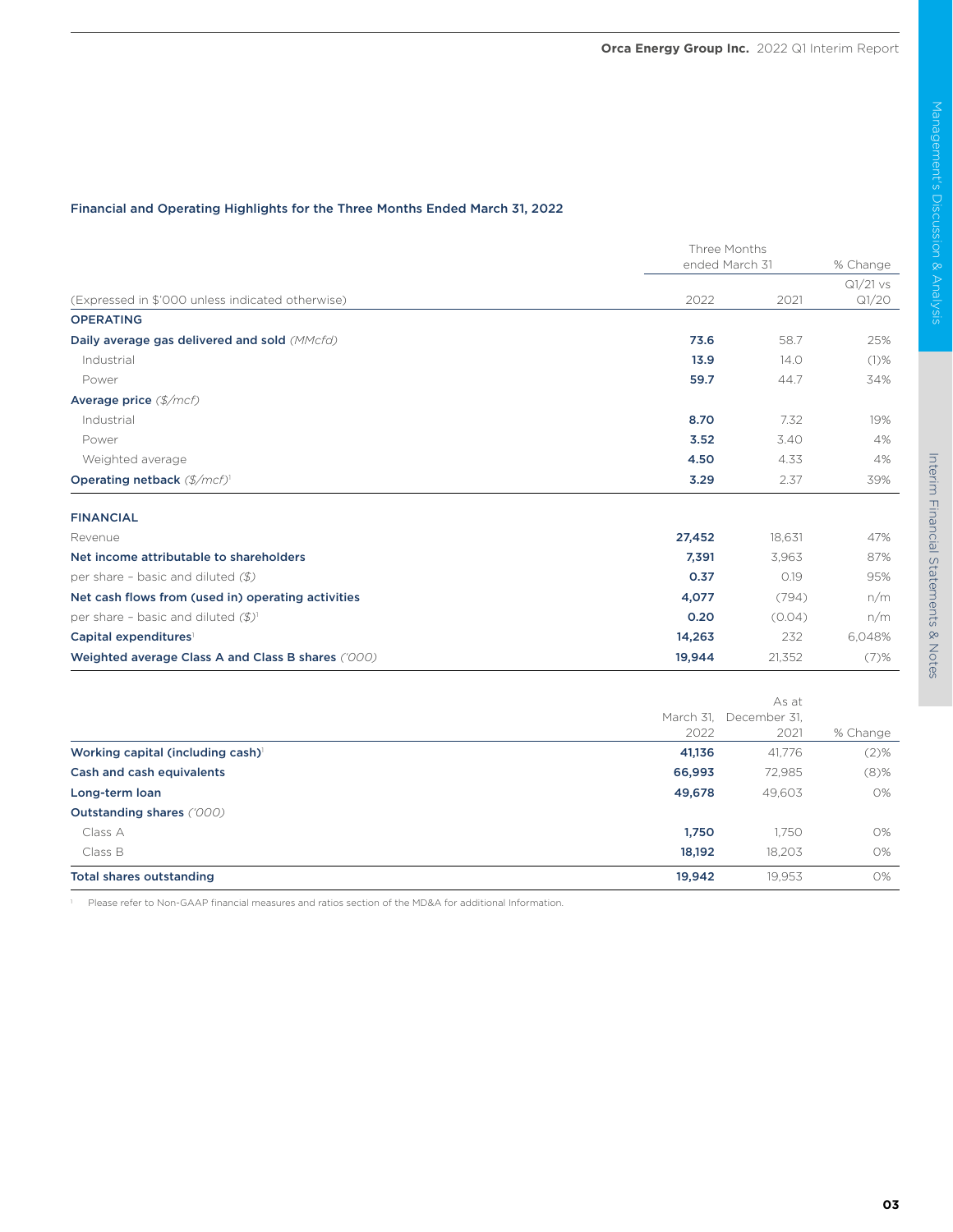## Financial and Operating Highlights for the Three Months Ended March 31, 2022

| (Expressed in $'000 unless indicated otherwise) | Three Months ended March 31 2022 | 2021 | % Change Q1/21 vs Q1/20 |
|---|---|---|---|
| **OPERATING** | | | |
| **Daily average gas delivered and sold** *(MMcfd)* | **73.6** | 58.7 | 25% |
| Industrial | **13.9** | 14.0 | (1)% |
| Power | **59.7** | 44.7 | 34% |
| **Average price** *($/mcf)* | | | |
| Industrial | **8.70** | 7.32 | 19% |
| Power | **3.52** | 3.40 | 4% |
| Weighted average | **4.50** | 4.33 | 4% |
| **Operating netback** *($/mcf)*[1] | **3.29** | 2.37 | 39% |
| **FINANCIAL** | | | |
| Revenue | **27,452** | 18,631 | 47% |
| **Net income attributable to shareholders** | **7,391** | 3,963 | 87% |
| per share – basic and diluted *($)* | **0.37** | 0.19 | 95% |
| **Net cash flows from (used in) operating activities** | **4,077** | (794) | n/m |
| per share – basic and diluted *($)*[1] | **0.20** | (0.04) | n/m |
| **Capital expenditures**[1] | **14,263** | 232 | 6,048% |
| **Weighted average Class A and Class B shares** *('000)* | **19,944** | 21,352 | (7)% |

| | As at March 31, 2022 | December 31, 2021 | % Change |
|---|---|---|---|
| **Working capital (including cash)**[1] | **41,136** | 41,776 | (2)% |
| **Cash and cash equivalents** | **66,993** | 72,985 | (8)% |
| **Long-term loan** | **49,678** | 49,603 | 0% |
| **Outstanding shares** *('000)* | | | |
| Class A | **1,750** | 1,750 | 0% |
| Class B | **18,192** | 18,203 | 0% |
| **Total shares outstanding** | **19,942** | 19,953 | 0% |

[1] Please refer to Non-GAAP financial measures and ratios section of the MD&A for additional Information.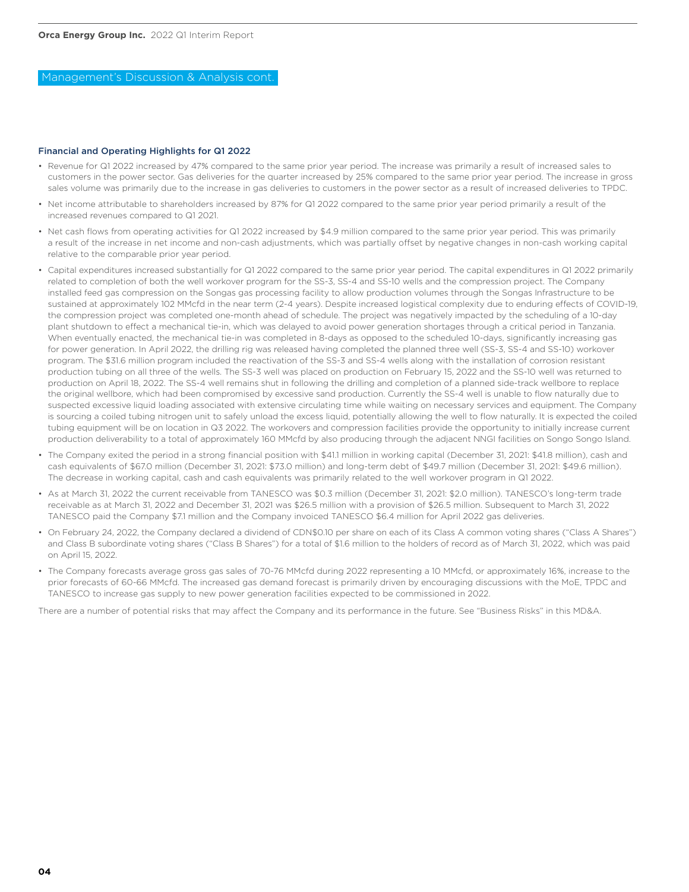Management's Discussion & Analysis cont.

### Financial and Operating Highlights for Q1 2022

- Revenue for Q1 2022 increased by 47% compared to the same prior year period. The increase was primarily a result of increased sales to customers in the power sector. Gas deliveries for the quarter increased by 25% compared to the same prior year period. The increase in gross sales volume was primarily due to the increase in gas deliveries to customers in the power sector as a result of increased deliveries to TPDC.
- Net income attributable to shareholders increased by 87% for Q1 2022 compared to the same prior year period primarily a result of the increased revenues compared to Q1 2021.
- Net cash flows from operating activities for Q1 2022 increased by $4.9 million compared to the same prior year period. This was primarily a result of the increase in net income and non-cash adjustments, which was partially offset by negative changes in non-cash working capital relative to the comparable prior year period.
- Capital expenditures increased substantially for Q1 2022 compared to the same prior year period. The capital expenditures in Q1 2022 primarily related to completion of both the well workover program for the SS-3, SS-4 and SS-10 wells and the compression project. The Company installed feed gas compression on the Songas gas processing facility to allow production volumes through the Songas Infrastructure to be sustained at approximately 102 MMcfd in the near term (2-4 years). Despite increased logistical complexity due to enduring effects of COVID-19, the compression project was completed one-month ahead of schedule. The project was negatively impacted by the scheduling of a 10-day plant shutdown to effect a mechanical tie-in, which was delayed to avoid power generation shortages through a critical period in Tanzania. When eventually enacted, the mechanical tie-in was completed in 8-days as opposed to the scheduled 10-days, significantly increasing gas for power generation. In April 2022, the drilling rig was released having completed the planned three well (SS-3, SS-4 and SS-10) workover program. The $31.6 million program included the reactivation of the SS-3 and SS-4 wells along with the installation of corrosion resistant production tubing on all three of the wells. The SS-3 well was placed on production on February 15, 2022 and the SS-10 well was returned to production on April 18, 2022. The SS-4 well remains shut in following the drilling and completion of a planned side-track wellbore to replace the original wellbore, which had been compromised by excessive sand production. Currently the SS-4 well is unable to flow naturally due to suspected excessive liquid loading associated with extensive circulating time while waiting on necessary services and equipment. The Company is sourcing a coiled tubing nitrogen unit to safely unload the excess liquid, potentially allowing the well to flow naturally. It is expected the coiled tubing equipment will be on location in Q3 2022. The workovers and compression facilities provide the opportunity to initially increase current production deliverability to a total of approximately 160 MMcfd by also producing through the adjacent NNGI facilities on Songo Songo Island.
- The Company exited the period in a strong financial position with $41.1 million in working capital (December 31, 2021: $41.8 million), cash and cash equivalents of $67.0 million (December 31, 2021: $73.0 million) and long-term debt of $49.7 million (December 31, 2021: $49.6 million). The decrease in working capital, cash and cash equivalents was primarily related to the well workover program in Q1 2022.
- As at March 31, 2022 the current receivable from TANESCO was $0.3 million (December 31, 2021: $2.0 million). TANESCO's long-term trade receivable as at March 31, 2022 and December 31, 2021 was $26.5 million with a provision of $26.5 million. Subsequent to March 31, 2022 TANESCO paid the Company $7.1 million and the Company invoiced TANESCO $6.4 million for April 2022 gas deliveries.
- On February 24, 2022, the Company declared a dividend of CDN$0.10 per share on each of its Class A common voting shares ("Class A Shares") and Class B subordinate voting shares ("Class B Shares") for a total of $1.6 million to the holders of record as of March 31, 2022, which was paid on April 15, 2022.
- The Company forecasts average gross gas sales of 70-76 MMcfd during 2022 representing a 10 MMcfd, or approximately 16%, increase to the prior forecasts of 60-66 MMcfd. The increased gas demand forecast is primarily driven by encouraging discussions with the MoE, TPDC and TANESCO to increase gas supply to new power generation facilities expected to be commissioned in 2022.

There are a number of potential risks that may affect the Company and its performance in the future. See "Business Risks" in this MD&A.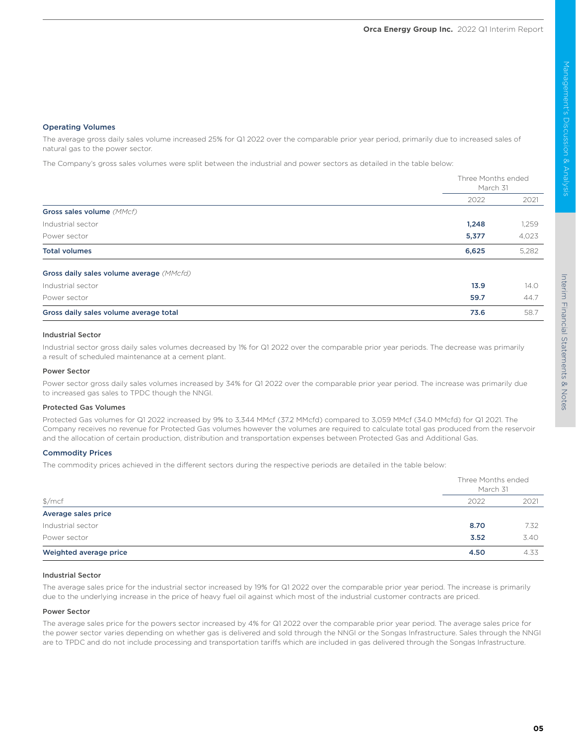## Operating Volumes

The average gross daily sales volume increased 25% for Q1 2022 over the comparable prior year period, primarily due to increased sales of natural gas to the power sector.

The Company's gross sales volumes were split between the industrial and power sectors as detailed in the table below:

| | Three Months ended March 31 | |
|---|---|---|
| | **2022** | 2021 |
| **Gross sales volume** *(MMcf)* | | |
| Industrial sector | **1,248** | 1,259 |
| Power sector | **5,377** | 4,023 |
| **Total volumes** | **6,625** | 5,282 |
| **Gross daily sales volume average** *(MMcfd)* | | |
| Industrial sector | **13.9** | 14.0 |
| Power sector | **59.7** | 44.7 |
| **Gross daily sales volume average total** | **73.6** | 58.7 |

### Industrial Sector

Industrial sector gross daily sales volumes decreased by 1% for Q1 2022 over the comparable prior year periods. The decrease was primarily a result of scheduled maintenance at a cement plant.

### Power Sector

Power sector gross daily sales volumes increased by 34% for Q1 2022 over the comparable prior year period. The increase was primarily due to increased gas sales to TPDC though the NNGI.

### Protected Gas Volumes

Protected Gas volumes for Q1 2022 increased by 9% to 3,344 MMcf (37.2 MMcfd) compared to 3,059 MMcf (34.0 MMcfd) for Q1 2021. The Company receives no revenue for Protected Gas volumes however the volumes are required to calculate total gas produced from the reservoir and the allocation of certain production, distribution and transportation expenses between Protected Gas and Additional Gas.

## Commodity Prices

The commodity prices achieved in the different sectors during the respective periods are detailed in the table below:

| | Three Months ended March 31 | |
|---|---|---|
| $/mcf | **2022** | 2021 |
| **Average sales price** | | |
| Industrial sector | **8.70** | 7.32 |
| Power sector | **3.52** | 3.40 |
| **Weighted average price** | **4.50** | 4.33 |

### Industrial Sector

The average sales price for the industrial sector increased by 19% for Q1 2022 over the comparable prior year period. The increase is primarily due to the underlying increase in the price of heavy fuel oil against which most of the industrial customer contracts are priced.

### Power Sector

The average sales price for the powers sector increased by 4% for Q1 2022 over the comparable prior year period. The average sales price for the power sector varies depending on whether gas is delivered and sold through the NNGI or the Songas Infrastructure. Sales through the NNGI are to TPDC and do not include processing and transportation tariffs which are included in gas delivered through the Songas Infrastructure.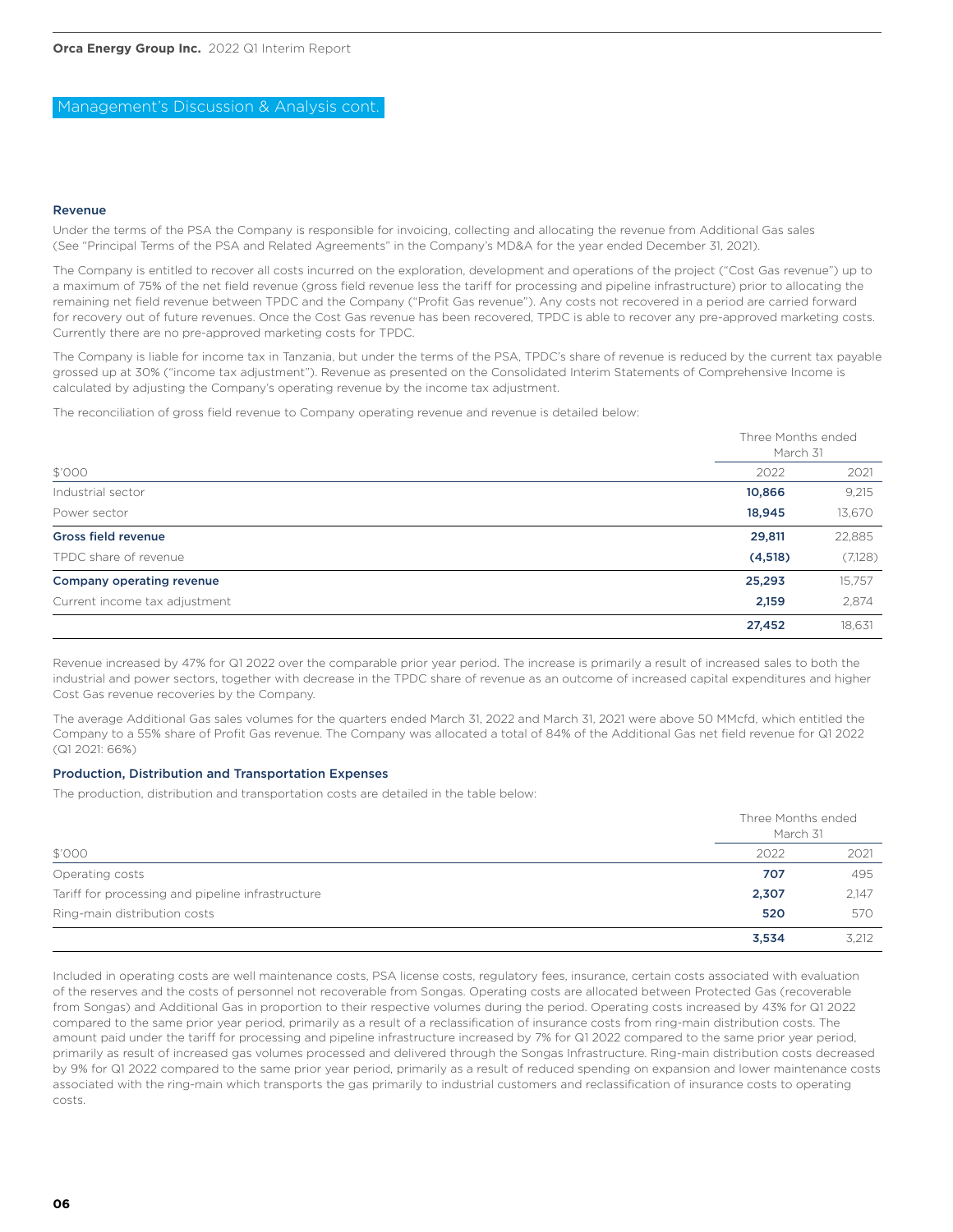## Management's Discussion & Analysis cont.

### Revenue

Under the terms of the PSA the Company is responsible for invoicing, collecting and allocating the revenue from Additional Gas sales (See "Principal Terms of the PSA and Related Agreements" in the Company's MD&A for the year ended December 31, 2021).

The Company is entitled to recover all costs incurred on the exploration, development and operations of the project ("Cost Gas revenue") up to a maximum of 75% of the net field revenue (gross field revenue less the tariff for processing and pipeline infrastructure) prior to allocating the remaining net field revenue between TPDC and the Company ("Profit Gas revenue"). Any costs not recovered in a period are carried forward for recovery out of future revenues. Once the Cost Gas revenue has been recovered, TPDC is able to recover any pre-approved marketing costs. Currently there are no pre-approved marketing costs for TPDC.

The Company is liable for income tax in Tanzania, but under the terms of the PSA, TPDC's share of revenue is reduced by the current tax payable grossed up at 30% ("income tax adjustment"). Revenue as presented on the Consolidated Interim Statements of Comprehensive Income is calculated by adjusting the Company's operating revenue by the income tax adjustment.

The reconciliation of gross field revenue to Company operating revenue and revenue is detailed below:

| | Three Months ended March 31 | |
|---|---|---|
| $'000 | 2022 | 2021 |
| Industrial sector | **10,866** | 9,215 |
| Power sector | **18,945** | 13,670 |
| **Gross field revenue** | **29,811** | 22,885 |
| TPDC share of revenue | **(4,518)** | (7,128) |
| **Company operating revenue** | **25,293** | 15,757 |
| Current income tax adjustment | **2,159** | 2,874 |
| | **27,452** | 18,631 |

Revenue increased by 47% for Q1 2022 over the comparable prior year period. The increase is primarily a result of increased sales to both the industrial and power sectors, together with decrease in the TPDC share of revenue as an outcome of increased capital expenditures and higher Cost Gas revenue recoveries by the Company.

The average Additional Gas sales volumes for the quarters ended March 31, 2022 and March 31, 2021 were above 50 MMcfd, which entitled the Company to a 55% share of Profit Gas revenue. The Company was allocated a total of 84% of the Additional Gas net field revenue for Q1 2022 (Q1 2021: 66%)

### Production, Distribution and Transportation Expenses

The production, distribution and transportation costs are detailed in the table below:

| | Three Months ended March 31 | |
|---|---|---|
| $'000 | 2022 | 2021 |
| Operating costs | **707** | 495 |
| Tariff for processing and pipeline infrastructure | **2,307** | 2,147 |
| Ring-main distribution costs | **520** | 570 |
| | **3,534** | 3,212 |

Included in operating costs are well maintenance costs, PSA license costs, regulatory fees, insurance, certain costs associated with evaluation of the reserves and the costs of personnel not recoverable from Songas. Operating costs are allocated between Protected Gas (recoverable from Songas) and Additional Gas in proportion to their respective volumes during the period. Operating costs increased by 43% for Q1 2022 compared to the same prior year period, primarily as a result of a reclassification of insurance costs from ring-main distribution costs. The amount paid under the tariff for processing and pipeline infrastructure increased by 7% for Q1 2022 compared to the same prior year period, primarily as result of increased gas volumes processed and delivered through the Songas Infrastructure. Ring-main distribution costs decreased by 9% for Q1 2022 compared to the same prior year period, primarily as a result of reduced spending on expansion and lower maintenance costs associated with the ring-main which transports the gas primarily to industrial customers and reclassification of insurance costs to operating costs.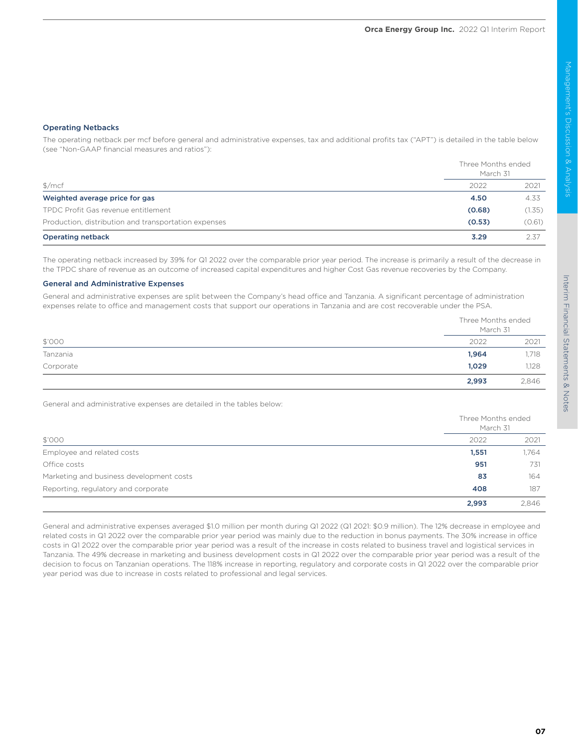### Operating Netbacks

The operating netback per mcf before general and administrative expenses, tax and additional profits tax ("APT") is detailed in the table below (see "Non-GAAP financial measures and ratios"):

| | Three Months ended March 31 | |
|---|---|---|
| $/mcf | 2022 | 2021 |
| **Weighted average price for gas** | **4.50** | 4.33 |
| TPDC Profit Gas revenue entitlement | **(0.68)** | (1.35) |
| Production, distribution and transportation expenses | **(0.53)** | (0.61) |
| **Operating netback** | **3.29** | 2.37 |

The operating netback increased by 39% for Q1 2022 over the comparable prior year period. The increase is primarily a result of the decrease in the TPDC share of revenue as an outcome of increased capital expenditures and higher Cost Gas revenue recoveries by the Company.

### General and Administrative Expenses

General and administrative expenses are split between the Company's head office and Tanzania. A significant percentage of administration expenses relate to office and management costs that support our operations in Tanzania and are cost recoverable under the PSA.

| | Three Months ended March 31 | |
|---|---|---|
| $'000 | 2022 | 2021 |
| Tanzania | **1,964** | 1,718 |
| Corporate | **1,029** | 1,128 |
| | **2,993** | 2,846 |

General and administrative expenses are detailed in the tables below:

| | Three Months ended March 31 | |
|---|---|---|
| $'000 | 2022 | 2021 |
| Employee and related costs | **1,551** | 1,764 |
| Office costs | **951** | 731 |
| Marketing and business development costs | **83** | 164 |
| Reporting, regulatory and corporate | **408** | 187 |
| | **2,993** | 2,846 |

General and administrative expenses averaged $1.0 million per month during Q1 2022 (Q1 2021: $0.9 million). The 12% decrease in employee and related costs in Q1 2022 over the comparable prior year period was mainly due to the reduction in bonus payments. The 30% increase in office costs in Q1 2022 over the comparable prior year period was a result of the increase in costs related to business travel and logistical services in Tanzania. The 49% decrease in marketing and business development costs in Q1 2022 over the comparable prior year period was a result of the decision to focus on Tanzanian operations. The 118% increase in reporting, regulatory and corporate costs in Q1 2022 over the comparable prior year period was due to increase in costs related to professional and legal services.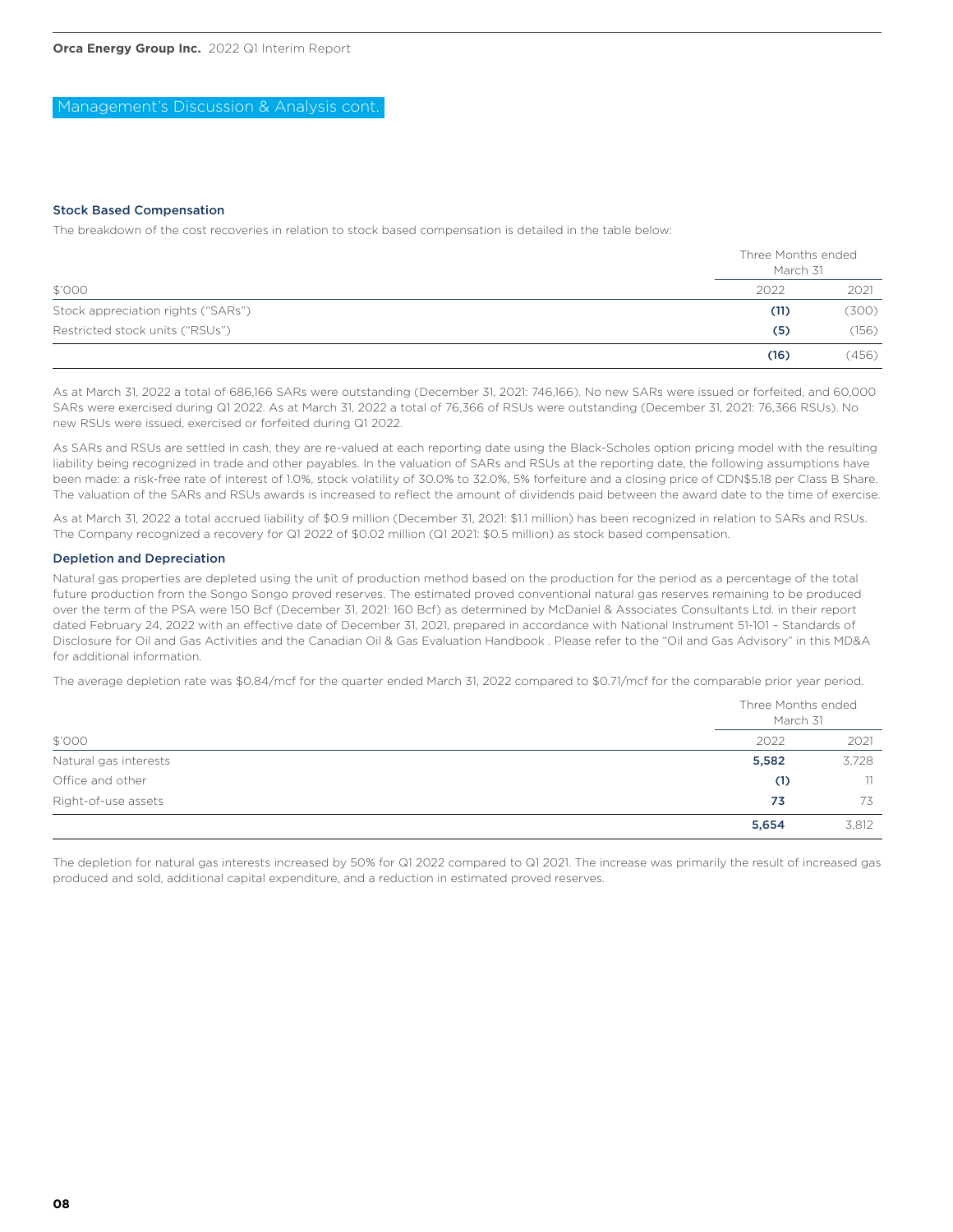## Management's Discussion & Analysis cont.

### Stock Based Compensation

The breakdown of the cost recoveries in relation to stock based compensation is detailed in the table below:

| $'000 | Three Months ended March 31 2022 | 2021 |
|---|---|---|
| Stock appreciation rights ("SARs") | **(11)** | (300) |
| Restricted stock units ("RSUs") | **(5)** | (156) |
| | **(16)** | (456) |

As at March 31, 2022 a total of 686,166 SARs were outstanding (December 31, 2021: 746,166). No new SARs were issued or forfeited, and 60,000 SARs were exercised during Q1 2022. As at March 31, 2022 a total of 76,366 of RSUs were outstanding (December 31, 2021: 76,366 RSUs). No new RSUs were issued, exercised or forfeited during Q1 2022.

As SARs and RSUs are settled in cash, they are re-valued at each reporting date using the Black-Scholes option pricing model with the resulting liability being recognized in trade and other payables. In the valuation of SARs and RSUs at the reporting date, the following assumptions have been made: a risk-free rate of interest of 1.0%, stock volatility of 30.0% to 32.0%, 5% forfeiture and a closing price of CDN$5.18 per Class B Share. The valuation of the SARs and RSUs awards is increased to reflect the amount of dividends paid between the award date to the time of exercise.

As at March 31, 2022 a total accrued liability of $0.9 million (December 31, 2021: $1.1 million) has been recognized in relation to SARs and RSUs. The Company recognized a recovery for Q1 2022 of $0.02 million (Q1 2021: $0.5 million) as stock based compensation.

### Depletion and Depreciation

Natural gas properties are depleted using the unit of production method based on the production for the period as a percentage of the total future production from the Songo Songo proved reserves. The estimated proved conventional natural gas reserves remaining to be produced over the term of the PSA were 150 Bcf (December 31, 2021: 160 Bcf) as determined by McDaniel & Associates Consultants Ltd. in their report dated February 24, 2022 with an effective date of December 31, 2021, prepared in accordance with National Instrument 51-101 – Standards of Disclosure for Oil and Gas Activities and the Canadian Oil & Gas Evaluation Handbook . Please refer to the "Oil and Gas Advisory" in this MD&A for additional information.

The average depletion rate was $0.84/mcf for the quarter ended March 31, 2022 compared to $0.71/mcf for the comparable prior year period.

| $'000 | Three Months ended March 31 2022 | 2021 |
|---|---|---|
| Natural gas interests | **5,582** | 3,728 |
| Office and other | **(1)** | 11 |
| Right-of-use assets | **73** | 73 |
| | **5,654** | 3,812 |

The depletion for natural gas interests increased by 50% for Q1 2022 compared to Q1 2021. The increase was primarily the result of increased gas produced and sold, additional capital expenditure, and a reduction in estimated proved reserves.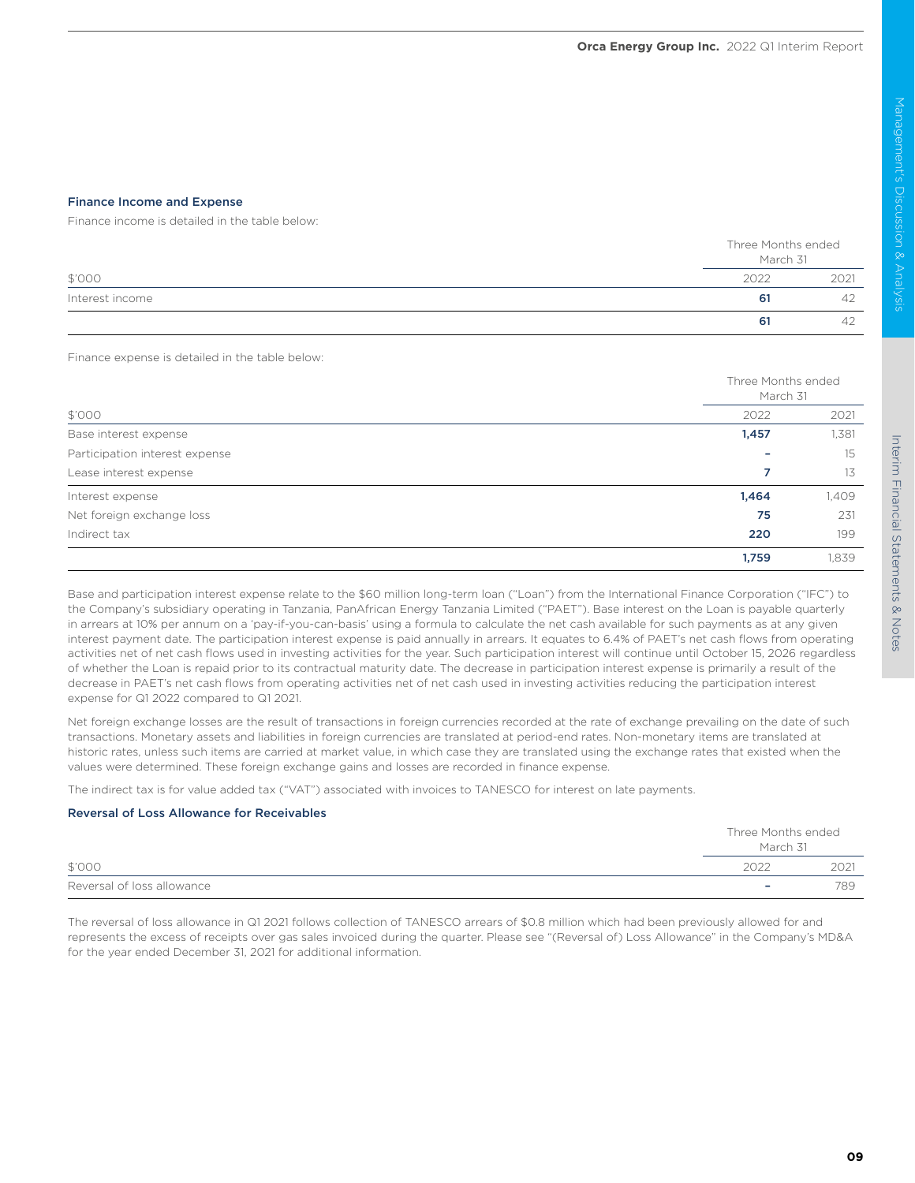### Finance Income and Expense

Finance income is detailed in the table below:

| | Three Months ended March 31 | |
|---|---|---|
| $'000 | 2022 | 2021 |
| Interest income | **61** | 42 |
| | **61** | 42 |

Finance expense is detailed in the table below:

| | Three Months ended March 31 | |
|---|---|---|
| $'000 | 2022 | 2021 |
| Base interest expense | **1,457** | 1,381 |
| Participation interest expense | **–** | 15 |
| Lease interest expense | **7** | 13 |
| Interest expense | **1,464** | 1,409 |
| Net foreign exchange loss | **75** | 231 |
| Indirect tax | **220** | 199 |
| | **1,759** | 1,839 |

Base and participation interest expense relate to the $60 million long-term loan ("Loan") from the International Finance Corporation ("IFC") to the Company's subsidiary operating in Tanzania, PanAfrican Energy Tanzania Limited ("PAET"). Base interest on the Loan is payable quarterly in arrears at 10% per annum on a 'pay-if-you-can-basis' using a formula to calculate the net cash available for such payments as at any given interest payment date. The participation interest expense is paid annually in arrears. It equates to 6.4% of PAET's net cash flows from operating activities net of net cash flows used in investing activities for the year. Such participation interest will continue until October 15, 2026 regardless of whether the Loan is repaid prior to its contractual maturity date. The decrease in participation interest expense is primarily a result of the decrease in PAET's net cash flows from operating activities net of net cash used in investing activities reducing the participation interest expense for Q1 2022 compared to Q1 2021.

Net foreign exchange losses are the result of transactions in foreign currencies recorded at the rate of exchange prevailing on the date of such transactions. Monetary assets and liabilities in foreign currencies are translated at period-end rates. Non-monetary items are translated at historic rates, unless such items are carried at market value, in which case they are translated using the exchange rates that existed when the values were determined. These foreign exchange gains and losses are recorded in finance expense.

The indirect tax is for value added tax ("VAT") associated with invoices to TANESCO for interest on late payments.

### Reversal of Loss Allowance for Receivables

| | Three Months ended March 31 | |
|---|---|---|
| $'000 | 2022 | 2021 |
| Reversal of loss allowance | **–** | 789 |

The reversal of loss allowance in Q1 2021 follows collection of TANESCO arrears of $0.8 million which had been previously allowed for and represents the excess of receipts over gas sales invoiced during the quarter. Please see "(Reversal of) Loss Allowance" in the Company's MD&A for the year ended December 31, 2021 for additional information.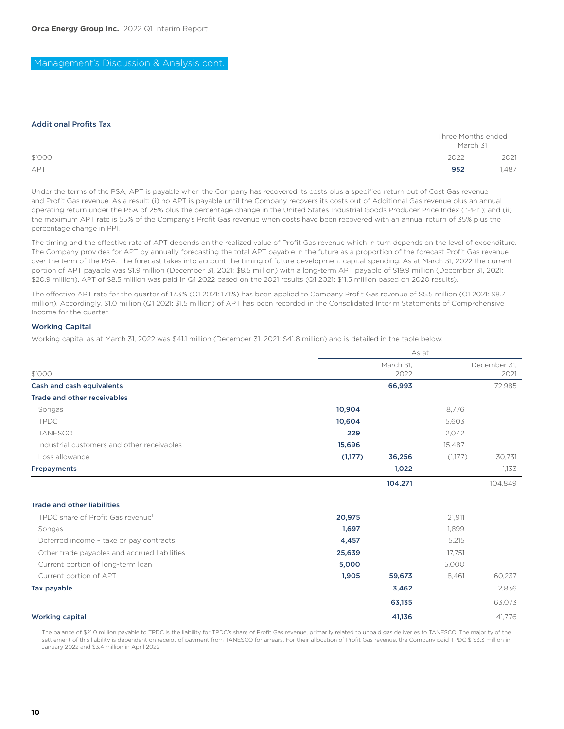## Management's Discussion & Analysis cont.

### Additional Profits Tax

| $'000 | Three Months ended March 31 2022 | 2021 |
|---|---|---|
| APT | **952** | 1,487 |

Under the terms of the PSA, APT is payable when the Company has recovered its costs plus a specified return out of Cost Gas revenue and Profit Gas revenue. As a result: (i) no APT is payable until the Company recovers its costs out of Additional Gas revenue plus an annual operating return under the PSA of 25% plus the percentage change in the United States Industrial Goods Producer Price Index ("PPI"); and (ii) the maximum APT rate is 55% of the Company's Profit Gas revenue when costs have been recovered with an annual return of 35% plus the percentage change in PPI.

The timing and the effective rate of APT depends on the realized value of Profit Gas revenue which in turn depends on the level of expenditure. The Company provides for APT by annually forecasting the total APT payable in the future as a proportion of the forecast Profit Gas revenue over the term of the PSA. The forecast takes into account the timing of future development capital spending. As at March 31, 2022 the current portion of APT payable was $1.9 million (December 31, 2021: $8.5 million) with a long-term APT payable of $19.9 million (December 31, 2021: $20.9 million). APT of $8.5 million was paid in Q1 2022 based on the 2021 results (Q1 2021: $11.5 million based on 2020 results).

The effective APT rate for the quarter of 17.3% (Q1 2021: 17.1%) has been applied to Company Profit Gas revenue of $5.5 million (Q1 2021: $8.7 million). Accordingly, $1.0 million (Q1 2021: $1.5 million) of APT has been recorded in the Consolidated Interim Statements of Comprehensive Income for the quarter.

### Working Capital

Working capital as at March 31, 2022 was $41.1 million (December 31, 2021: $41.8 million) and is detailed in the table below:

| $'000 | As at March 31, 2022 | | December 31, 2021 | |
|---|---|---|---|---|
| **Cash and cash equivalents** | | **66,993** | | 72,985 |
| **Trade and other receivables** | | | | |
| Songas | **10,904** | | 8,776 | |
| TPDC | **10,604** | | 5,603 | |
| TANESCO | **229** | | 2,042 | |
| Industrial customers and other receivables | **15,696** | | 15,487 | |
| Loss allowance | **(1,177)** | **36,256** | (1,177) | 30,731 |
| **Prepayments** | | **1,022** | | 1,133 |
| | | **104,271** | | 104,849 |
| **Trade and other liabilities** | | | | |
| TPDC share of Profit Gas revenue[1] | **20,975** | | 21,911 | |
| Songas | **1,697** | | 1,899 | |
| Deferred income – take or pay contracts | **4,457** | | 5,215 | |
| Other trade payables and accrued liabilities | **25,639** | | 17,751 | |
| Current portion of long-term loan | **5,000** | | 5,000 | |
| Current portion of APT | **1,905** | **59,673** | 8,461 | 60,237 |
| **Tax payable** | | **3,462** | | 2,836 |
| | | **63,135** | | 63,073 |
| **Working capital** | | **41,136** | | 41,776 |

[1] The balance of $21.0 million payable to TPDC is the liability for TPDC's share of Profit Gas revenue, primarily related to unpaid gas deliveries to TANESCO. The majority of the settlement of this liability is dependent on receipt of payment from TANESCO for arrears. For their allocation of Profit Gas revenue, the Company paid TPDC $ $3.3 million in January 2022 and $3.4 million in April 2022.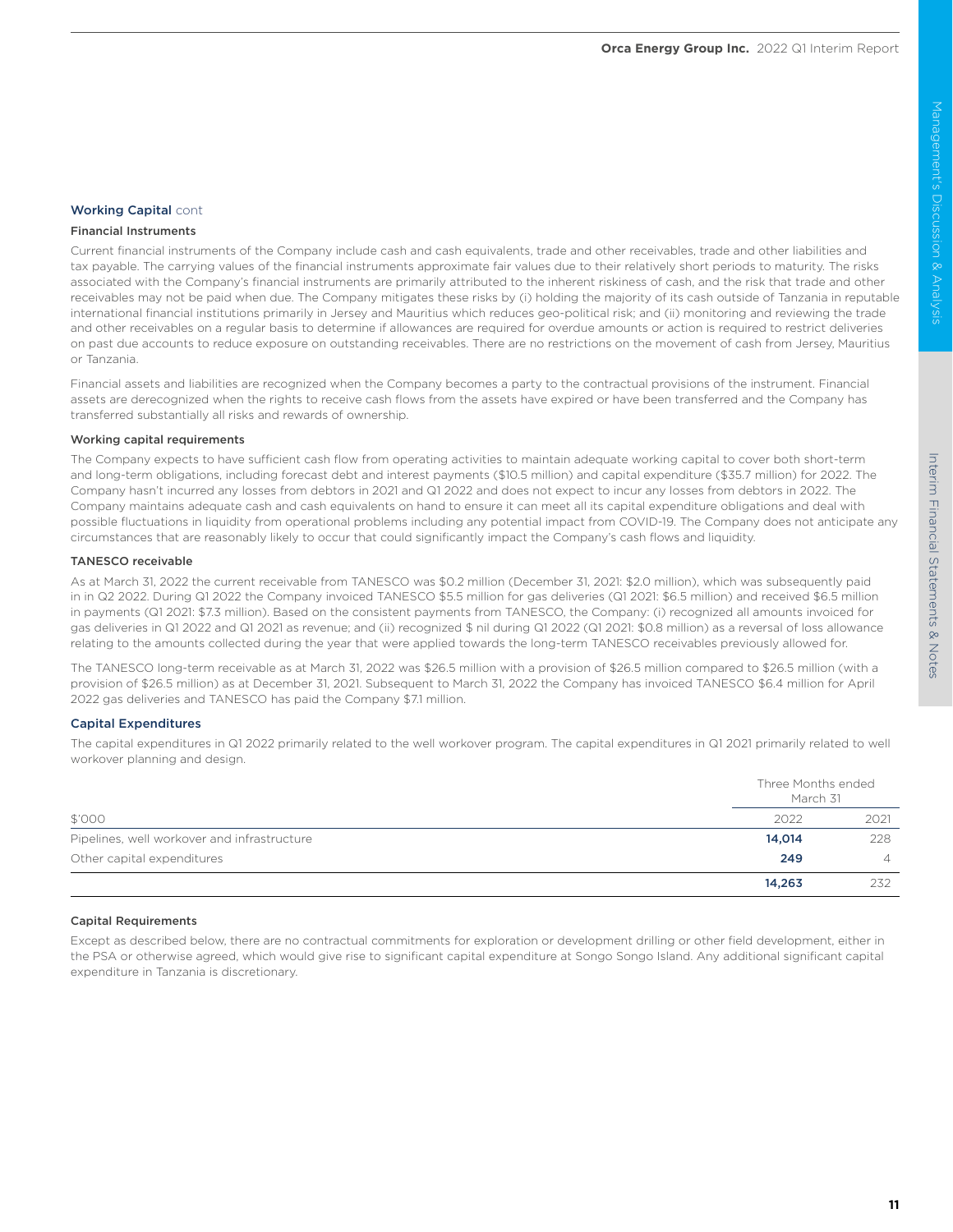## Working Capital cont

### Financial Instruments

Current financial instruments of the Company include cash and cash equivalents, trade and other receivables, trade and other liabilities and tax payable. The carrying values of the financial instruments approximate fair values due to their relatively short periods to maturity. The risks associated with the Company's financial instruments are primarily attributed to the inherent riskiness of cash, and the risk that trade and other receivables may not be paid when due. The Company mitigates these risks by (i) holding the majority of its cash outside of Tanzania in reputable international financial institutions primarily in Jersey and Mauritius which reduces geo-political risk; and (ii) monitoring and reviewing the trade and other receivables on a regular basis to determine if allowances are required for overdue amounts or action is required to restrict deliveries on past due accounts to reduce exposure on outstanding receivables. There are no restrictions on the movement of cash from Jersey, Mauritius or Tanzania.

Financial assets and liabilities are recognized when the Company becomes a party to the contractual provisions of the instrument. Financial assets are derecognized when the rights to receive cash flows from the assets have expired or have been transferred and the Company has transferred substantially all risks and rewards of ownership.

### Working capital requirements

The Company expects to have sufficient cash flow from operating activities to maintain adequate working capital to cover both short-term and long-term obligations, including forecast debt and interest payments ($10.5 million) and capital expenditure ($35.7 million) for 2022. The Company hasn't incurred any losses from debtors in 2021 and Q1 2022 and does not expect to incur any losses from debtors in 2022. The Company maintains adequate cash and cash equivalents on hand to ensure it can meet all its capital expenditure obligations and deal with possible fluctuations in liquidity from operational problems including any potential impact from COVID-19. The Company does not anticipate any circumstances that are reasonably likely to occur that could significantly impact the Company's cash flows and liquidity.

### TANESCO receivable

As at March 31, 2022 the current receivable from TANESCO was $0.2 million (December 31, 2021: $2.0 million), which was subsequently paid in in Q2 2022. During Q1 2022 the Company invoiced TANESCO $5.5 million for gas deliveries (Q1 2021: $6.5 million) and received $6.5 million in payments (Q1 2021: $7.3 million). Based on the consistent payments from TANESCO, the Company: (i) recognized all amounts invoiced for gas deliveries in Q1 2022 and Q1 2021 as revenue; and (ii) recognized $ nil during Q1 2022 (Q1 2021: $0.8 million) as a reversal of loss allowance relating to the amounts collected during the year that were applied towards the long-term TANESCO receivables previously allowed for.

The TANESCO long-term receivable as at March 31, 2022 was $26.5 million with a provision of $26.5 million compared to $26.5 million (with a provision of $26.5 million) as at December 31, 2021. Subsequent to March 31, 2022 the Company has invoiced TANESCO $6.4 million for April 2022 gas deliveries and TANESCO has paid the Company $7.1 million.

## Capital Expenditures

The capital expenditures in Q1 2022 primarily related to the well workover program. The capital expenditures in Q1 2021 primarily related to well workover planning and design.

| | Three Months ended March 31 | |
|---|---|---|
| $'000 | 2022 | 2021 |
| Pipelines, well workover and infrastructure | **14,014** | 228 |
| Other capital expenditures | **249** | 4 |
| | **14,263** | 232 |

### Capital Requirements

Except as described below, there are no contractual commitments for exploration or development drilling or other field development, either in the PSA or otherwise agreed, which would give rise to significant capital expenditure at Songo Songo Island. Any additional significant capital expenditure in Tanzania is discretionary.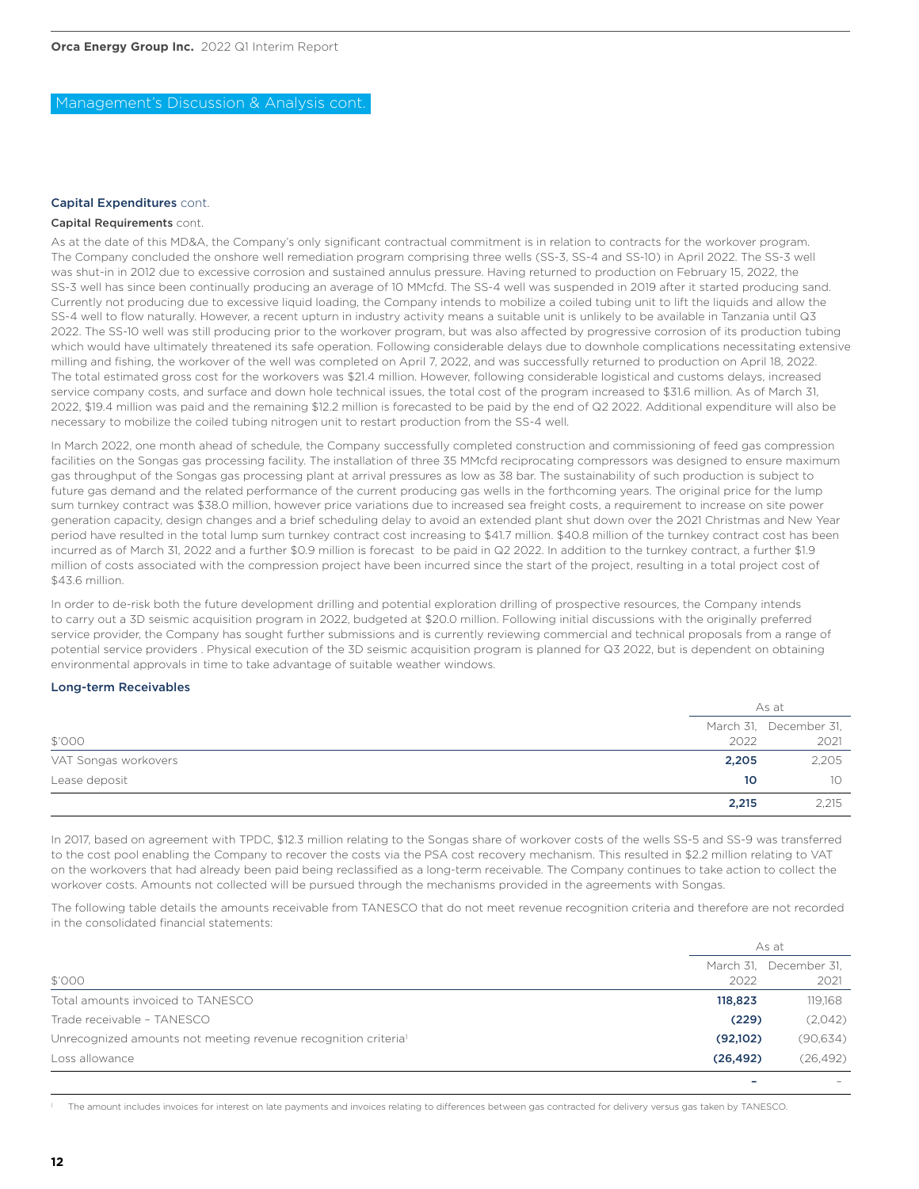## Management's Discussion & Analysis cont.

### Capital Expenditures cont.

#### Capital Requirements cont.

As at the date of this MD&A, the Company's only significant contractual commitment is in relation to contracts for the workover program. The Company concluded the onshore well remediation program comprising three wells (SS-3, SS-4 and SS-10) in April 2022. The SS-3 well was shut-in in 2012 due to excessive corrosion and sustained annulus pressure. Having returned to production on February 15, 2022, the SS-3 well has since been continually producing an average of 10 MMcfd. The SS-4 well was suspended in 2019 after it started producing sand. Currently not producing due to excessive liquid loading, the Company intends to mobilize a coiled tubing unit to lift the liquids and allow the SS-4 well to flow naturally. However, a recent upturn in industry activity means a suitable unit is unlikely to be available in Tanzania until Q3 2022. The SS-10 well was still producing prior to the workover program, but was also affected by progressive corrosion of its production tubing which would have ultimately threatened its safe operation. Following considerable delays due to downhole complications necessitating extensive milling and fishing, the workover of the well was completed on April 7, 2022, and was successfully returned to production on April 18, 2022. The total estimated gross cost for the workovers was $21.4 million. However, following considerable logistical and customs delays, increased service company costs, and surface and down hole technical issues, the total cost of the program increased to $31.6 million. As of March 31, 2022, $19.4 million was paid and the remaining $12.2 million is forecasted to be paid by the end of Q2 2022. Additional expenditure will also be necessary to mobilize the coiled tubing nitrogen unit to restart production from the SS-4 well.

In March 2022, one month ahead of schedule, the Company successfully completed construction and commissioning of feed gas compression facilities on the Songas gas processing facility. The installation of three 35 MMcfd reciprocating compressors was designed to ensure maximum gas throughput of the Songas gas processing plant at arrival pressures as low as 38 bar. The sustainability of such production is subject to future gas demand and the related performance of the current producing gas wells in the forthcoming years. The original price for the lump sum turnkey contract was $38.0 million, however price variations due to increased sea freight costs, a requirement to increase on site power generation capacity, design changes and a brief scheduling delay to avoid an extended plant shut down over the 2021 Christmas and New Year period have resulted in the total lump sum turnkey contract cost increasing to $41.7 million. $40.8 million of the turnkey contract cost has been incurred as of March 31, 2022 and a further $0.9 million is forecast to be paid in Q2 2022. In addition to the turnkey contract, a further $1.9 million of costs associated with the compression project have been incurred since the start of the project, resulting in a total project cost of $43.6 million.

In order to de-risk both the future development drilling and potential exploration drilling of prospective resources, the Company intends to carry out a 3D seismic acquisition program in 2022, budgeted at $20.0 million. Following initial discussions with the originally preferred service provider, the Company has sought further submissions and is currently reviewing commercial and technical proposals from a range of potential service providers . Physical execution of the 3D seismic acquisition program is planned for Q3 2022, but is dependent on obtaining environmental approvals in time to take advantage of suitable weather windows.

### Long-term Receivables

| $'000 | As at March 31, 2022 | As at December 31, 2021 |
|---|---|---|
| VAT Songas workovers | **2,205** | 2,205 |
| Lease deposit | **10** | 10 |
| | **2,215** | 2,215 |

In 2017, based on agreement with TPDC, $12.3 million relating to the Songas share of workover costs of the wells SS-5 and SS-9 was transferred to the cost pool enabling the Company to recover the costs via the PSA cost recovery mechanism. This resulted in $2.2 million relating to VAT on the workovers that had already been paid being reclassified as a long-term receivable. The Company continues to take action to collect the workover costs. Amounts not collected will be pursued through the mechanisms provided in the agreements with Songas.

The following table details the amounts receivable from TANESCO that do not meet revenue recognition criteria and therefore are not recorded in the consolidated financial statements:

| $'000 | As at March 31, 2022 | As at December 31, 2021 |
|---|---|---|
| Total amounts invoiced to TANESCO | **118,823** | 119,168 |
| Trade receivable – TANESCO | **(229)** | (2,042) |
| Unrecognized amounts not meeting revenue recognition criteria[1] | **(92,102)** | (90,634) |
| Loss allowance | **(26,492)** | (26,492) |
| | **–** | – |

[1] The amount includes invoices for interest on late payments and invoices relating to differences between gas contracted for delivery versus gas taken by TANESCO.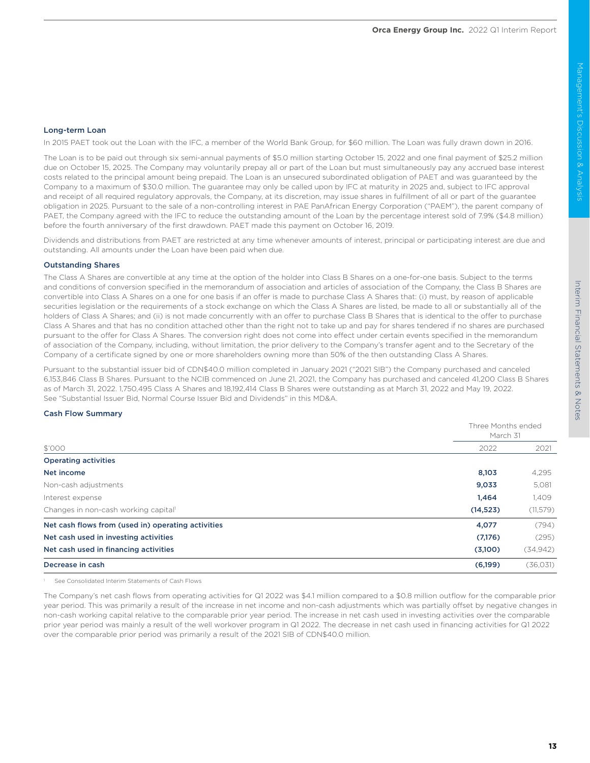### Long-term Loan

In 2015 PAET took out the Loan with the IFC, a member of the World Bank Group, for $60 million. The Loan was fully drawn down in 2016.

The Loan is to be paid out through six semi-annual payments of $5.0 million starting October 15, 2022 and one final payment of $25.2 million due on October 15, 2025. The Company may voluntarily prepay all or part of the Loan but must simultaneously pay any accrued base interest costs related to the principal amount being prepaid. The Loan is an unsecured subordinated obligation of PAET and was guaranteed by the Company to a maximum of $30.0 million. The guarantee may only be called upon by IFC at maturity in 2025 and, subject to IFC approval and receipt of all required regulatory approvals, the Company, at its discretion, may issue shares in fulfillment of all or part of the guarantee obligation in 2025. Pursuant to the sale of a non-controlling interest in PAE PanAfrican Energy Corporation ("PAEM"), the parent company of PAET, the Company agreed with the IFC to reduce the outstanding amount of the Loan by the percentage interest sold of 7.9% ($4.8 million) before the fourth anniversary of the first drawdown. PAET made this payment on October 16, 2019.

Dividends and distributions from PAET are restricted at any time whenever amounts of interest, principal or participating interest are due and outstanding. All amounts under the Loan have been paid when due.

### Outstanding Shares

The Class A Shares are convertible at any time at the option of the holder into Class B Shares on a one-for-one basis. Subject to the terms and conditions of conversion specified in the memorandum of association and articles of association of the Company, the Class B Shares are convertible into Class A Shares on a one for one basis if an offer is made to purchase Class A Shares that: (i) must, by reason of applicable securities legislation or the requirements of a stock exchange on which the Class A Shares are listed, be made to all or substantially all of the holders of Class A Shares; and (ii) is not made concurrently with an offer to purchase Class B Shares that is identical to the offer to purchase Class A Shares and that has no condition attached other than the right not to take up and pay for shares tendered if no shares are purchased pursuant to the offer for Class A Shares. The conversion right does not come into effect under certain events specified in the memorandum of association of the Company, including, without limitation, the prior delivery to the Company's transfer agent and to the Secretary of the Company of a certificate signed by one or more shareholders owning more than 50% of the then outstanding Class A Shares.

Pursuant to the substantial issuer bid of CDN$40.0 million completed in January 2021 ("2021 SIB") the Company purchased and canceled 6,153,846 Class B Shares. Pursuant to the NCIB commenced on June 21, 2021, the Company has purchased and canceled 41,200 Class B Shares as of March 31, 2022. 1,750,495 Class A Shares and 18,192,414 Class B Shares were outstanding as at March 31, 2022 and May 19, 2022. See "Substantial Issuer Bid, Normal Course Issuer Bid and Dividends" in this MD&A.

### Cash Flow Summary

| | Three Months ended March 31 | |
|---|---|---|
| $'000 | 2022 | 2021 |
| **Operating activities** | | |
| **Net income** | **8,103** | 4,295 |
| Non-cash adjustments | **9,033** | 5,081 |
| Interest expense | **1,464** | 1,409 |
| Changes in non-cash working capital[1] | **(14,523)** | (11,579) |
| **Net cash flows from (used in) operating activities** | **4,077** | (794) |
| **Net cash used in investing activities** | **(7,176)** | (295) |
| **Net cash used in financing activities** | **(3,100)** | (34,942) |
| **Decrease in cash** | **(6,199)** | (36,031) |

[1] See Consolidated Interim Statements of Cash Flows

The Company's net cash flows from operating activities for Q1 2022 was $4.1 million compared to a $0.8 million outflow for the comparable prior year period. This was primarily a result of the increase in net income and non-cash adjustments which was partially offset by negative changes in non-cash working capital relative to the comparable prior year period. The increase in net cash used in investing activities over the comparable prior year period was mainly a result of the well workover program in Q1 2022. The decrease in net cash used in financing activities for Q1 2022 over the comparable prior period was primarily a result of the 2021 SIB of CDN$40.0 million.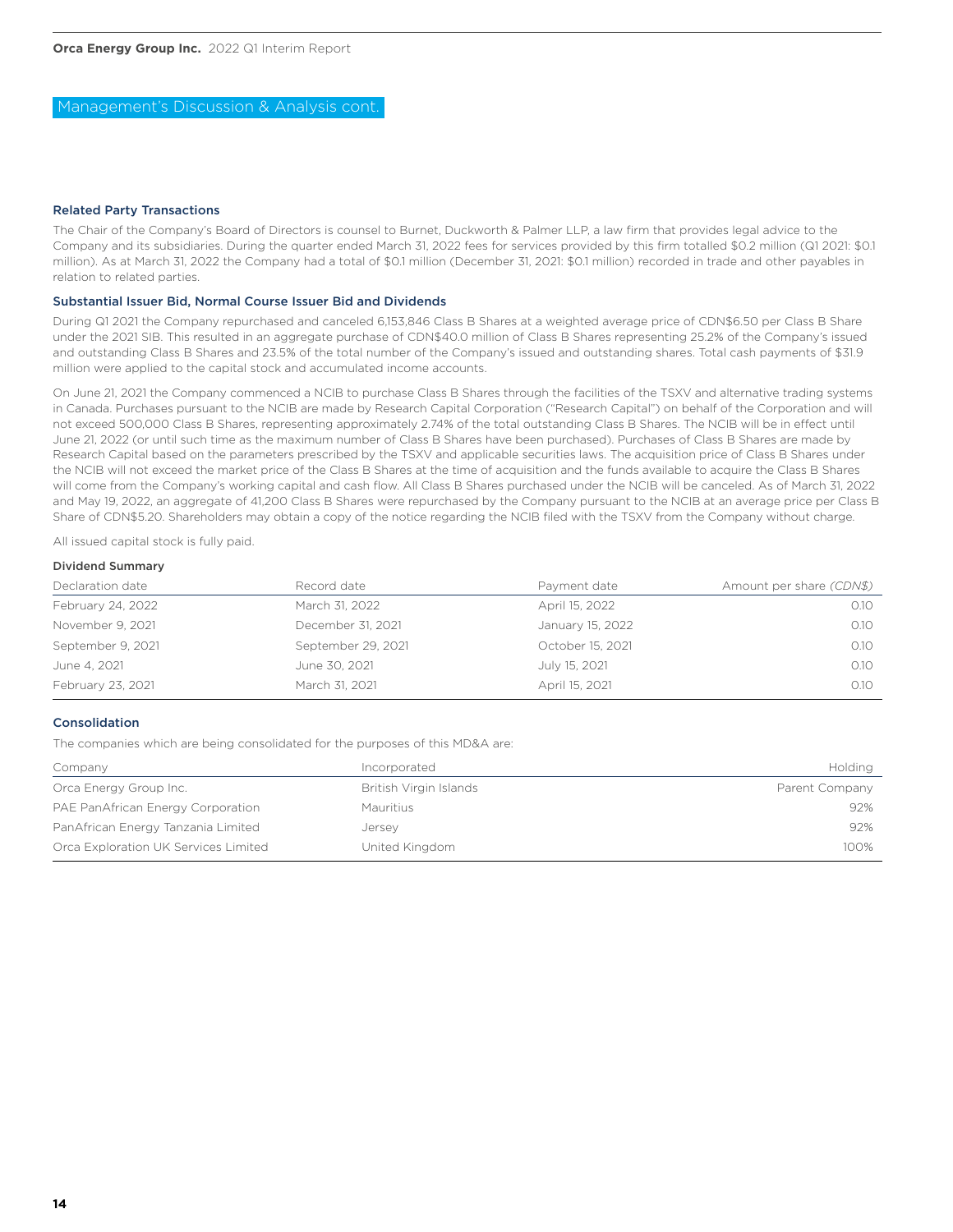## Management's Discussion & Analysis cont.

### Related Party Transactions

The Chair of the Company's Board of Directors is counsel to Burnet, Duckworth & Palmer LLP, a law firm that provides legal advice to the Company and its subsidiaries. During the quarter ended March 31, 2022 fees for services provided by this firm totalled $0.2 million (Q1 2021: $0.1 million). As at March 31, 2022 the Company had a total of $0.1 million (December 31, 2021: $0.1 million) recorded in trade and other payables in relation to related parties.

### Substantial Issuer Bid, Normal Course Issuer Bid and Dividends

During Q1 2021 the Company repurchased and canceled 6,153,846 Class B Shares at a weighted average price of CDN$6.50 per Class B Share under the 2021 SIB. This resulted in an aggregate purchase of CDN$40.0 million of Class B Shares representing 25.2% of the Company's issued and outstanding Class B Shares and 23.5% of the total number of the Company's issued and outstanding shares. Total cash payments of $31.9 million were applied to the capital stock and accumulated income accounts.

On June 21, 2021 the Company commenced a NCIB to purchase Class B Shares through the facilities of the TSXV and alternative trading systems in Canada. Purchases pursuant to the NCIB are made by Research Capital Corporation ("Research Capital") on behalf of the Corporation and will not exceed 500,000 Class B Shares, representing approximately 2.74% of the total outstanding Class B Shares. The NCIB will be in effect until June 21, 2022 (or until such time as the maximum number of Class B Shares have been purchased). Purchases of Class B Shares are made by Research Capital based on the parameters prescribed by the TSXV and applicable securities laws. The acquisition price of Class B Shares under the NCIB will not exceed the market price of the Class B Shares at the time of acquisition and the funds available to acquire the Class B Shares will come from the Company's working capital and cash flow. All Class B Shares purchased under the NCIB will be canceled. As of March 31, 2022 and May 19, 2022, an aggregate of 41,200 Class B Shares were repurchased by the Company pursuant to the NCIB at an average price per Class B Share of CDN$5.20. Shareholders may obtain a copy of the notice regarding the NCIB filed with the TSXV from the Company without charge.

All issued capital stock is fully paid.

**Dividend Summary**

| Declaration date | Record date | Payment date | Amount per share *(CDN$)* |
|---|---|---|---|
| February 24, 2022 | March 31, 2022 | April 15, 2022 | 0.10 |
| November 9, 2021 | December 31, 2021 | January 15, 2022 | 0.10 |
| September 9, 2021 | September 29, 2021 | October 15, 2021 | 0.10 |
| June 4, 2021 | June 30, 2021 | July 15, 2021 | 0.10 |
| February 23, 2021 | March 31, 2021 | April 15, 2021 | 0.10 |

### Consolidation

The companies which are being consolidated for the purposes of this MD&A are:

| Company | Incorporated | Holding |
|---|---|---|
| Orca Energy Group Inc. | British Virgin Islands | Parent Company |
| PAE PanAfrican Energy Corporation | Mauritius | 92% |
| PanAfrican Energy Tanzania Limited | Jersey | 92% |
| Orca Exploration UK Services Limited | United Kingdom | 100% |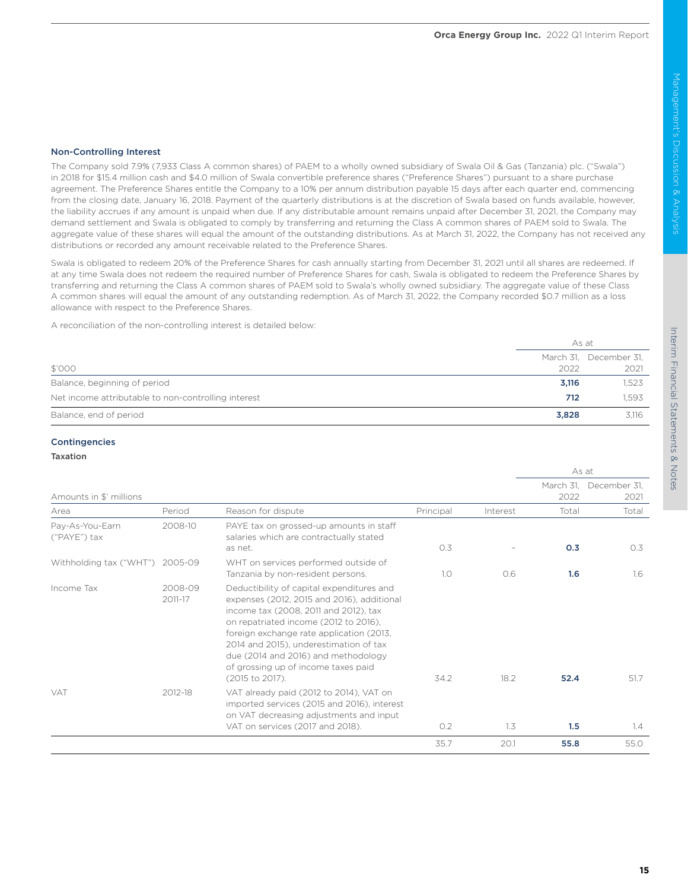### Non-Controlling Interest

The Company sold 7.9% (7,933 Class A common shares) of PAEM to a wholly owned subsidiary of Swala Oil & Gas (Tanzania) plc. ("Swala") in 2018 for $15.4 million cash and $4.0 million of Swala convertible preference shares ("Preference Shares") pursuant to a share purchase agreement. The Preference Shares entitle the Company to a 10% per annum distribution payable 15 days after each quarter end, commencing from the closing date, January 16, 2018. Payment of the quarterly distributions is at the discretion of Swala based on funds available, however, the liability accrues if any amount is unpaid when due. If any distributable amount remains unpaid after December 31, 2021, the Company may demand settlement and Swala is obligated to comply by transferring and returning the Class A common shares of PAEM sold to Swala. The aggregate value of these shares will equal the amount of the outstanding distributions. As at March 31, 2022, the Company has not received any distributions or recorded any amount receivable related to the Preference Shares.

Swala is obligated to redeem 20% of the Preference Shares for cash annually starting from December 31, 2021 until all shares are redeemed. If at any time Swala does not redeem the required number of Preference Shares for cash, Swala is obligated to redeem the Preference Shares by transferring and returning the Class A common shares of PAEM sold to Swala's wholly owned subsidiary. The aggregate value of these Class A common shares will equal the amount of any outstanding redemption. As of March 31, 2022, the Company recorded $0.7 million as a loss allowance with respect to the Preference Shares.

A reconciliation of the non-controlling interest is detailed below:

| | As at | |
|---|---|---|
| $'000 | March 31, 2022 | December 31, 2021 |
| Balance, beginning of period | **3,116** | 1,523 |
| Net income attributable to non-controlling interest | **712** | 1,593 |
| Balance, end of period | **3,828** | 3,116 |

### Contingencies

#### Taxation

| | | | | | As at | |
|---|---|---|---|---|---|---|
| Amounts in $' millions | | | | | March 31, 2022 | December 31, 2021 |
| Area | Period | Reason for dispute | Principal | Interest | Total | Total |
| Pay-As-You-Earn ("PAYE") tax | 2008-10 | PAYE tax on grossed-up amounts in staff salaries which are contractually stated as net. | 0.3 | – | **0.3** | 0.3 |
| Withholding tax ("WHT") | 2005-09 | WHT on services performed outside of Tanzania by non-resident persons. | 1.0 | 0.6 | **1.6** | 1.6 |
| Income Tax | 2008-09 2011-17 | Deductibility of capital expenditures and expenses (2012, 2015 and 2016), additional income tax (2008, 2011 and 2012), tax on repatriated income (2012 to 2016), foreign exchange rate application (2013, 2014 and 2015), underestimation of tax due (2014 and 2016) and methodology of grossing up of income taxes paid (2015 to 2017). | 34.2 | 18.2 | **52.4** | 51.7 |
| VAT | 2012-18 | VAT already paid (2012 to 2014), VAT on imported services (2015 and 2016), interest on VAT decreasing adjustments and input VAT on services (2017 and 2018). | 0.2 | 1.3 | **1.5** | 1.4 |
| | | | 35.7 | 20.1 | **55.8** | 55.0 |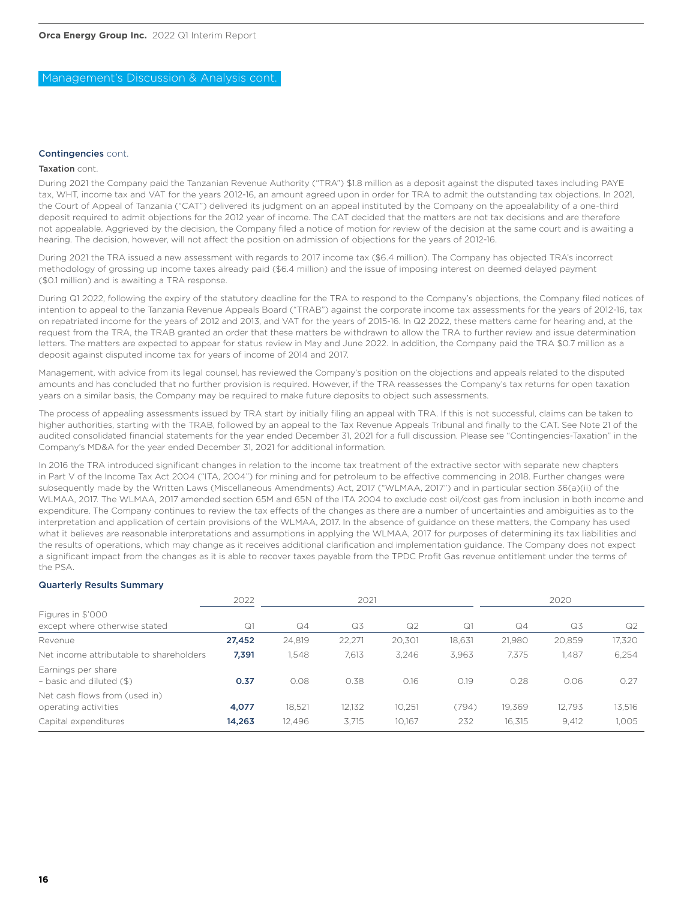## Management's Discussion & Analysis cont.

### Contingencies cont.

#### Taxation cont.

During 2021 the Company paid the Tanzanian Revenue Authority ("TRA") $1.8 million as a deposit against the disputed taxes including PAYE tax, WHT, income tax and VAT for the years 2012-16, an amount agreed upon in order for TRA to admit the outstanding tax objections. In 2021, the Court of Appeal of Tanzania ("CAT") delivered its judgment on an appeal instituted by the Company on the appealability of a one-third deposit required to admit objections for the 2012 year of income. The CAT decided that the matters are not tax decisions and are therefore not appealable. Aggrieved by the decision, the Company filed a notice of motion for review of the decision at the same court and is awaiting a hearing. The decision, however, will not affect the position on admission of objections for the years of 2012-16.

During 2021 the TRA issued a new assessment with regards to 2017 income tax ($6.4 million). The Company has objected TRA's incorrect methodology of grossing up income taxes already paid ($6.4 million) and the issue of imposing interest on deemed delayed payment ($0.1 million) and is awaiting a TRA response.

During Q1 2022, following the expiry of the statutory deadline for the TRA to respond to the Company's objections, the Company filed notices of intention to appeal to the Tanzania Revenue Appeals Board ("TRAB") against the corporate income tax assessments for the years of 2012-16, tax on repatriated income for the years of 2012 and 2013, and VAT for the years of 2015-16. In Q2 2022, these matters came for hearing and, at the request from the TRA, the TRAB granted an order that these matters be withdrawn to allow the TRA to further review and issue determination letters. The matters are expected to appear for status review in May and June 2022. In addition, the Company paid the TRA $0.7 million as a deposit against disputed income tax for years of income of 2014 and 2017.

Management, with advice from its legal counsel, has reviewed the Company's position on the objections and appeals related to the disputed amounts and has concluded that no further provision is required. However, if the TRA reassesses the Company's tax returns for open taxation years on a similar basis, the Company may be required to make future deposits to object such assessments.

The process of appealing assessments issued by TRA start by initially filing an appeal with TRA. If this is not successful, claims can be taken to higher authorities, starting with the TRAB, followed by an appeal to the Tax Revenue Appeals Tribunal and finally to the CAT. See Note 21 of the audited consolidated financial statements for the year ended December 31, 2021 for a full discussion. Please see "Contingencies-Taxation" in the Company's MD&A for the year ended December 31, 2021 for additional information.

In 2016 the TRA introduced significant changes in relation to the income tax treatment of the extractive sector with separate new chapters in Part V of the Income Tax Act 2004 ("ITA, 2004") for mining and for petroleum to be effective commencing in 2018. Further changes were subsequently made by the Written Laws (Miscellaneous Amendments) Act, 2017 ("WLMAA, 2017") and in particular section 36(a)(ii) of the WLMAA, 2017. The WLMAA, 2017 amended section 65M and 65N of the ITA 2004 to exclude cost oil/cost gas from inclusion in both income and expenditure. The Company continues to review the tax effects of the changes as there are a number of uncertainties and ambiguities as to the interpretation and application of certain provisions of the WLMAA, 2017. In the absence of guidance on these matters, the Company has used what it believes are reasonable interpretations and assumptions in applying the WLMAA, 2017 for purposes of determining its tax liabilities and the results of operations, which may change as it receives additional clarification and implementation guidance. The Company does not expect a significant impact from the changes as it is able to recover taxes payable from the TPDC Profit Gas revenue entitlement under the terms of the PSA.

### Quarterly Results Summary

| Figures in $'000 except where otherwise stated | 2022 | 2021 | | | | 2020 | | |
|---|---|---|---|---|---|---|---|---|
| | Q1 | Q4 | Q3 | Q2 | Q1 | Q4 | Q3 | Q2 |
| Revenue | **27,452** | 24,819 | 22,271 | 20,301 | 18,631 | 21,980 | 20,859 | 17,320 |
| Net income attributable to shareholders | **7,391** | 1,548 | 7,613 | 3,246 | 3,963 | 7,375 | 1,487 | 6,254 |
| Earnings per share – basic and diluted ($) | **0.37** | 0.08 | 0.38 | 0.16 | 0.19 | 0.28 | 0.06 | 0.27 |
| Net cash flows from (used in) operating activities | **4,077** | 18,521 | 12,132 | 10,251 | (794) | 19,369 | 12,793 | 13,516 |
| Capital expenditures | **14,263** | 12,496 | 3,715 | 10,167 | 232 | 16,315 | 9,412 | 1,005 |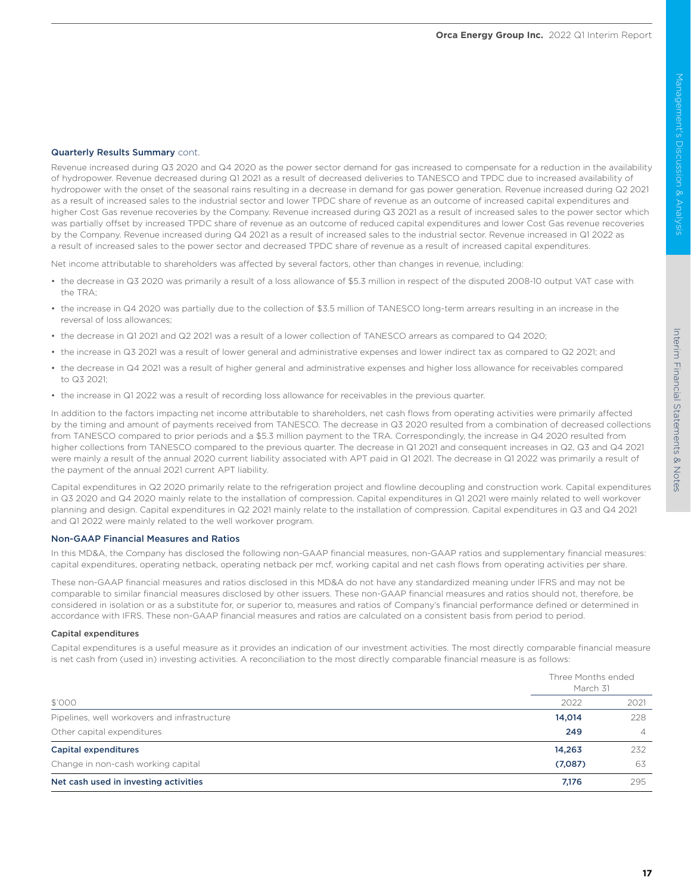### Quarterly Results Summary cont.

Revenue increased during Q3 2020 and Q4 2020 as the power sector demand for gas increased to compensate for a reduction in the availability of hydropower. Revenue decreased during Q1 2021 as a result of decreased deliveries to TANESCO and TPDC due to increased availability of hydropower with the onset of the seasonal rains resulting in a decrease in demand for gas power generation. Revenue increased during Q2 2021 as a result of increased sales to the industrial sector and lower TPDC share of revenue as an outcome of increased capital expenditures and higher Cost Gas revenue recoveries by the Company. Revenue increased during Q3 2021 as a result of increased sales to the power sector which was partially offset by increased TPDC share of revenue as an outcome of reduced capital expenditures and lower Cost Gas revenue recoveries by the Company. Revenue increased during Q4 2021 as a result of increased sales to the industrial sector. Revenue increased in Q1 2022 as a result of increased sales to the power sector and decreased TPDC share of revenue as a result of increased capital expenditures.

Net income attributable to shareholders was affected by several factors, other than changes in revenue, including:

- the decrease in Q3 2020 was primarily a result of a loss allowance of $5.3 million in respect of the disputed 2008-10 output VAT case with the TRA;
- the increase in Q4 2020 was partially due to the collection of $3.5 million of TANESCO long-term arrears resulting in an increase in the reversal of loss allowances;
- the decrease in Q1 2021 and Q2 2021 was a result of a lower collection of TANESCO arrears as compared to Q4 2020;
- the increase in Q3 2021 was a result of lower general and administrative expenses and lower indirect tax as compared to Q2 2021; and
- the decrease in Q4 2021 was a result of higher general and administrative expenses and higher loss allowance for receivables compared to Q3 2021;
- the increase in Q1 2022 was a result of recording loss allowance for receivables in the previous quarter.

In addition to the factors impacting net income attributable to shareholders, net cash flows from operating activities were primarily affected by the timing and amount of payments received from TANESCO. The decrease in Q3 2020 resulted from a combination of decreased collections from TANESCO compared to prior periods and a $5.3 million payment to the TRA. Correspondingly, the increase in Q4 2020 resulted from higher collections from TANESCO compared to the previous quarter. The decrease in Q1 2021 and consequent increases in Q2, Q3 and Q4 2021 were mainly a result of the annual 2020 current liability associated with APT paid in Q1 2021. The decrease in Q1 2022 was primarily a result of the payment of the annual 2021 current APT liability.

Capital expenditures in Q2 2020 primarily relate to the refrigeration project and flowline decoupling and construction work. Capital expenditures in Q3 2020 and Q4 2020 mainly relate to the installation of compression. Capital expenditures in Q1 2021 were mainly related to well workover planning and design. Capital expenditures in Q2 2021 mainly relate to the installation of compression. Capital expenditures in Q3 and Q4 2021 and Q1 2022 were mainly related to the well workover program.

### Non-GAAP Financial Measures and Ratios

In this MD&A, the Company has disclosed the following non-GAAP financial measures, non-GAAP ratios and supplementary financial measures: capital expenditures, operating netback, operating netback per mcf, working capital and net cash flows from operating activities per share.

These non-GAAP financial measures and ratios disclosed in this MD&A do not have any standardized meaning under IFRS and may not be comparable to similar financial measures disclosed by other issuers. These non-GAAP financial measures and ratios should not, therefore, be considered in isolation or as a substitute for, or superior to, measures and ratios of Company's financial performance defined or determined in accordance with IFRS. These non-GAAP financial measures and ratios are calculated on a consistent basis from period to period.

#### Capital expenditures

Capital expenditures is a useful measure as it provides an indication of our investment activities. The most directly comparable financial measure is net cash from (used in) investing activities. A reconciliation to the most directly comparable financial measure is as follows:

| | Three Months ended March 31 | |
|---|---|---|
| $'000 | 2022 | 2021 |
| Pipelines, well workovers and infrastructure | **14,014** | 228 |
| Other capital expenditures | **249** | 4 |
| **Capital expenditures** | **14,263** | 232 |
| Change in non-cash working capital | **(7,087)** | 63 |
| **Net cash used in investing activities** | **7,176** | 295 |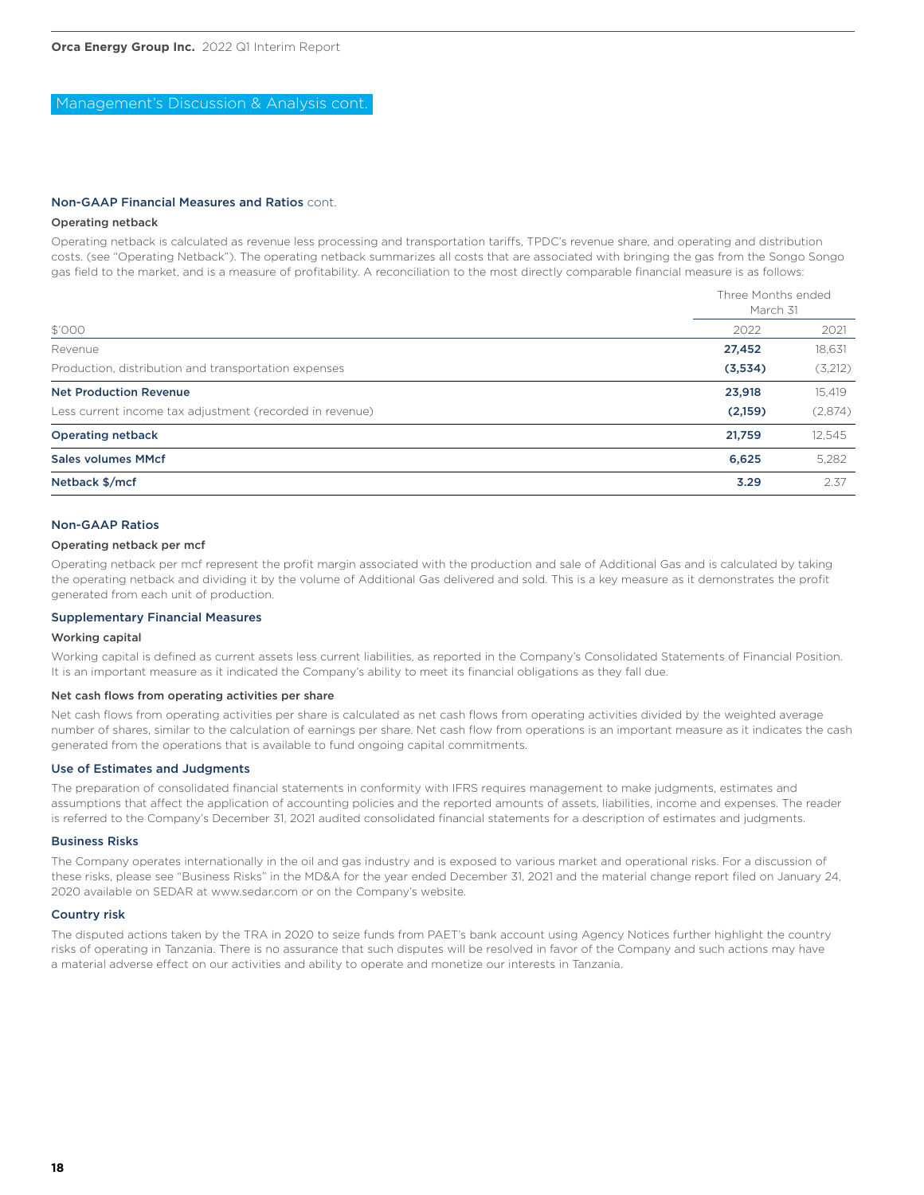## Management's Discussion & Analysis cont.

### Non-GAAP Financial Measures and Ratios cont.

#### Operating netback

Operating netback is calculated as revenue less processing and transportation tariffs, TPDC's revenue share, and operating and distribution costs. (see "Operating Netback"). The operating netback summarizes all costs that are associated with bringing the gas from the Songo Songo gas field to the market, and is a measure of profitability. A reconciliation to the most directly comparable financial measure is as follows:

| | Three Months ended March 31 | |
|---|---|---|
| $'000 | 2022 | 2021 |
| Revenue | **27,452** | 18,631 |
| Production, distribution and transportation expenses | **(3,534)** | (3,212) |
| **Net Production Revenue** | **23,918** | 15,419 |
| Less current income tax adjustment (recorded in revenue) | **(2,159)** | (2,874) |
| **Operating netback** | **21,759** | 12,545 |
| **Sales volumes MMcf** | **6,625** | 5,282 |
| **Netback $/mcf** | **3.29** | 2.37 |

### Non-GAAP Ratios

#### Operating netback per mcf

Operating netback per mcf represent the profit margin associated with the production and sale of Additional Gas and is calculated by taking the operating netback and dividing it by the volume of Additional Gas delivered and sold. This is a key measure as it demonstrates the profit generated from each unit of production.

### Supplementary Financial Measures

#### Working capital

Working capital is defined as current assets less current liabilities, as reported in the Company's Consolidated Statements of Financial Position. It is an important measure as it indicated the Company's ability to meet its financial obligations as they fall due.

#### Net cash flows from operating activities per share

Net cash flows from operating activities per share is calculated as net cash flows from operating activities divided by the weighted average number of shares, similar to the calculation of earnings per share. Net cash flow from operations is an important measure as it indicates the cash generated from the operations that is available to fund ongoing capital commitments.

### Use of Estimates and Judgments

The preparation of consolidated financial statements in conformity with IFRS requires management to make judgments, estimates and assumptions that affect the application of accounting policies and the reported amounts of assets, liabilities, income and expenses. The reader is referred to the Company's December 31, 2021 audited consolidated financial statements for a description of estimates and judgments.

### Business Risks

The Company operates internationally in the oil and gas industry and is exposed to various market and operational risks. For a discussion of these risks, please see "Business Risks" in the MD&A for the year ended December 31, 2021 and the material change report filed on January 24, 2020 available on SEDAR at www.sedar.com or on the Company's website.

### Country risk

The disputed actions taken by the TRA in 2020 to seize funds from PAET's bank account using Agency Notices further highlight the country risks of operating in Tanzania. There is no assurance that such disputes will be resolved in favor of the Company and such actions may have a material adverse effect on our activities and ability to operate and monetize our interests in Tanzania.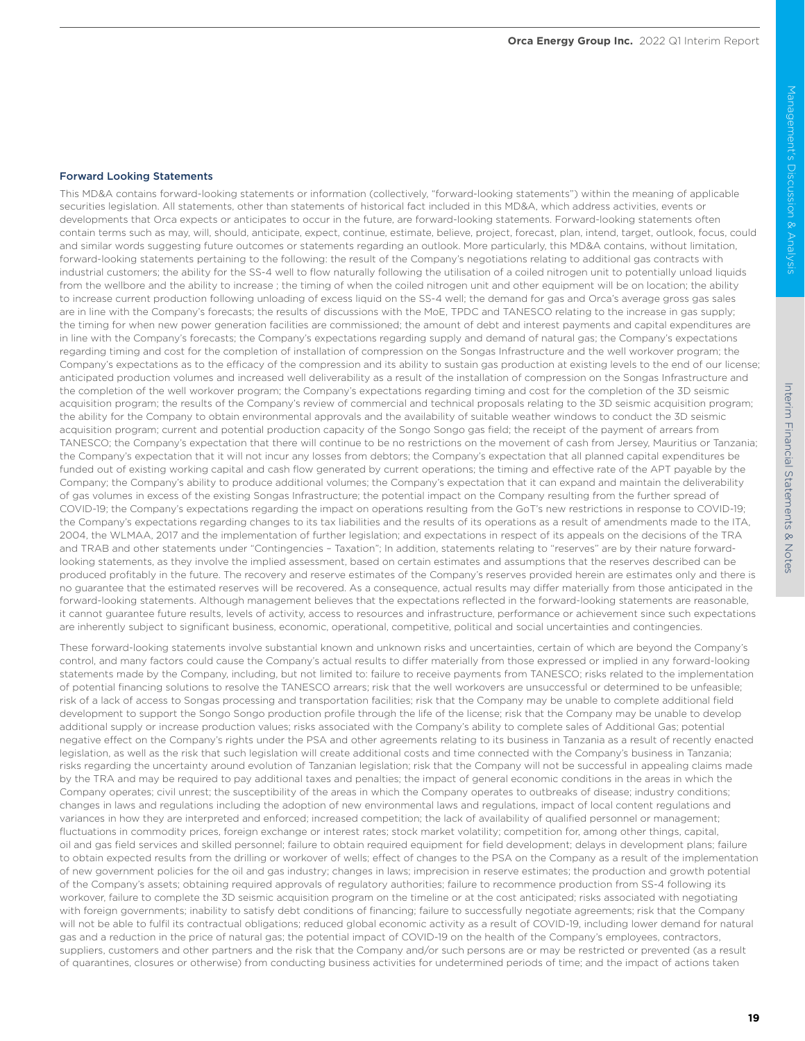### Forward Looking Statements

This MD&A contains forward-looking statements or information (collectively, "forward-looking statements") within the meaning of applicable securities legislation. All statements, other than statements of historical fact included in this MD&A, which address activities, events or developments that Orca expects or anticipates to occur in the future, are forward-looking statements. Forward-looking statements often contain terms such as may, will, should, anticipate, expect, continue, estimate, believe, project, forecast, plan, intend, target, outlook, focus, could and similar words suggesting future outcomes or statements regarding an outlook. More particularly, this MD&A contains, without limitation, forward-looking statements pertaining to the following: the result of the Company's negotiations relating to additional gas contracts with industrial customers; the ability for the SS-4 well to flow naturally following the utilisation of a coiled nitrogen unit to potentially unload liquids from the wellbore and the ability to increase ; the timing of when the coiled nitrogen unit and other equipment will be on location; the ability to increase current production following unloading of excess liquid on the SS-4 well; the demand for gas and Orca's average gross gas sales are in line with the Company's forecasts; the results of discussions with the MoE, TPDC and TANESCO relating to the increase in gas supply; the timing for when new power generation facilities are commissioned; the amount of debt and interest payments and capital expenditures are in line with the Company's forecasts; the Company's expectations regarding supply and demand of natural gas; the Company's expectations regarding timing and cost for the completion of installation of compression on the Songas Infrastructure and the well workover program; the Company's expectations as to the efficacy of the compression and its ability to sustain gas production at existing levels to the end of our license; anticipated production volumes and increased well deliverability as a result of the installation of compression on the Songas Infrastructure and the completion of the well workover program; the Company's expectations regarding timing and cost for the completion of the 3D seismic acquisition program; the results of the Company's review of commercial and technical proposals relating to the 3D seismic acquisition program; the ability for the Company to obtain environmental approvals and the availability of suitable weather windows to conduct the 3D seismic acquisition program; current and potential production capacity of the Songo Songo gas field; the receipt of the payment of arrears from TANESCO; the Company's expectation that there will continue to be no restrictions on the movement of cash from Jersey, Mauritius or Tanzania; the Company's expectation that it will not incur any losses from debtors; the Company's expectation that all planned capital expenditures be funded out of existing working capital and cash flow generated by current operations; the timing and effective rate of the APT payable by the Company; the Company's ability to produce additional volumes; the Company's expectation that it can expand and maintain the deliverability of gas volumes in excess of the existing Songas Infrastructure; the potential impact on the Company resulting from the further spread of COVID-19; the Company's expectations regarding the impact on operations resulting from the GoT's new restrictions in response to COVID-19; the Company's expectations regarding changes to its tax liabilities and the results of its operations as a result of amendments made to the ITA, 2004, the WLMAA, 2017 and the implementation of further legislation; and expectations in respect of its appeals on the decisions of the TRA and TRAB and other statements under "Contingencies – Taxation"; In addition, statements relating to "reserves" are by their nature forward-looking statements, as they involve the implied assessment, based on certain estimates and assumptions that the reserves described can be produced profitably in the future. The recovery and reserve estimates of the Company's reserves provided herein are estimates only and there is no guarantee that the estimated reserves will be recovered. As a consequence, actual results may differ materially from those anticipated in the forward-looking statements. Although management believes that the expectations reflected in the forward-looking statements are reasonable, it cannot guarantee future results, levels of activity, access to resources and infrastructure, performance or achievement since such expectations are inherently subject to significant business, economic, operational, competitive, political and social uncertainties and contingencies.

These forward-looking statements involve substantial known and unknown risks and uncertainties, certain of which are beyond the Company's control, and many factors could cause the Company's actual results to differ materially from those expressed or implied in any forward-looking statements made by the Company, including, but not limited to: failure to receive payments from TANESCO; risks related to the implementation of potential financing solutions to resolve the TANESCO arrears; risk that the well workovers are unsuccessful or determined to be unfeasible; risk of a lack of access to Songas processing and transportation facilities; risk that the Company may be unable to complete additional field development to support the Songo Songo production profile through the life of the license; risk that the Company may be unable to develop additional supply or increase production values; risks associated with the Company's ability to complete sales of Additional Gas; potential negative effect on the Company's rights under the PSA and other agreements relating to its business in Tanzania as a result of recently enacted legislation, as well as the risk that such legislation will create additional costs and time connected with the Company's business in Tanzania; risks regarding the uncertainty around evolution of Tanzanian legislation; risk that the Company will not be successful in appealing claims made by the TRA and may be required to pay additional taxes and penalties; the impact of general economic conditions in the areas in which the Company operates; civil unrest; the susceptibility of the areas in which the Company operates to outbreaks of disease; industry conditions; changes in laws and regulations including the adoption of new environmental laws and regulations, impact of local content regulations and variances in how they are interpreted and enforced; increased competition; the lack of availability of qualified personnel or management; fluctuations in commodity prices, foreign exchange or interest rates; stock market volatility; competition for, among other things, capital, oil and gas field services and skilled personnel; failure to obtain required equipment for field development; delays in development plans; failure to obtain expected results from the drilling or workover of wells; effect of changes to the PSA on the Company as a result of the implementation of new government policies for the oil and gas industry; changes in laws; imprecision in reserve estimates; the production and growth potential of the Company's assets; obtaining required approvals of regulatory authorities; failure to recommence production from SS-4 following its workover, failure to complete the 3D seismic acquisition program on the timeline or at the cost anticipated; risks associated with negotiating with foreign governments; inability to satisfy debt conditions of financing; failure to successfully negotiate agreements; risk that the Company will not be able to fulfil its contractual obligations; reduced global economic activity as a result of COVID-19, including lower demand for natural gas and a reduction in the price of natural gas; the potential impact of COVID-19 on the health of the Company's employees, contractors, suppliers, customers and other partners and the risk that the Company and/or such persons are or may be restricted or prevented (as a result of quarantines, closures or otherwise) from conducting business activities for undetermined periods of time; and the impact of actions taken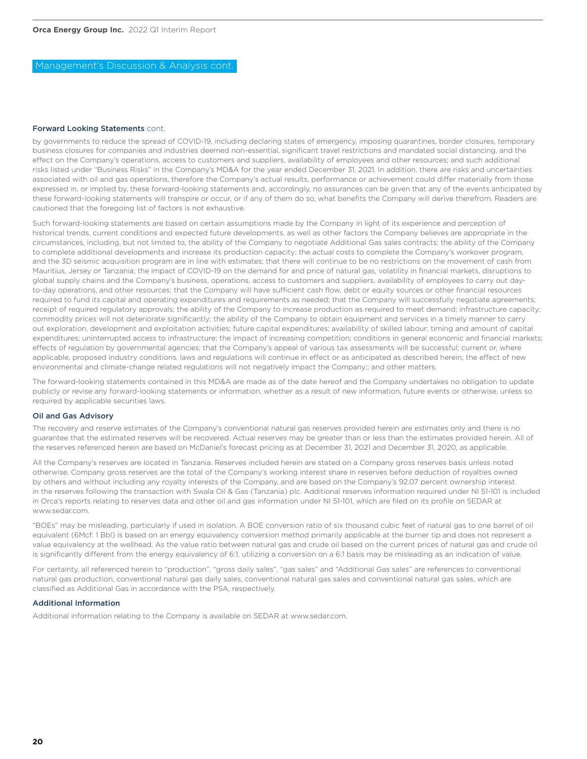## Management's Discussion & Analysis cont.

### Forward Looking Statements cont.

by governments to reduce the spread of COVID-19, including declaring states of emergency, imposing quarantines, border closures, temporary business closures for companies and industries deemed non-essential, significant travel restrictions and mandated social distancing, and the effect on the Company's operations, access to customers and suppliers, availability of employees and other resources; and such additional risks listed under "Business Risks" in the Company's MD&A for the year ended December 31, 2021. In addition, there are risks and uncertainties associated with oil and gas operations, therefore the Company's actual results, performance or achievement could differ materially from those expressed in, or implied by, these forward-looking statements and, accordingly, no assurances can be given that any of the events anticipated by these forward-looking statements will transpire or occur, or if any of them do so, what benefits the Company will derive therefrom. Readers are cautioned that the foregoing list of factors is not exhaustive.

Such forward-looking statements are based on certain assumptions made by the Company in light of its experience and perception of historical trends, current conditions and expected future developments, as well as other factors the Company believes are appropriate in the circumstances, including, but not limited to, the ability of the Company to negotiate Additional Gas sales contracts; the ability of the Company to complete additional developments and increase its production capacity; the actual costs to complete the Company's workover program, and the 3D seismic acquisition program are in line with estimates; that there will continue to be no restrictions on the movement of cash from Mauritius, Jersey or Tanzania; the impact of COVID-19 on the demand for and price of natural gas, volatility in financial markets, disruptions to global supply chains and the Company's business, operations, access to customers and suppliers, availability of employees to carry out day-to-day operations, and other resources; that the Company will have sufficient cash flow, debt or equity sources or other financial resources required to fund its capital and operating expenditures and requirements as needed; that the Company will successfully negotiate agreements; receipt of required regulatory approvals; the ability of the Company to increase production as required to meet demand; infrastructure capacity; commodity prices will not deteriorate significantly; the ability of the Company to obtain equipment and services in a timely manner to carry out exploration, development and exploitation activities; future capital expenditures; availability of skilled labour; timing and amount of capital expenditures; uninterrupted access to infrastructure; the impact of increasing competition; conditions in general economic and financial markets; effects of regulation by governmental agencies; that the Company's appeal of various tax assessments will be successful; current or, where applicable, proposed industry conditions, laws and regulations will continue in effect or as anticipated as described herein; the effect of new environmental and climate-change related regulations will not negatively impact the Company;; and other matters.

The forward-looking statements contained in this MD&A are made as of the date hereof and the Company undertakes no obligation to update publicly or revise any forward-looking statements or information, whether as a result of new information, future events or otherwise, unless so required by applicable securities laws.

### Oil and Gas Advisory

The recovery and reserve estimates of the Company's conventional natural gas reserves provided herein are estimates only and there is no guarantee that the estimated reserves will be recovered. Actual reserves may be greater than or less than the estimates provided herein. All of the reserves referenced herein are based on McDaniel's forecast pricing as at December 31, 2021 and December 31, 2020, as applicable.

All the Company's reserves are located in Tanzania. Reserves included herein are stated on a Company gross reserves basis unless noted otherwise. Company gross reserves are the total of the Company's working interest share in reserves before deduction of royalties owned by others and without including any royalty interests of the Company, and are based on the Company's 92.07 percent ownership interest in the reserves following the transaction with Swala Oil & Gas (Tanzania) plc. Additional reserves information required under NI 51-101 is included in Orca's reports relating to reserves data and other oil and gas information under NI 51-101, which are filed on its profile on SEDAR at www.sedar.com.

"BOEs" may be misleading, particularly if used in isolation. A BOE conversion ratio of six thousand cubic feet of natural gas to one barrel of oil equivalent (6Mcf: 1 Bbl) is based on an energy equivalency conversion method primarily applicable at the burner tip and does not represent a value equivalency at the wellhead. As the value ratio between natural gas and crude oil based on the current prices of natural gas and crude oil is significantly different from the energy equivalency of 6:1, utilizing a conversion on a 6:1 basis may be misleading as an indication of value.

For certainty, all referenced herein to "production", "gross daily sales", "gas sales" and "Additional Gas sales" are references to conventional natural gas production, conventional natural gas daily sales, conventional natural gas sales and conventional natural gas sales, which are classified as Additional Gas in accordance with the PSA, respectively.

### Additional Information

Additional information relating to the Company is available on SEDAR at www.sedar.com.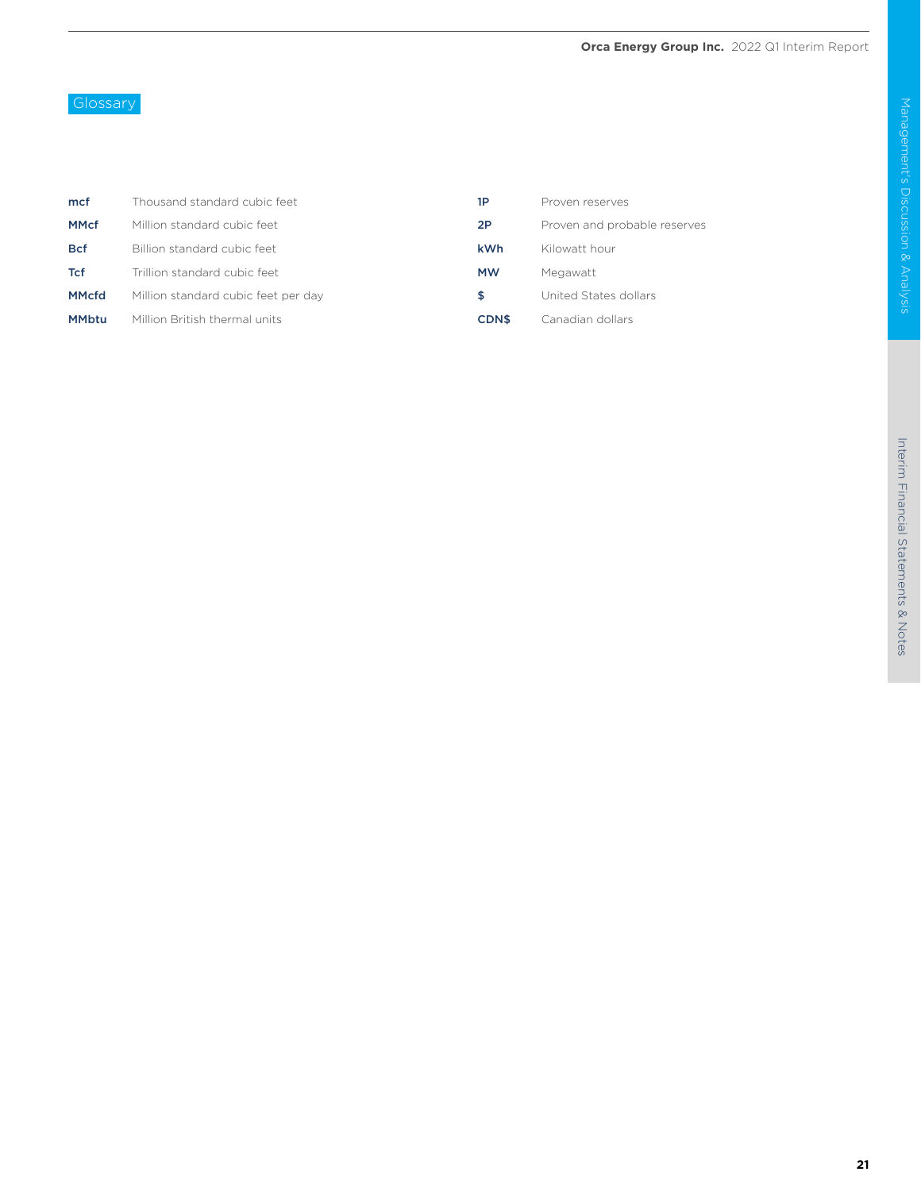## Glossary

| | | | |
|---|---|---|---|
| **mcf** | Thousand standard cubic feet | **1P** | Proven reserves |
| **MMcf** | Million standard cubic feet | **2P** | Proven and probable reserves |
| **Bcf** | Billion standard cubic feet | **kWh** | Kilowatt hour |
| **Tcf** | Trillion standard cubic feet | **MW** | Megawatt |
| **MMcfd** | Million standard cubic feet per day | **$** | United States dollars |
| **MMbtu** | Million British thermal units | **CDN$** | Canadian dollars |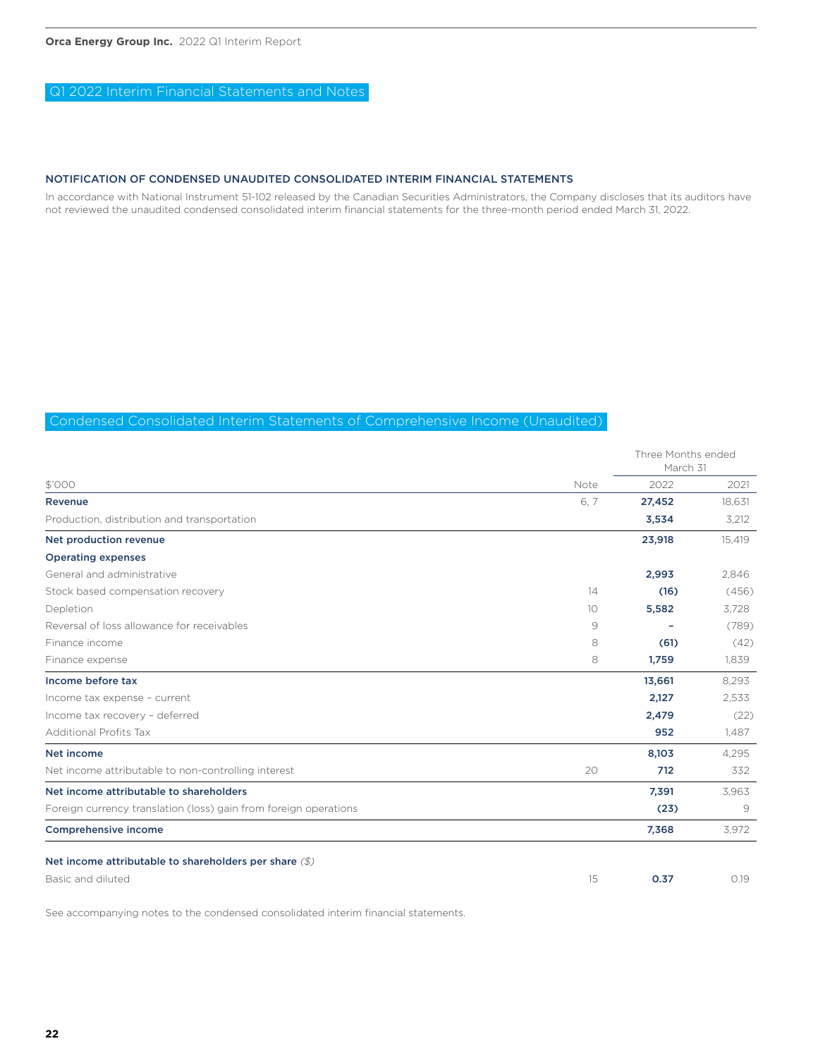## Q1 2022 Interim Financial Statements and Notes

### NOTIFICATION OF CONDENSED UNAUDITED CONSOLIDATED INTERIM FINANCIAL STATEMENTS

In accordance with National Instrument 51-102 released by the Canadian Securities Administrators, the Company discloses that its auditors have not reviewed the unaudited condensed consolidated interim financial statements for the three-month period ended March 31, 2022.

## Condensed Consolidated Interim Statements of Comprehensive Income (Unaudited)

| | | Three Months ended March 31 | |
|---|---|---|---|
| $'000 | Note | 2022 | 2021 |
| **Revenue** | 6, 7 | **27,452** | 18,631 |
| Production, distribution and transportation | | **3,534** | 3,212 |
| **Net production revenue** | | **23,918** | 15,419 |
| **Operating expenses** | | | |
| General and administrative | | **2,993** | 2,846 |
| Stock based compensation recovery | 14 | **(16)** | (456) |
| Depletion | 10 | **5,582** | 3,728 |
| Reversal of loss allowance for receivables | 9 | **–** | (789) |
| Finance income | 8 | **(61)** | (42) |
| Finance expense | 8 | **1,759** | 1,839 |
| **Income before tax** | | **13,661** | 8,293 |
| Income tax expense – current | | **2,127** | 2,533 |
| Income tax recovery – deferred | | **2,479** | (22) |
| Additional Profits Tax | | **952** | 1,487 |
| **Net income** | | **8,103** | 4,295 |
| Net income attributable to non-controlling interest | 20 | **712** | 332 |
| **Net income attributable to shareholders** | | **7,391** | 3,963 |
| Foreign currency translation (loss) gain from foreign operations | | **(23)** | 9 |
| **Comprehensive income** | | **7,368** | 3,972 |
| **Net income attributable to shareholders per share** *($)* | | | |
| Basic and diluted | 15 | **0.37** | 0.19 |

See accompanying notes to the condensed consolidated interim financial statements.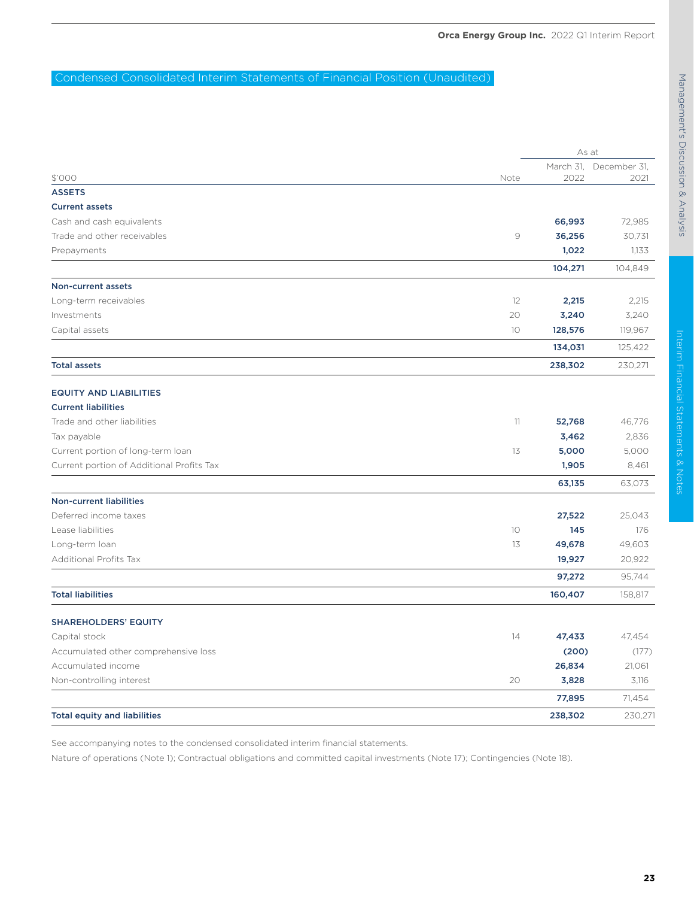## Condensed Consolidated Interim Statements of Financial Position (Unaudited)

| $'000 | Note | As at March 31, 2022 | As at December 31, 2021 |
|---|---|---|---|
| **ASSETS** | | | |
| **Current assets** | | | |
| Cash and cash equivalents | | **66,993** | 72,985 |
| Trade and other receivables | 9 | **36,256** | 30,731 |
| Prepayments | | **1,022** | 1,133 |
| | | **104,271** | 104,849 |
| **Non-current assets** | | | |
| Long-term receivables | 12 | **2,215** | 2,215 |
| Investments | 20 | **3,240** | 3,240 |
| Capital assets | 10 | **128,576** | 119,967 |
| | | **134,031** | 125,422 |
| **Total assets** | | **238,302** | 230,271 |
| **EQUITY AND LIABILITIES** | | | |
| **Current liabilities** | | | |
| Trade and other liabilities | 11 | **52,768** | 46,776 |
| Tax payable | | **3,462** | 2,836 |
| Current portion of long-term loan | 13 | **5,000** | 5,000 |
| Current portion of Additional Profits Tax | | **1,905** | 8,461 |
| | | **63,135** | 63,073 |
| **Non-current liabilities** | | | |
| Deferred income taxes | | **27,522** | 25,043 |
| Lease liabilities | 10 | **145** | 176 |
| Long-term loan | 13 | **49,678** | 49,603 |
| Additional Profits Tax | | **19,927** | 20,922 |
| | | **97,272** | 95,744 |
| **Total liabilities** | | **160,407** | 158,817 |
| **SHAREHOLDERS' EQUITY** | | | |
| Capital stock | 14 | **47,433** | 47,454 |
| Accumulated other comprehensive loss | | **(200)** | (177) |
| Accumulated income | | **26,834** | 21,061 |
| Non-controlling interest | 20 | **3,828** | 3,116 |
| | | **77,895** | 71,454 |
| **Total equity and liabilities** | | **238,302** | 230,271 |

See accompanying notes to the condensed consolidated interim financial statements.

Nature of operations (Note 1); Contractual obligations and committed capital investments (Note 17); Contingencies (Note 18).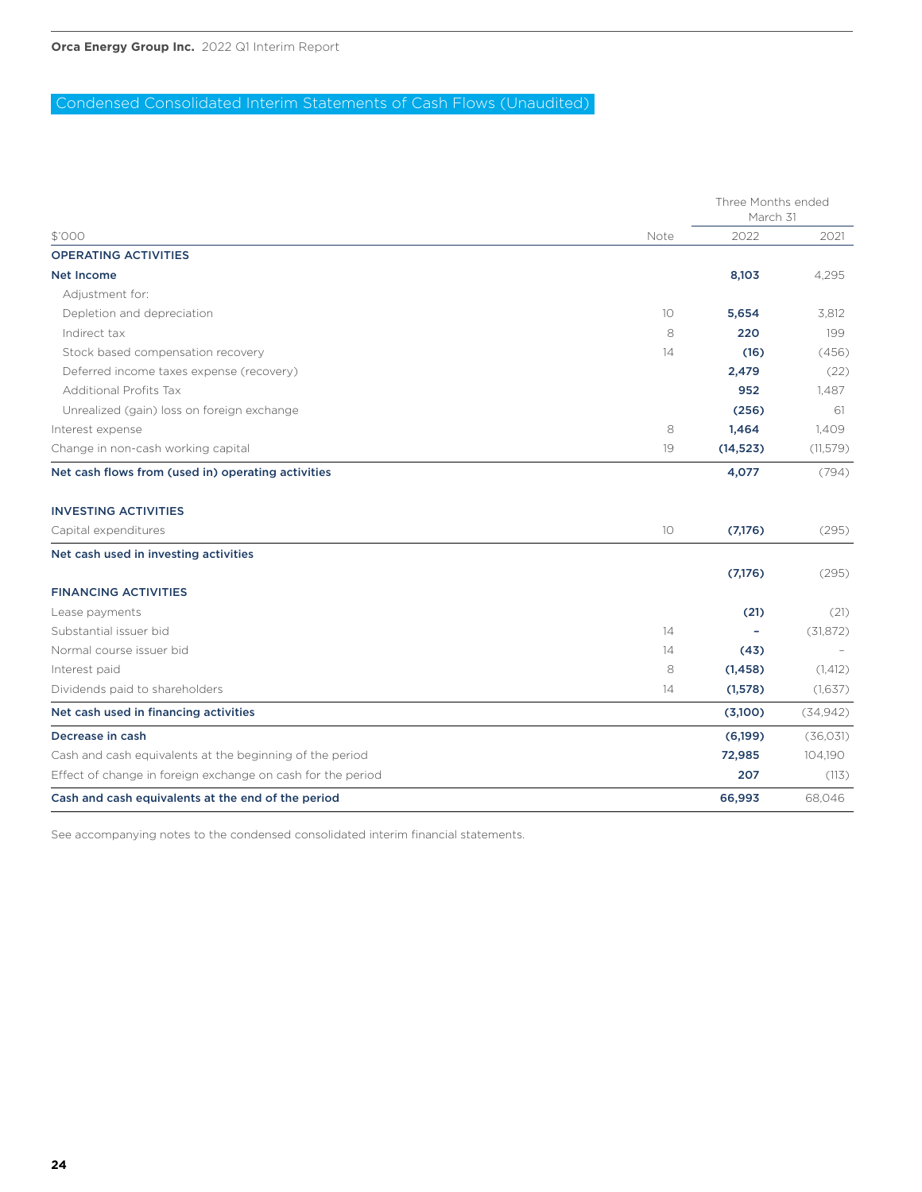# Condensed Consolidated Interim Statements of Cash Flows (Unaudited)

| $'000 | Note | Three Months ended March 31 2022 | 2021 |
|---|---|---|---|
| **OPERATING ACTIVITIES** | | | |
| **Net Income** | | **8,103** | 4,295 |
| Adjustment for: | | | |
| Depletion and depreciation | 10 | **5,654** | 3,812 |
| Indirect tax | 8 | **220** | 199 |
| Stock based compensation recovery | 14 | **(16)** | (456) |
| Deferred income taxes expense (recovery) | | **2,479** | (22) |
| Additional Profits Tax | | **952** | 1,487 |
| Unrealized (gain) loss on foreign exchange | | **(256)** | 61 |
| Interest expense | 8 | **1,464** | 1,409 |
| Change in non-cash working capital | 19 | **(14,523)** | (11,579) |
| **Net cash flows from (used in) operating activities** | | **4,077** | (794) |
| **INVESTING ACTIVITIES** | | | |
| Capital expenditures | 10 | **(7,176)** | (295) |
| **Net cash used in investing activities** | | **(7,176)** | (295) |
| **FINANCING ACTIVITIES** | | | |
| Lease payments | | **(21)** | (21) |
| Substantial issuer bid | 14 | **-** | (31,872) |
| Normal course issuer bid | 14 | **(43)** | - |
| Interest paid | 8 | **(1,458)** | (1,412) |
| Dividends paid to shareholders | 14 | **(1,578)** | (1,637) |
| **Net cash used in financing activities** | | **(3,100)** | (34,942) |
| **Decrease in cash** | | **(6,199)** | (36,031) |
| Cash and cash equivalents at the beginning of the period | | **72,985** | 104,190 |
| Effect of change in foreign exchange on cash for the period | | **207** | (113) |
| **Cash and cash equivalents at the end of the period** | | **66,993** | 68,046 |

See accompanying notes to the condensed consolidated interim financial statements.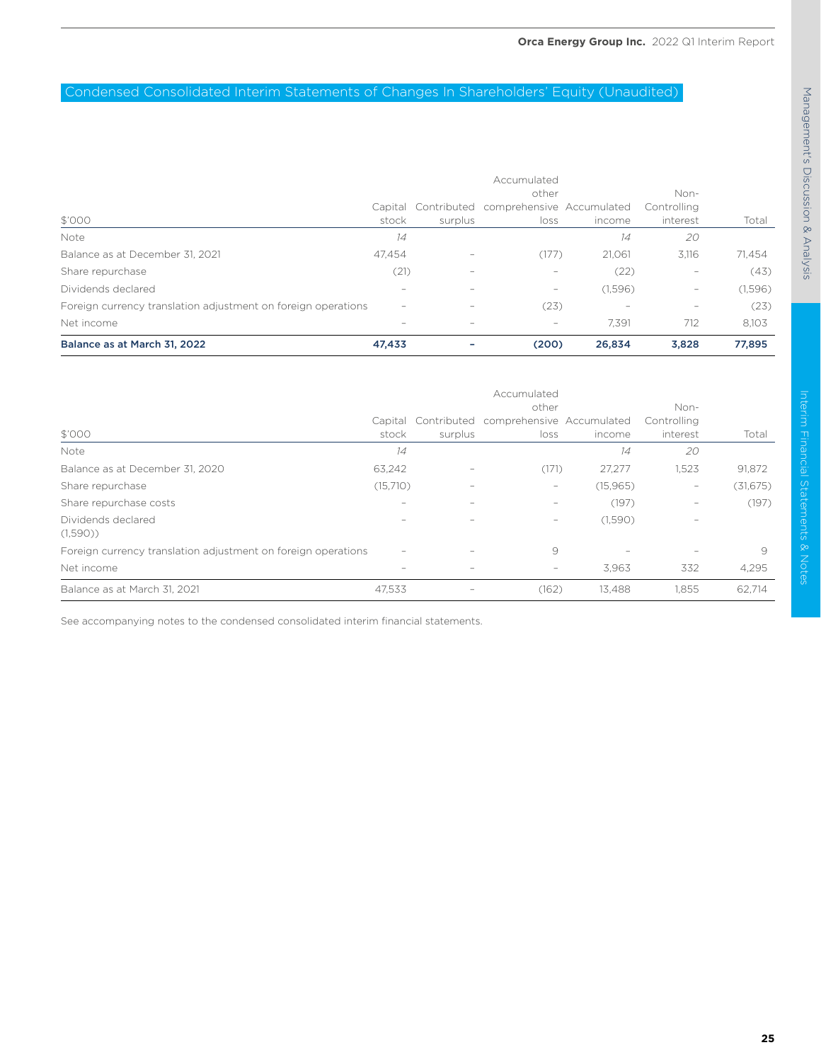## Condensed Consolidated Interim Statements of Changes In Shareholders' Equity (Unaudited)

| $'000 | Capital stock | Contributed surplus | Accumulated other comprehensive loss | Accumulated income | Non-Controlling interest | Total |
|---|---|---|---|---|---|---|
| Note | *14* | | | *14* | *20* | |
| Balance as at December 31, 2021 | 47,454 | – | (177) | 21,061 | 3,116 | 71,454 |
| Share repurchase | (21) | – | – | (22) | – | (43) |
| Dividends declared | – | – | – | (1,596) | – | (1,596) |
| Foreign currency translation adjustment on foreign operations | – | – | (23) | – | – | (23) |
| Net income | – | – | – | 7,391 | 712 | 8,103 |
| **Balance as at March 31, 2022** | **47,433** | **–** | **(200)** | **26,834** | **3,828** | **77,895** |

| $'000 | Capital stock | Contributed surplus | Accumulated other comprehensive loss | Accumulated income | Non-Controlling interest | Total |
|---|---|---|---|---|---|---|
| Note | *14* | | | *14* | *20* | |
| Balance as at December 31, 2020 | 63,242 | – | (171) | 27,277 | 1,523 | 91,872 |
| Share repurchase | (15,710) | – | – | (15,965) | – | (31,675) |
| Share repurchase costs | – | – | – | (197) | – | (197) |
| Dividends declared (1,590)) | – | – | – | (1,590) | – | |
| Foreign currency translation adjustment on foreign operations | – | – | 9 | – | – | 9 |
| Net income | – | – | – | 3,963 | 332 | 4,295 |
| Balance as at March 31, 2021 | 47,533 | – | (162) | 13,488 | 1,855 | 62,714 |

See accompanying notes to the condensed consolidated interim financial statements.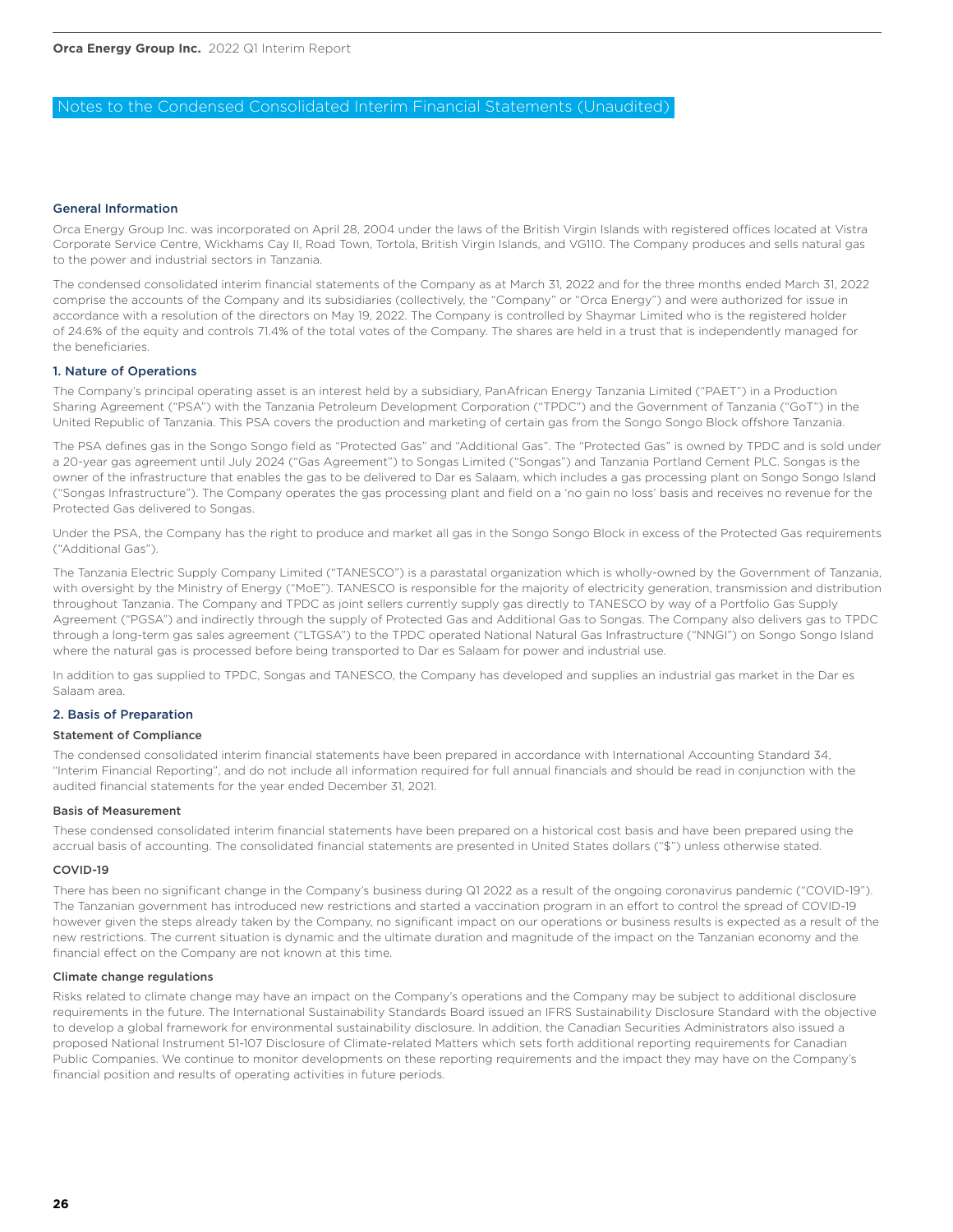# Notes to the Condensed Consolidated Interim Financial Statements (Unaudited)

## General Information

Orca Energy Group Inc. was incorporated on April 28, 2004 under the laws of the British Virgin Islands with registered offices located at Vistra Corporate Service Centre, Wickhams Cay II, Road Town, Tortola, British Virgin Islands, and VG110. The Company produces and sells natural gas to the power and industrial sectors in Tanzania.

The condensed consolidated interim financial statements of the Company as at March 31, 2022 and for the three months ended March 31, 2022 comprise the accounts of the Company and its subsidiaries (collectively, the "Company" or "Orca Energy") and were authorized for issue in accordance with a resolution of the directors on May 19, 2022. The Company is controlled by Shaymar Limited who is the registered holder of 24.6% of the equity and controls 71.4% of the total votes of the Company. The shares are held in a trust that is independently managed for the beneficiaries.

## 1. Nature of Operations

The Company's principal operating asset is an interest held by a subsidiary, PanAfrican Energy Tanzania Limited ("PAET") in a Production Sharing Agreement ("PSA") with the Tanzania Petroleum Development Corporation ("TPDC") and the Government of Tanzania ("GoT") in the United Republic of Tanzania. This PSA covers the production and marketing of certain gas from the Songo Songo Block offshore Tanzania.

The PSA defines gas in the Songo Songo field as "Protected Gas" and "Additional Gas". The "Protected Gas" is owned by TPDC and is sold under a 20-year gas agreement until July 2024 ("Gas Agreement") to Songas Limited ("Songas") and Tanzania Portland Cement PLC. Songas is the owner of the infrastructure that enables the gas to be delivered to Dar es Salaam, which includes a gas processing plant on Songo Songo Island ("Songas Infrastructure"). The Company operates the gas processing plant and field on a 'no gain no loss' basis and receives no revenue for the Protected Gas delivered to Songas.

Under the PSA, the Company has the right to produce and market all gas in the Songo Songo Block in excess of the Protected Gas requirements ("Additional Gas").

The Tanzania Electric Supply Company Limited ("TANESCO") is a parastatal organization which is wholly-owned by the Government of Tanzania, with oversight by the Ministry of Energy ("MoE"). TANESCO is responsible for the majority of electricity generation, transmission and distribution throughout Tanzania. The Company and TPDC as joint sellers currently supply gas directly to TANESCO by way of a Portfolio Gas Supply Agreement ("PGSA") and indirectly through the supply of Protected Gas and Additional Gas to Songas. The Company also delivers gas to TPDC through a long-term gas sales agreement ("LTGSA") to the TPDC operated National Natural Gas Infrastructure ("NNGI") on Songo Songo Island where the natural gas is processed before being transported to Dar es Salaam for power and industrial use.

In addition to gas supplied to TPDC, Songas and TANESCO, the Company has developed and supplies an industrial gas market in the Dar es Salaam area.

## 2. Basis of Preparation

### Statement of Compliance

The condensed consolidated interim financial statements have been prepared in accordance with International Accounting Standard 34, "Interim Financial Reporting", and do not include all information required for full annual financials and should be read in conjunction with the audited financial statements for the year ended December 31, 2021.

### Basis of Measurement

These condensed consolidated interim financial statements have been prepared on a historical cost basis and have been prepared using the accrual basis of accounting. The consolidated financial statements are presented in United States dollars ("$") unless otherwise stated.

### COVID-19

There has been no significant change in the Company's business during Q1 2022 as a result of the ongoing coronavirus pandemic ("COVID-19"). The Tanzanian government has introduced new restrictions and started a vaccination program in an effort to control the spread of COVID-19 however given the steps already taken by the Company, no significant impact on our operations or business results is expected as a result of the new restrictions. The current situation is dynamic and the ultimate duration and magnitude of the impact on the Tanzanian economy and the financial effect on the Company are not known at this time.

### Climate change regulations

Risks related to climate change may have an impact on the Company's operations and the Company may be subject to additional disclosure requirements in the future. The International Sustainability Standards Board issued an IFRS Sustainability Disclosure Standard with the objective to develop a global framework for environmental sustainability disclosure. In addition, the Canadian Securities Administrators also issued a proposed National Instrument 51-107 Disclosure of Climate-related Matters which sets forth additional reporting requirements for Canadian Public Companies. We continue to monitor developments on these reporting requirements and the impact they may have on the Company's financial position and results of operating activities in future periods.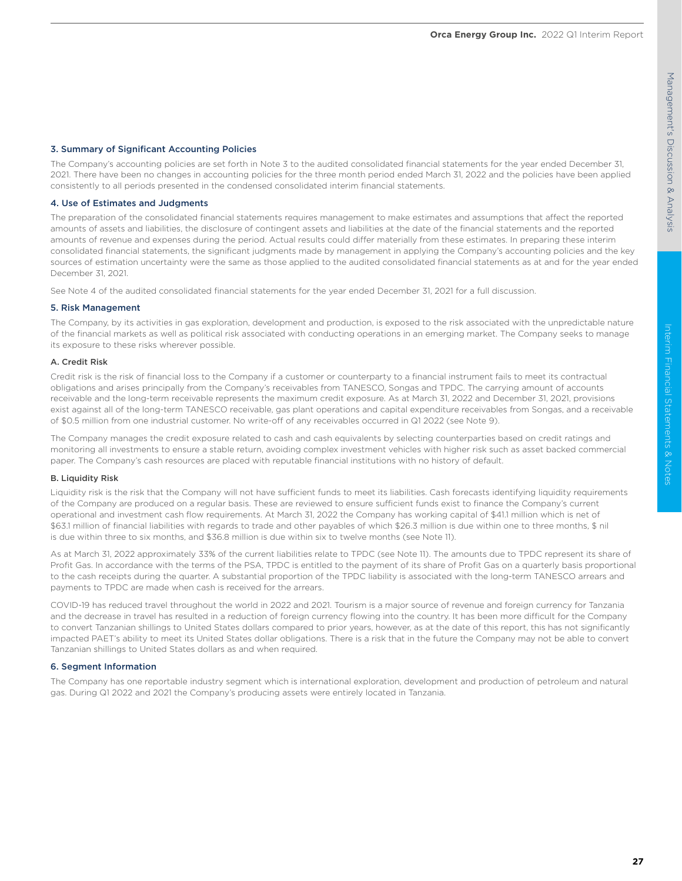## 3. Summary of Significant Accounting Policies

The Company's accounting policies are set forth in Note 3 to the audited consolidated financial statements for the year ended December 31, 2021. There have been no changes in accounting policies for the three month period ended March 31, 2022 and the policies have been applied consistently to all periods presented in the condensed consolidated interim financial statements.

## 4. Use of Estimates and Judgments

The preparation of the consolidated financial statements requires management to make estimates and assumptions that affect the reported amounts of assets and liabilities, the disclosure of contingent assets and liabilities at the date of the financial statements and the reported amounts of revenue and expenses during the period. Actual results could differ materially from these estimates. In preparing these interim consolidated financial statements, the significant judgments made by management in applying the Company's accounting policies and the key sources of estimation uncertainty were the same as those applied to the audited consolidated financial statements as at and for the year ended December 31, 2021.

See Note 4 of the audited consolidated financial statements for the year ended December 31, 2021 for a full discussion.

## 5. Risk Management

The Company, by its activities in gas exploration, development and production, is exposed to the risk associated with the unpredictable nature of the financial markets as well as political risk associated with conducting operations in an emerging market. The Company seeks to manage its exposure to these risks wherever possible.

### A. Credit Risk

Credit risk is the risk of financial loss to the Company if a customer or counterparty to a financial instrument fails to meet its contractual obligations and arises principally from the Company's receivables from TANESCO, Songas and TPDC. The carrying amount of accounts receivable and the long-term receivable represents the maximum credit exposure. As at March 31, 2022 and December 31, 2021, provisions exist against all of the long-term TANESCO receivable, gas plant operations and capital expenditure receivables from Songas, and a receivable of $0.5 million from one industrial customer. No write-off of any receivables occurred in Q1 2022 (see Note 9).

The Company manages the credit exposure related to cash and cash equivalents by selecting counterparties based on credit ratings and monitoring all investments to ensure a stable return, avoiding complex investment vehicles with higher risk such as asset backed commercial paper. The Company's cash resources are placed with reputable financial institutions with no history of default.

### B. Liquidity Risk

Liquidity risk is the risk that the Company will not have sufficient funds to meet its liabilities. Cash forecasts identifying liquidity requirements of the Company are produced on a regular basis. These are reviewed to ensure sufficient funds exist to finance the Company's current operational and investment cash flow requirements. At March 31, 2022 the Company has working capital of $41.1 million which is net of $63.1 million of financial liabilities with regards to trade and other payables of which $26.3 million is due within one to three months, $ nil is due within three to six months, and $36.8 million is due within six to twelve months (see Note 11).

As at March 31, 2022 approximately 33% of the current liabilities relate to TPDC (see Note 11). The amounts due to TPDC represent its share of Profit Gas. In accordance with the terms of the PSA, TPDC is entitled to the payment of its share of Profit Gas on a quarterly basis proportional to the cash receipts during the quarter. A substantial proportion of the TPDC liability is associated with the long-term TANESCO arrears and payments to TPDC are made when cash is received for the arrears.

COVID-19 has reduced travel throughout the world in 2022 and 2021. Tourism is a major source of revenue and foreign currency for Tanzania and the decrease in travel has resulted in a reduction of foreign currency flowing into the country. It has been more difficult for the Company to convert Tanzanian shillings to United States dollars compared to prior years, however, as at the date of this report, this has not significantly impacted PAET's ability to meet its United States dollar obligations. There is a risk that in the future the Company may not be able to convert Tanzanian shillings to United States dollars as and when required.

## 6. Segment Information

The Company has one reportable industry segment which is international exploration, development and production of petroleum and natural gas. During Q1 2022 and 2021 the Company's producing assets were entirely located in Tanzania.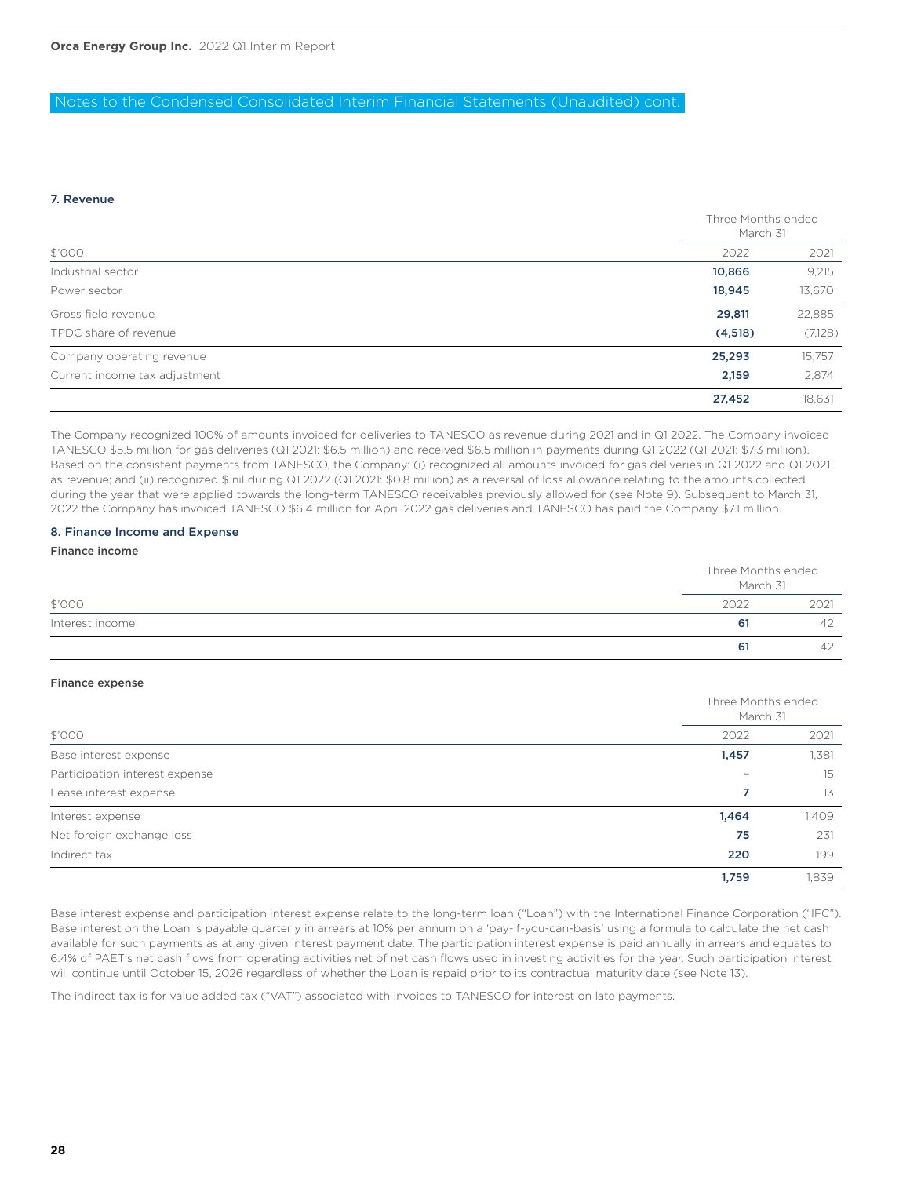## Notes to the Condensed Consolidated Interim Financial Statements (Unaudited) cont.

### 7. Revenue

| $'000 | Three Months ended March 31 | |
|---|---|---|
| | 2022 | 2021 |
| Industrial sector | **10,866** | 9,215 |
| Power sector | **18,945** | 13,670 |
| Gross field revenue | **29,811** | 22,885 |
| TPDC share of revenue | **(4,518)** | (7,128) |
| Company operating revenue | **25,293** | 15,757 |
| Current income tax adjustment | **2,159** | 2,874 |
| | **27,452** | 18,631 |

The Company recognized 100% of amounts invoiced for deliveries to TANESCO as revenue during 2021 and in Q1 2022. The Company invoiced TANESCO $5.5 million for gas deliveries (Q1 2021: $6.5 million) and received $6.5 million in payments during Q1 2022 (Q1 2021: $7.3 million). Based on the consistent payments from TANESCO, the Company: (i) recognized all amounts invoiced for gas deliveries in Q1 2022 and Q1 2021 as revenue; and (ii) recognized $ nil during Q1 2022 (Q1 2021: $0.8 million) as a reversal of loss allowance relating to the amounts collected during the year that were applied towards the long-term TANESCO receivables previously allowed for (see Note 9). Subsequent to March 31, 2022 the Company has invoiced TANESCO $6.4 million for April 2022 gas deliveries and TANESCO has paid the Company $7.1 million.

### 8. Finance Income and Expense

**Finance income**

| $'000 | Three Months ended March 31 | |
|---|---|---|
| | 2022 | 2021 |
| Interest income | **61** | 42 |
| | **61** | 42 |

**Finance expense**

| $'000 | Three Months ended March 31 | |
|---|---|---|
| | 2022 | 2021 |
| Base interest expense | **1,457** | 1,381 |
| Participation interest expense | **-** | 15 |
| Lease interest expense | **7** | 13 |
| Interest expense | **1,464** | 1,409 |
| Net foreign exchange loss | **75** | 231 |
| Indirect tax | **220** | 199 |
| | **1,759** | 1,839 |

Base interest expense and participation interest expense relate to the long-term loan ("Loan") with the International Finance Corporation ("IFC"). Base interest on the Loan is payable quarterly in arrears at 10% per annum on a 'pay-if-you-can-basis' using a formula to calculate the net cash available for such payments as at any given interest payment date. The participation interest expense is paid annually in arrears and equates to 6.4% of PAET's net cash flows from operating activities net of net cash flows used in investing activities for the year. Such participation interest will continue until October 15, 2026 regardless of whether the Loan is repaid prior to its contractual maturity date (see Note 13).

The indirect tax is for value added tax ("VAT") associated with invoices to TANESCO for interest on late payments.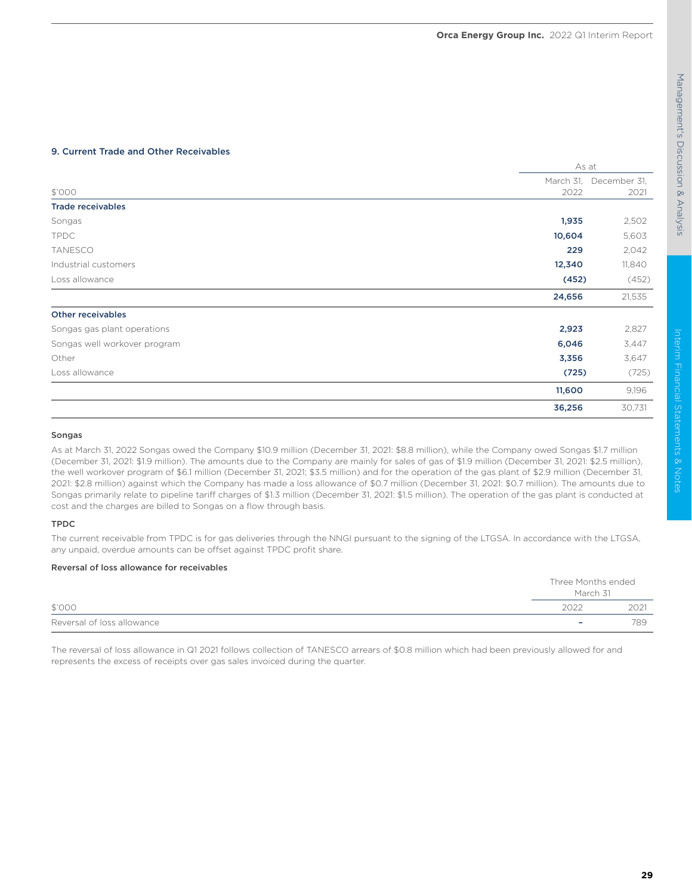## 9. Current Trade and Other Receivables

| $'000 | As at March 31, 2022 | As at December 31, 2021 |
|---|---|---|
| **Trade receivables** | | |
| Songas | **1,935** | 2,502 |
| TPDC | **10,604** | 5,603 |
| TANESCO | **229** | 2,042 |
| Industrial customers | **12,340** | 11,840 |
| Loss allowance | **(452)** | (452) |
| | **24,656** | 21,535 |
| **Other receivables** | | |
| Songas gas plant operations | **2,923** | 2,827 |
| Songas well workover program | **6,046** | 3,447 |
| Other | **3,356** | 3,647 |
| Loss allowance | **(725)** | (725) |
| | **11,600** | 9,196 |
| | **36,256** | 30,731 |

### Songas

As at March 31, 2022 Songas owed the Company $10.9 million (December 31, 2021: $8.8 million), while the Company owed Songas $1.7 million (December 31, 2021: $1.9 million). The amounts due to the Company are mainly for sales of gas of $1.9 million (December 31, 2021: $2.5 million), the well workover program of $6.1 million (December 31, 2021; $3.5 million) and for the operation of the gas plant of $2.9 million (December 31, 2021: $2.8 million) against which the Company has made a loss allowance of $0.7 million (December 31, 2021: $0.7 million). The amounts due to Songas primarily relate to pipeline tariff charges of $1.3 million (December 31, 2021: $1.5 million). The operation of the gas plant is conducted at cost and the charges are billed to Songas on a flow through basis.

### TPDC

The current receivable from TPDC is for gas deliveries through the NNGI pursuant to the signing of the LTGSA. In accordance with the LTGSA, any unpaid, overdue amounts can be offset against TPDC profit share.

### Reversal of loss allowance for receivables

| $'000 | Three Months ended March 31, 2022 | Three Months ended March 31, 2021 |
|---|---|---|
| Reversal of loss allowance | – | 789 |

The reversal of loss allowance in Q1 2021 follows collection of TANESCO arrears of $0.8 million which had been previously allowed for and represents the excess of receipts over gas sales invoiced during the quarter.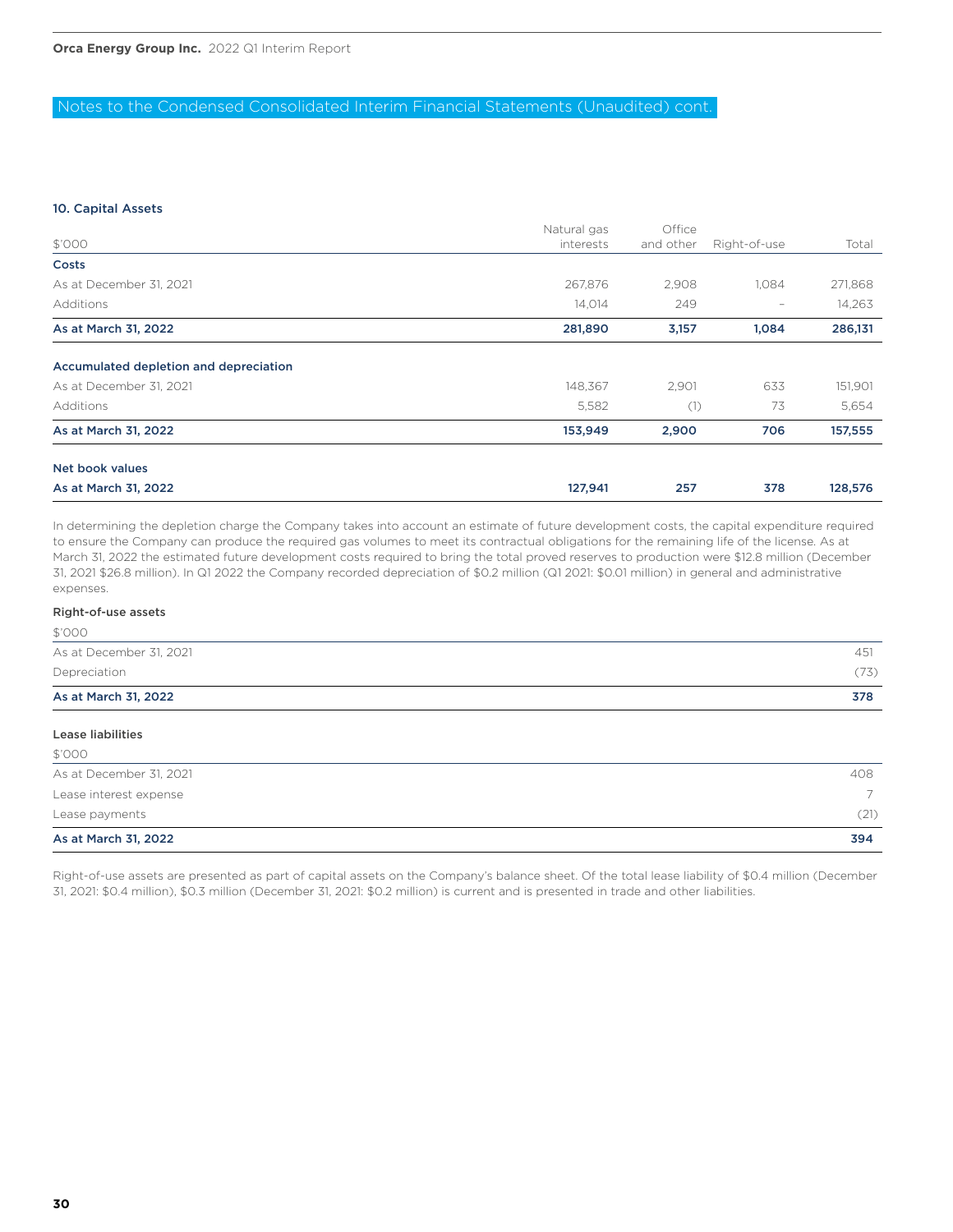## Notes to the Condensed Consolidated Interim Financial Statements (Unaudited) cont.

### 10. Capital Assets

| $'000 | Natural gas interests | Office and other | Right-of-use | Total |
|---|---|---|---|---|
| **Costs** | | | | |
| As at December 31, 2021 | 267,876 | 2,908 | 1,084 | 271,868 |
| Additions | 14,014 | 249 | – | 14,263 |
| **As at March 31, 2022** | **281,890** | **3,157** | **1,084** | **286,131** |
| **Accumulated depletion and depreciation** | | | | |
| As at December 31, 2021 | 148,367 | 2,901 | 633 | 151,901 |
| Additions | 5,582 | (1) | 73 | 5,654 |
| **As at March 31, 2022** | **153,949** | **2,900** | **706** | **157,555** |
| **Net book values** | | | | |
| **As at March 31, 2022** | **127,941** | **257** | **378** | **128,576** |

In determining the depletion charge the Company takes into account an estimate of future development costs, the capital expenditure required to ensure the Company can produce the required gas volumes to meet its contractual obligations for the remaining life of the license. As at March 31, 2022 the estimated future development costs required to bring the total proved reserves to production were $12.8 million (December 31, 2021 $26.8 million). In Q1 2022 the Company recorded depreciation of $0.2 million (Q1 2021: $0.01 million) in general and administrative expenses.

#### Right-of-use assets

| $'000 | |
|---|---|
| As at December 31, 2021 | 451 |
| Depreciation | (73) |
| **As at March 31, 2022** | **378** |

#### Lease liabilities

| $'000 | |
|---|---|
| As at December 31, 2021 | 408 |
| Lease interest expense | 7 |
| Lease payments | (21) |
| **As at March 31, 2022** | **394** |

Right-of-use assets are presented as part of capital assets on the Company's balance sheet. Of the total lease liability of $0.4 million (December 31, 2021: $0.4 million), $0.3 million (December 31, 2021: $0.2 million) is current and is presented in trade and other liabilities.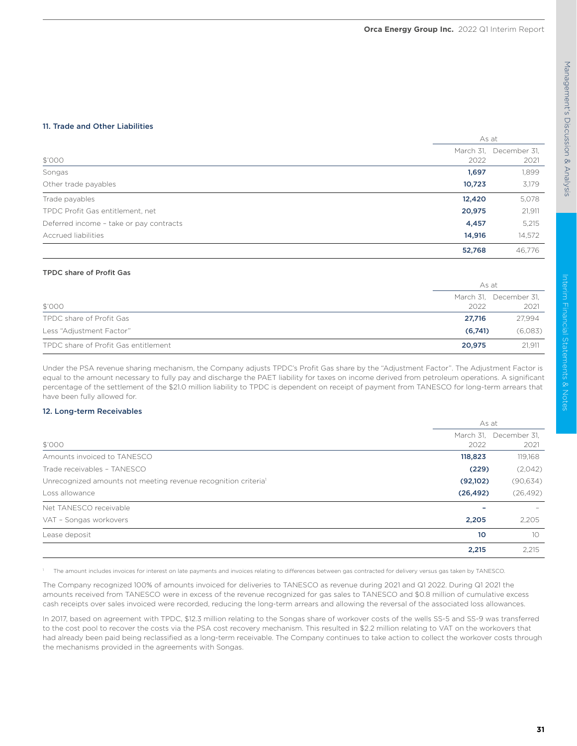### 11. Trade and Other Liabilities

| $'000 | As at March 31, 2022 | As at December 31, 2021 |
|---|---|---|
| Songas | **1,697** | 1,899 |
| Other trade payables | **10,723** | 3,179 |
| Trade payables | **12,420** | 5,078 |
| TPDC Profit Gas entitlement, net | **20,975** | 21,911 |
| Deferred income – take or pay contracts | **4,457** | 5,215 |
| Accrued liabilities | **14,916** | 14,572 |
| | **52,768** | 46,776 |

#### TPDC share of Profit Gas

| $'000 | As at March 31, 2022 | As at December 31, 2021 |
|---|---|---|
| TPDC share of Profit Gas | **27,716** | 27,994 |
| Less "Adjustment Factor" | **(6,741)** | (6,083) |
| TPDC share of Profit Gas entitlement | **20,975** | 21,911 |

Under the PSA revenue sharing mechanism, the Company adjusts TPDC's Profit Gas share by the "Adjustment Factor". The Adjustment Factor is equal to the amount necessary to fully pay and discharge the PAET liability for taxes on income derived from petroleum operations. A significant percentage of the settlement of the $21.0 million liability to TPDC is dependent on receipt of payment from TANESCO for long-term arrears that have been fully allowed for.

### 12. Long-term Receivables

| $'000 | As at March 31, 2022 | As at December 31, 2021 |
|---|---|---|
| Amounts invoiced to TANESCO | **118,823** | 119,168 |
| Trade receivables – TANESCO | **(229)** | (2,042) |
| Unrecognized amounts not meeting revenue recognition criteria[1] | **(92,102)** | (90,634) |
| Loss allowance | **(26,492)** | (26,492) |
| Net TANESCO receivable | **–** | – |
| VAT – Songas workovers | **2,205** | 2,205 |
| Lease deposit | **10** | 10 |
| | **2,215** | 2,215 |

[1] The amount includes invoices for interest on late payments and invoices relating to differences between gas contracted for delivery versus gas taken by TANESCO.

The Company recognized 100% of amounts invoiced for deliveries to TANESCO as revenue during 2021 and Q1 2022. During Q1 2021 the amounts received from TANESCO were in excess of the revenue recognized for gas sales to TANESCO and $0.8 million of cumulative excess cash receipts over sales invoiced were recorded, reducing the long-term arrears and allowing the reversal of the associated loss allowances.

In 2017, based on agreement with TPDC, $12.3 million relating to the Songas share of workover costs of the wells SS-5 and SS-9 was transferred to the cost pool to recover the costs via the PSA cost recovery mechanism. This resulted in $2.2 million relating to VAT on the workovers that had already been paid being reclassified as a long-term receivable. The Company continues to take action to collect the workover costs through the mechanisms provided in the agreements with Songas.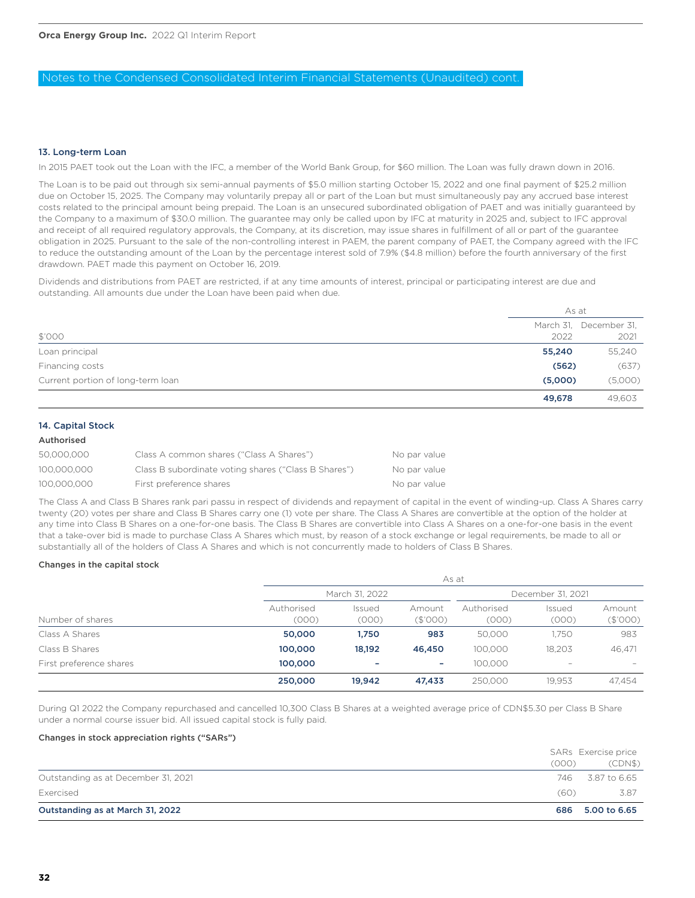## Notes to the Condensed Consolidated Interim Financial Statements (Unaudited) cont.

### 13. Long-term Loan

In 2015 PAET took out the Loan with the IFC, a member of the World Bank Group, for $60 million. The Loan was fully drawn down in 2016.

The Loan is to be paid out through six semi-annual payments of $5.0 million starting October 15, 2022 and one final payment of $25.2 million due on October 15, 2025. The Company may voluntarily prepay all or part of the Loan but must simultaneously pay any accrued base interest costs related to the principal amount being prepaid. The Loan is an unsecured subordinated obligation of PAET and was initially guaranteed by the Company to a maximum of $30.0 million. The guarantee may only be called upon by IFC at maturity in 2025 and, subject to IFC approval and receipt of all required regulatory approvals, the Company, at its discretion, may issue shares in fulfillment of all or part of the guarantee obligation in 2025. Pursuant to the sale of the non-controlling interest in PAEM, the parent company of PAET, the Company agreed with the IFC to reduce the outstanding amount of the Loan by the percentage interest sold of 7.9% ($4.8 million) before the fourth anniversary of the first drawdown. PAET made this payment on October 16, 2019.

Dividends and distributions from PAET are restricted, if at any time amounts of interest, principal or participating interest are due and outstanding. All amounts due under the Loan have been paid when due.

| | As at | |
|---|---|---|
| $'000 | March 31, 2022 | December 31, 2021 |
| Loan principal | **55,240** | 55,240 |
| Financing costs | **(562)** | (637) |
| Current portion of long-term loan | **(5,000)** | (5,000) |
| | **49,678** | 49,603 |

### 14. Capital Stock

**Authorised**

| | | |
|---|---|---|
| 50,000,000 | Class A common shares ("Class A Shares") | No par value |
| 100,000,000 | Class B subordinate voting shares ("Class B Shares") | No par value |
| 100,000,000 | First preference shares | No par value |

The Class A and Class B Shares rank pari passu in respect of dividends and repayment of capital in the event of winding-up. Class A Shares carry twenty (20) votes per share and Class B Shares carry one (1) vote per share. The Class A Shares are convertible at the option of the holder at any time into Class B Shares on a one-for-one basis. The Class B Shares are convertible into Class A Shares on a one-for-one basis in the event that a take-over bid is made to purchase Class A Shares which must, by reason of a stock exchange or legal requirements, be made to all or substantially all of the holders of Class A Shares and which is not concurrently made to holders of Class B Shares.

**Changes in the capital stock**

| | As at | | | | | |
|---|---|---|---|---|---|---|
| | March 31, 2022 | | | December 31, 2021 | | |
| Number of shares | Authorised (000) | Issued (000) | Amount ($'000) | Authorised (000) | Issued (000) | Amount ($'000) |
| Class A Shares | **50,000** | **1,750** | **983** | 50,000 | 1,750 | 983 |
| Class B Shares | **100,000** | **18,192** | **46,450** | 100,000 | 18,203 | 46,471 |
| First preference shares | **100,000** | **–** | **–** | 100,000 | – | – |
| | **250,000** | **19,942** | **47,433** | 250,000 | 19,953 | 47,454 |

During Q1 2022 the Company repurchased and cancelled 10,300 Class B Shares at a weighted average price of CDN$5.30 per Class B Share under a normal course issuer bid. All issued capital stock is fully paid.

**Changes in stock appreciation rights ("SARs")**

| | SARs (000) | Exercise price (CDN$) |
|---|---|---|
| Outstanding as at December 31, 2021 | 746 | 3.87 to 6.65 |
| Exercised | (60) | 3.87 |
| **Outstanding as at March 31, 2022** | **686** | **5.00 to 6.65** |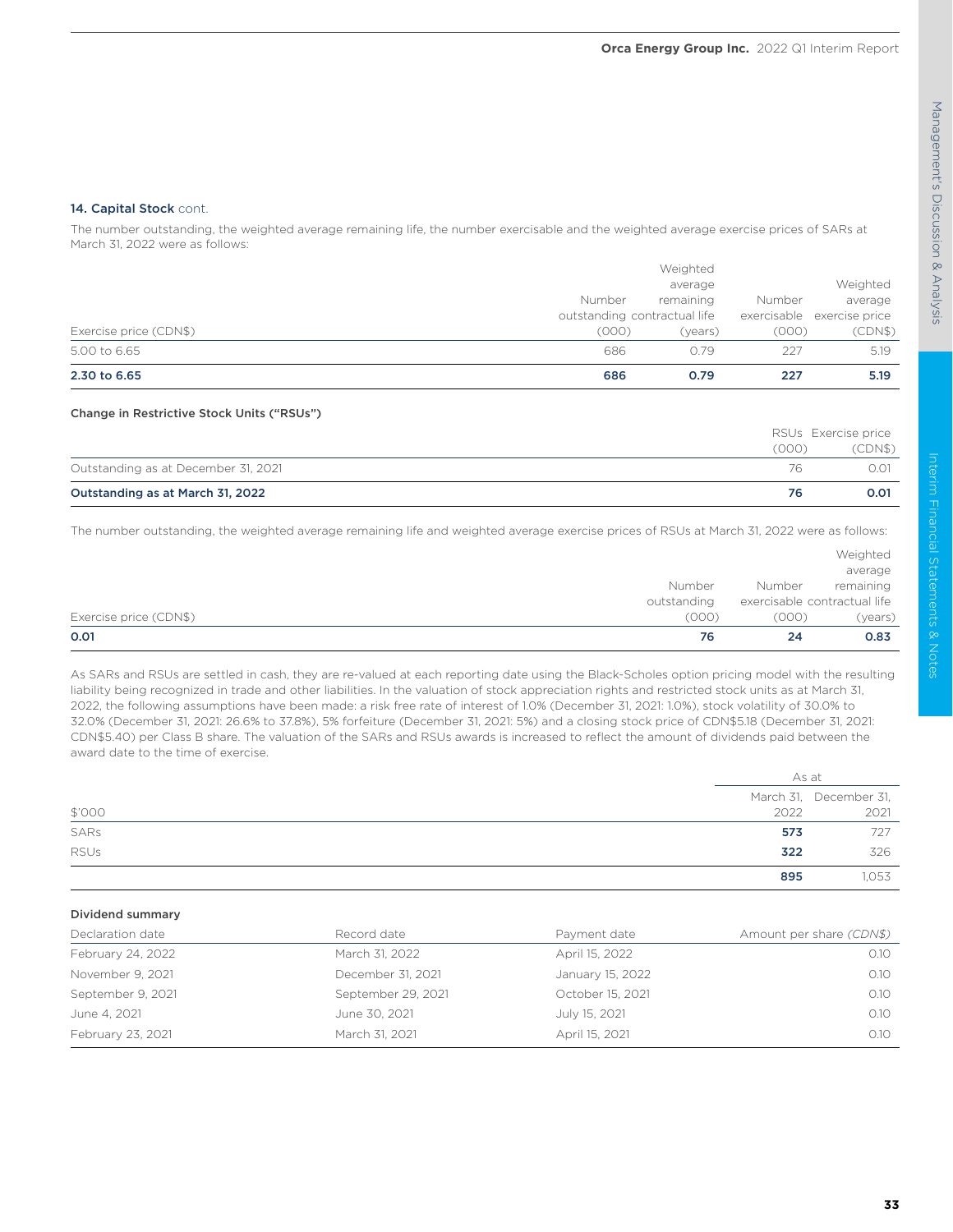### 14. Capital Stock cont.

The number outstanding, the weighted average remaining life, the number exercisable and the weighted average exercise prices of SARs at March 31, 2022 were as follows:

| Exercise price (CDN$) | Number outstanding (000) | Weighted average remaining contractual life (years) | Number exercisable (000) | Weighted average exercise price (CDN$) |
|---|---|---|---|---|
| 5.00 to 6.65 | 686 | 0.79 | 227 | 5.19 |
| **2.30 to 6.65** | **686** | **0.79** | **227** | **5.19** |

**Change in Restrictive Stock Units ("RSUs")**

| | RSUs (000) | Exercise price (CDN$) |
|---|---|---|
| Outstanding as at December 31, 2021 | 76 | 0.01 |
| **Outstanding as at March 31, 2022** | **76** | **0.01** |

The number outstanding, the weighted average remaining life and weighted average exercise prices of RSUs at March 31, 2022 were as follows:

| Exercise price (CDN$) | Number outstanding (000) | Number exercisable (000) | Weighted average remaining contractual life (years) |
|---|---|---|---|
| **0.01** | **76** | **24** | **0.83** |

As SARs and RSUs are settled in cash, they are re-valued at each reporting date using the Black-Scholes option pricing model with the resulting liability being recognized in trade and other liabilities. In the valuation of stock appreciation rights and restricted stock units as at March 31, 2022, the following assumptions have been made: a risk free rate of interest of 1.0% (December 31, 2021: 1.0%), stock volatility of 30.0% to 32.0% (December 31, 2021: 26.6% to 37.8%), 5% forfeiture (December 31, 2021: 5%) and a closing stock price of CDN$5.18 (December 31, 2021: CDN$5.40) per Class B share. The valuation of the SARs and RSUs awards is increased to reflect the amount of dividends paid between the award date to the time of exercise.

| | As at | |
|---|---|---|
| $'000 | March 31, 2022 | December 31, 2021 |
| SARs | **573** | 727 |
| RSUs | **322** | 326 |
| | **895** | 1,053 |

**Dividend summary**

| Declaration date | Record date | Payment date | Amount per share *(CDN$)* |
|---|---|---|---|
| February 24, 2022 | March 31, 2022 | April 15, 2022 | 0.10 |
| November 9, 2021 | December 31, 2021 | January 15, 2022 | 0.10 |
| September 9, 2021 | September 29, 2021 | October 15, 2021 | 0.10 |
| June 4, 2021 | June 30, 2021 | July 15, 2021 | 0.10 |
| February 23, 2021 | March 31, 2021 | April 15, 2021 | 0.10 |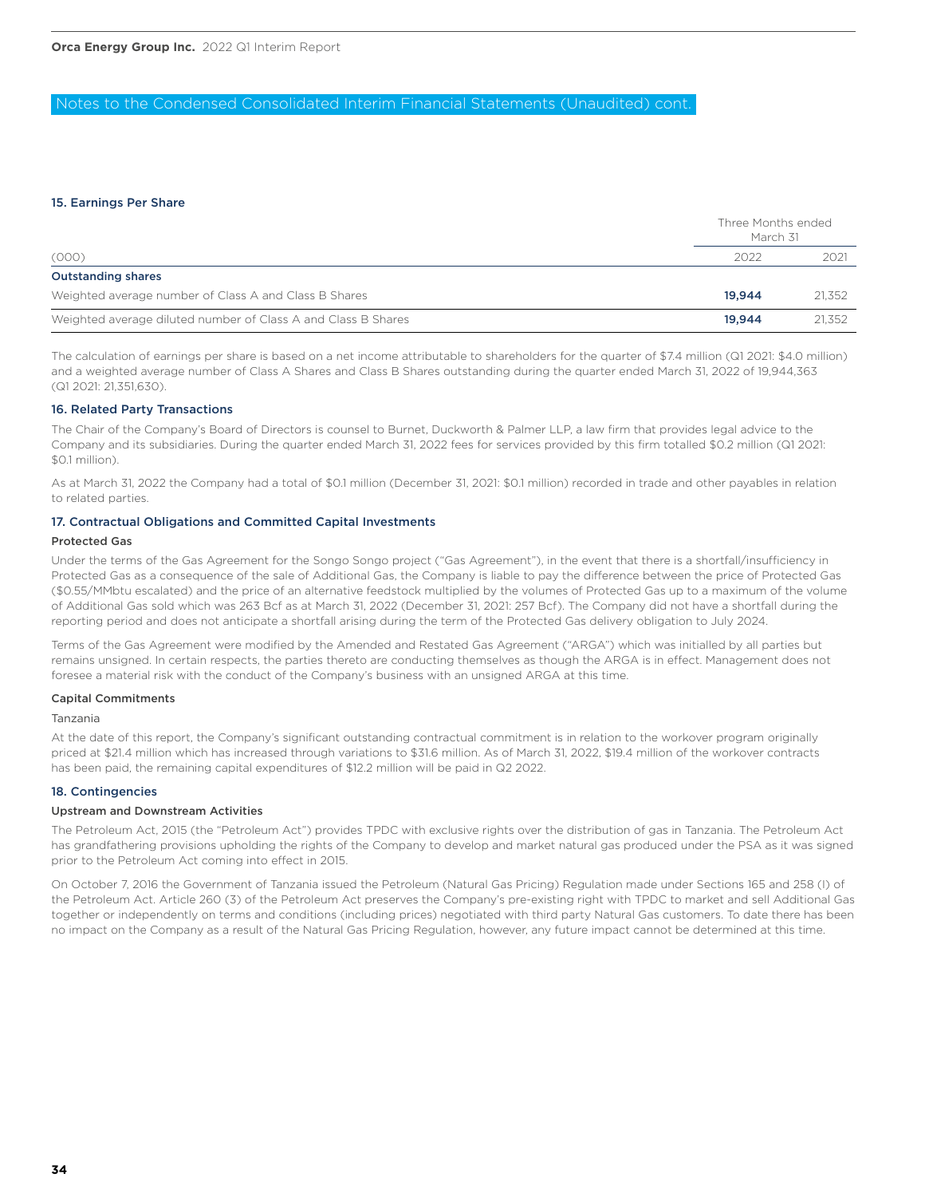## Notes to the Condensed Consolidated Interim Financial Statements (Unaudited) cont.

### 15. Earnings Per Share

| | Three Months ended March 31 | |
|---|---|---|
| (000) | 2022 | 2021 |
| **Outstanding shares** | | |
| Weighted average number of Class A and Class B Shares | **19,944** | 21,352 |
| Weighted average diluted number of Class A and Class B Shares | **19,944** | 21,352 |

The calculation of earnings per share is based on a net income attributable to shareholders for the quarter of $7.4 million (Q1 2021: $4.0 million) and a weighted average number of Class A Shares and Class B Shares outstanding during the quarter ended March 31, 2022 of 19,944,363 (Q1 2021: 21,351,630).

### 16. Related Party Transactions

The Chair of the Company's Board of Directors is counsel to Burnet, Duckworth & Palmer LLP, a law firm that provides legal advice to the Company and its subsidiaries. During the quarter ended March 31, 2022 fees for services provided by this firm totalled $0.2 million (Q1 2021: $0.1 million).

As at March 31, 2022 the Company had a total of $0.1 million (December 31, 2021: $0.1 million) recorded in trade and other payables in relation to related parties.

### 17. Contractual Obligations and Committed Capital Investments

#### Protected Gas

Under the terms of the Gas Agreement for the Songo Songo project ("Gas Agreement"), in the event that there is a shortfall/insufficiency in Protected Gas as a consequence of the sale of Additional Gas, the Company is liable to pay the difference between the price of Protected Gas ($0.55/MMbtu escalated) and the price of an alternative feedstock multiplied by the volumes of Protected Gas up to a maximum of the volume of Additional Gas sold which was 263 Bcf as at March 31, 2022 (December 31, 2021: 257 Bcf). The Company did not have a shortfall during the reporting period and does not anticipate a shortfall arising during the term of the Protected Gas delivery obligation to July 2024.

Terms of the Gas Agreement were modified by the Amended and Restated Gas Agreement ("ARGA") which was initialled by all parties but remains unsigned. In certain respects, the parties thereto are conducting themselves as though the ARGA is in effect. Management does not foresee a material risk with the conduct of the Company's business with an unsigned ARGA at this time.

#### Capital Commitments

Tanzania

At the date of this report, the Company's significant outstanding contractual commitment is in relation to the workover program originally priced at $21.4 million which has increased through variations to $31.6 million. As of March 31, 2022, $19.4 million of the workover contracts has been paid, the remaining capital expenditures of $12.2 million will be paid in Q2 2022.

### 18. Contingencies

#### Upstream and Downstream Activities

The Petroleum Act, 2015 (the "Petroleum Act") provides TPDC with exclusive rights over the distribution of gas in Tanzania. The Petroleum Act has grandfathering provisions upholding the rights of the Company to develop and market natural gas produced under the PSA as it was signed prior to the Petroleum Act coming into effect in 2015.

On October 7, 2016 the Government of Tanzania issued the Petroleum (Natural Gas Pricing) Regulation made under Sections 165 and 258 (I) of the Petroleum Act. Article 260 (3) of the Petroleum Act preserves the Company's pre-existing right with TPDC to market and sell Additional Gas together or independently on terms and conditions (including prices) negotiated with third party Natural Gas customers. To date there has been no impact on the Company as a result of the Natural Gas Pricing Regulation, however, any future impact cannot be determined at this time.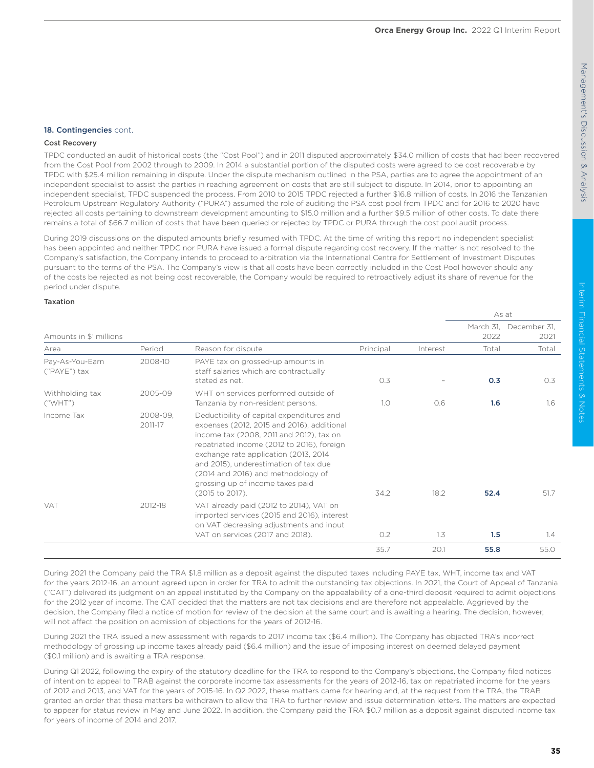### 18. Contingencies cont.

#### Cost Recovery

TPDC conducted an audit of historical costs (the "Cost Pool") and in 2011 disputed approximately $34.0 million of costs that had been recovered from the Cost Pool from 2002 through to 2009. In 2014 a substantial portion of the disputed costs were agreed to be cost recoverable by TPDC with $25.4 million remaining in dispute. Under the dispute mechanism outlined in the PSA, parties are to agree the appointment of an independent specialist to assist the parties in reaching agreement on costs that are still subject to dispute. In 2014, prior to appointing an independent specialist, TPDC suspended the process. From 2010 to 2015 TPDC rejected a further $16.8 million of costs. In 2016 the Tanzanian Petroleum Upstream Regulatory Authority ("PURA") assumed the role of auditing the PSA cost pool from TPDC and for 2016 to 2020 have rejected all costs pertaining to downstream development amounting to $15.0 million and a further $9.5 million of other costs. To date there remains a total of $66.7 million of costs that have been queried or rejected by TPDC or PURA through the cost pool audit process.

During 2019 discussions on the disputed amounts briefly resumed with TPDC. At the time of writing this report no independent specialist has been appointed and neither TPDC nor PURA have issued a formal dispute regarding cost recovery. If the matter is not resolved to the Company's satisfaction, the Company intends to proceed to arbitration via the International Centre for Settlement of Investment Disputes pursuant to the terms of the PSA. The Company's view is that all costs have been correctly included in the Cost Pool however should any of the costs be rejected as not being cost recoverable, the Company would be required to retroactively adjust its share of revenue for the period under dispute.

#### Taxation

| Amounts in $' millions | | | | | As at | |
|---|---|---|---|---|---|---|
| | | | | | March 31, 2022 | December 31, 2021 |
| Area | Period | Reason for dispute | Principal | Interest | Total | Total |
| Pay-As-You-Earn ("PAYE") tax | 2008-10 | PAYE tax on grossed-up amounts in staff salaries which are contractually stated as net. | 0.3 | – | **0.3** | 0.3 |
| Withholding tax ("WHT") | 2005-09 | WHT on services performed outside of Tanzania by non-resident persons. | 1.0 | 0.6 | **1.6** | 1.6 |
| Income Tax | 2008-09, 2011-17 | Deductibility of capital expenditures and expenses (2012, 2015 and 2016), additional income tax (2008, 2011 and 2012), tax on repatriated income (2012 to 2016), foreign exchange rate application (2013, 2014 and 2015), underestimation of tax due (2014 and 2016) and methodology of grossing up of income taxes paid (2015 to 2017). | 34.2 | 18.2 | **52.4** | 51.7 |
| VAT | 2012-18 | VAT already paid (2012 to 2014), VAT on imported services (2015 and 2016), interest on VAT decreasing adjustments and input VAT on services (2017 and 2018). | 0.2 | 1.3 | **1.5** | 1.4 |
| | | | 35.7 | 20.1 | **55.8** | 55.0 |

During 2021 the Company paid the TRA $1.8 million as a deposit against the disputed taxes including PAYE tax, WHT, income tax and VAT for the years 2012-16, an amount agreed upon in order for TRA to admit the outstanding tax objections. In 2021, the Court of Appeal of Tanzania ("CAT") delivered its judgment on an appeal instituted by the Company on the appealability of a one-third deposit required to admit objections for the 2012 year of income. The CAT decided that the matters are not tax decisions and are therefore not appealable. Aggrieved by the decision, the Company filed a notice of motion for review of the decision at the same court and is awaiting a hearing. The decision, however, will not affect the position on admission of objections for the years of 2012-16.

During 2021 the TRA issued a new assessment with regards to 2017 income tax ($6.4 million). The Company has objected TRA's incorrect methodology of grossing up income taxes already paid ($6.4 million) and the issue of imposing interest on deemed delayed payment ($0.1 million) and is awaiting a TRA response.

During Q1 2022, following the expiry of the statutory deadline for the TRA to respond to the Company's objections, the Company filed notices of intention to appeal to TRAB against the corporate income tax assessments for the years of 2012-16, tax on repatriated income for the years of 2012 and 2013, and VAT for the years of 2015-16. In Q2 2022, these matters came for hearing and, at the request from the TRA, the TRAB granted an order that these matters be withdrawn to allow the TRA to further review and issue determination letters. The matters are expected to appear for status review in May and June 2022. In addition, the Company paid the TRA $0.7 million as a deposit against disputed income tax for years of income of 2014 and 2017.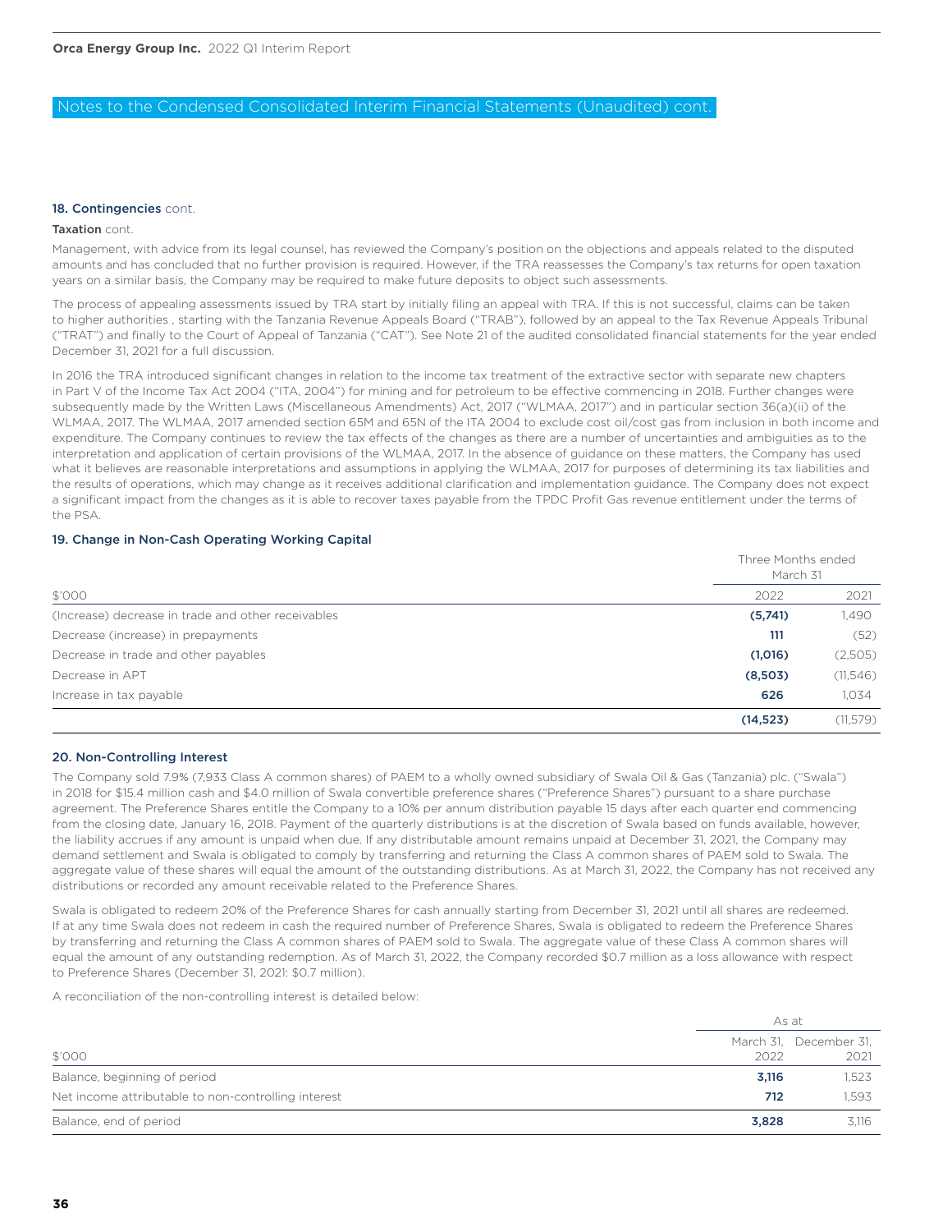Notes to the Condensed Consolidated Interim Financial Statements (Unaudited) cont.

## 18. Contingencies cont.

**Taxation** cont.

Management, with advice from its legal counsel, has reviewed the Company's position on the objections and appeals related to the disputed amounts and has concluded that no further provision is required. However, if the TRA reassesses the Company's tax returns for open taxation years on a similar basis, the Company may be required to make future deposits to object such assessments.

The process of appealing assessments issued by TRA start by initially filing an appeal with TRA. If this is not successful, claims can be taken to higher authorities , starting with the Tanzania Revenue Appeals Board ("TRAB"), followed by an appeal to the Tax Revenue Appeals Tribunal ("TRAT") and finally to the Court of Appeal of Tanzania ("CAT"). See Note 21 of the audited consolidated financial statements for the year ended December 31, 2021 for a full discussion.

In 2016 the TRA introduced significant changes in relation to the income tax treatment of the extractive sector with separate new chapters in Part V of the Income Tax Act 2004 ("ITA, 2004") for mining and for petroleum to be effective commencing in 2018. Further changes were subsequently made by the Written Laws (Miscellaneous Amendments) Act, 2017 ("WLMAA, 2017") and in particular section 36(a)(ii) of the WLMAA, 2017. The WLMAA, 2017 amended section 65M and 65N of the ITA 2004 to exclude cost oil/cost gas from inclusion in both income and expenditure. The Company continues to review the tax effects of the changes as there are a number of uncertainties and ambiguities as to the interpretation and application of certain provisions of the WLMAA, 2017. In the absence of guidance on these matters, the Company has used what it believes are reasonable interpretations and assumptions in applying the WLMAA, 2017 for purposes of determining its tax liabilities and the results of operations, which may change as it receives additional clarification and implementation guidance. The Company does not expect a significant impact from the changes as it is able to recover taxes payable from the TPDC Profit Gas revenue entitlement under the terms of the PSA.

## 19. Change in Non-Cash Operating Working Capital

| | Three Months ended March 31 | |
|---|---|---|
| $'000 | 2022 | 2021 |
| (Increase) decrease in trade and other receivables | **(5,741)** | 1,490 |
| Decrease (increase) in prepayments | **111** | (52) |
| Decrease in trade and other payables | **(1,016)** | (2,505) |
| Decrease in APT | **(8,503)** | (11,546) |
| Increase in tax payable | **626** | 1,034 |
| | **(14,523)** | (11,579) |

## 20. Non-Controlling Interest

The Company sold 7.9% (7,933 Class A common shares) of PAEM to a wholly owned subsidiary of Swala Oil & Gas (Tanzania) plc. ("Swala") in 2018 for $15.4 million cash and $4.0 million of Swala convertible preference shares ("Preference Shares") pursuant to a share purchase agreement. The Preference Shares entitle the Company to a 10% per annum distribution payable 15 days after each quarter end commencing from the closing date, January 16, 2018. Payment of the quarterly distributions is at the discretion of Swala based on funds available, however, the liability accrues if any amount is unpaid when due. If any distributable amount remains unpaid at December 31, 2021, the Company may demand settlement and Swala is obligated to comply by transferring and returning the Class A common shares of PAEM sold to Swala. The aggregate value of these shares will equal the amount of the outstanding distributions. As at March 31, 2022, the Company has not received any distributions or recorded any amount receivable related to the Preference Shares.

Swala is obligated to redeem 20% of the Preference Shares for cash annually starting from December 31, 2021 until all shares are redeemed. If at any time Swala does not redeem in cash the required number of Preference Shares, Swala is obligated to redeem the Preference Shares by transferring and returning the Class A common shares of PAEM sold to Swala. The aggregate value of these Class A common shares will equal the amount of any outstanding redemption. As of March 31, 2022, the Company recorded $0.7 million as a loss allowance with respect to Preference Shares (December 31, 2021: $0.7 million).

A reconciliation of the non-controlling interest is detailed below:

| | As at | |
|---|---|---|
| $'000 | March 31, 2022 | December 31, 2021 |
| Balance, beginning of period | **3,116** | 1,523 |
| Net income attributable to non-controlling interest | **712** | 1,593 |
| Balance, end of period | **3,828** | 3,116 |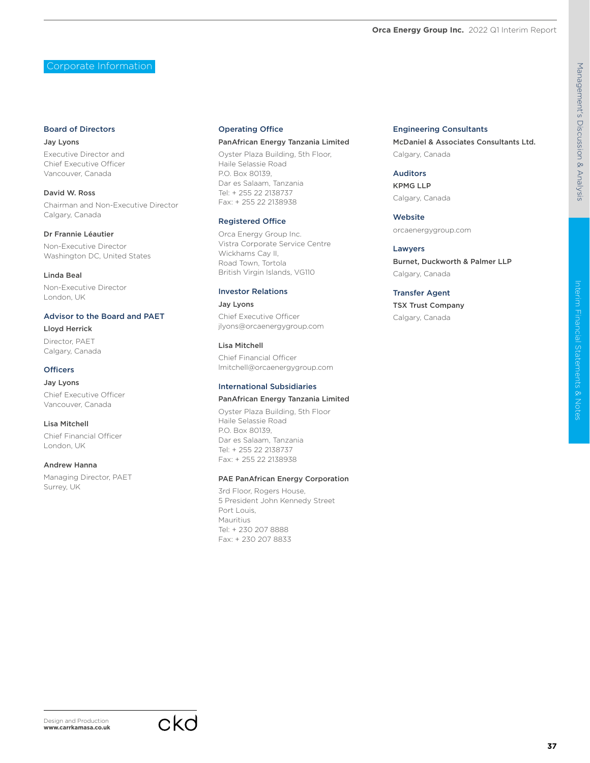# Corporate Information

## Board of Directors

**Jay Lyons**
Executive Director and
Chief Executive Officer
Vancouver, Canada

**David W. Ross**
Chairman and Non-Executive Director
Calgary, Canada

**Dr Frannie Léautier**
Non-Executive Director
Washington DC, United States

**Linda Beal**
Non-Executive Director
London, UK

## Advisor to the Board and PAET

**Lloyd Herrick**
Director, PAET
Calgary, Canada

## Officers

**Jay Lyons**
Chief Executive Officer
Vancouver, Canada

**Lisa Mitchell**
Chief Financial Officer
London, UK

**Andrew Hanna**
Managing Director, PAET
Surrey, UK

## Operating Office

**PanAfrican Energy Tanzania Limited**
Oyster Plaza Building, 5th Floor,
Haile Selassie Road
P.O. Box 80139,
Dar es Salaam, Tanzania
Tel: + 255 22 2138737
Fax: + 255 22 2138938

## Registered Office

Orca Energy Group Inc.
Vistra Corporate Service Centre
Wickhams Cay II,
Road Town, Tortola
British Virgin Islands, VG110

## Investor Relations

**Jay Lyons**
Chief Executive Officer
jlyons@orcaenergygroup.com

**Lisa Mitchell**
Chief Financial Officer
lmitchell@orcaenergygroup.com

## International Subsidiaries

**PanAfrican Energy Tanzania Limited**
Oyster Plaza Building, 5th Floor
Haile Selassie Road
P.O. Box 80139,
Dar es Salaam, Tanzania
Tel: + 255 22 2138737
Fax: + 255 22 2138938

**PAE PanAfrican Energy Corporation**
3rd Floor, Rogers House,
5 President John Kennedy Street
Port Louis,
Mauritius
Tel: + 230 207 8888
Fax: + 230 207 8833

## Engineering Consultants

**McDaniel & Associates Consultants Ltd.**
Calgary, Canada

## Auditors

**KPMG LLP**
Calgary, Canada

## Website

orcaenergygroup.com

## Lawyers

**Burnet, Duckworth & Palmer LLP**
Calgary, Canada

## Transfer Agent

**TSX Trust Company**
Calgary, Canada

Design and Production
**www.carrkamasa.co.uk**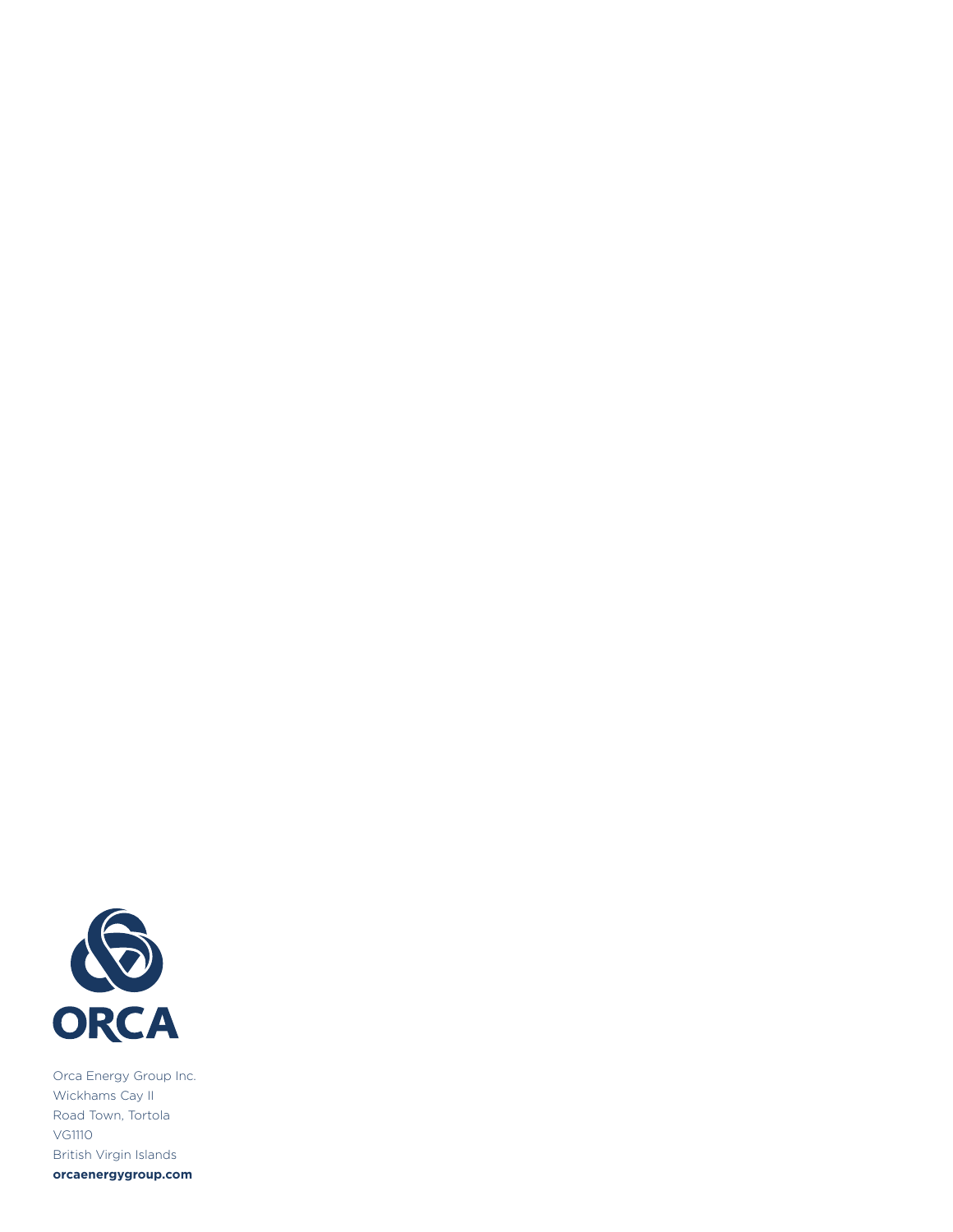ORCA

Orca Energy Group Inc.
Wickhams Cay II
Road Town, Tortola
VG1110
British Virgin Islands
**orcaenergygroup.com**